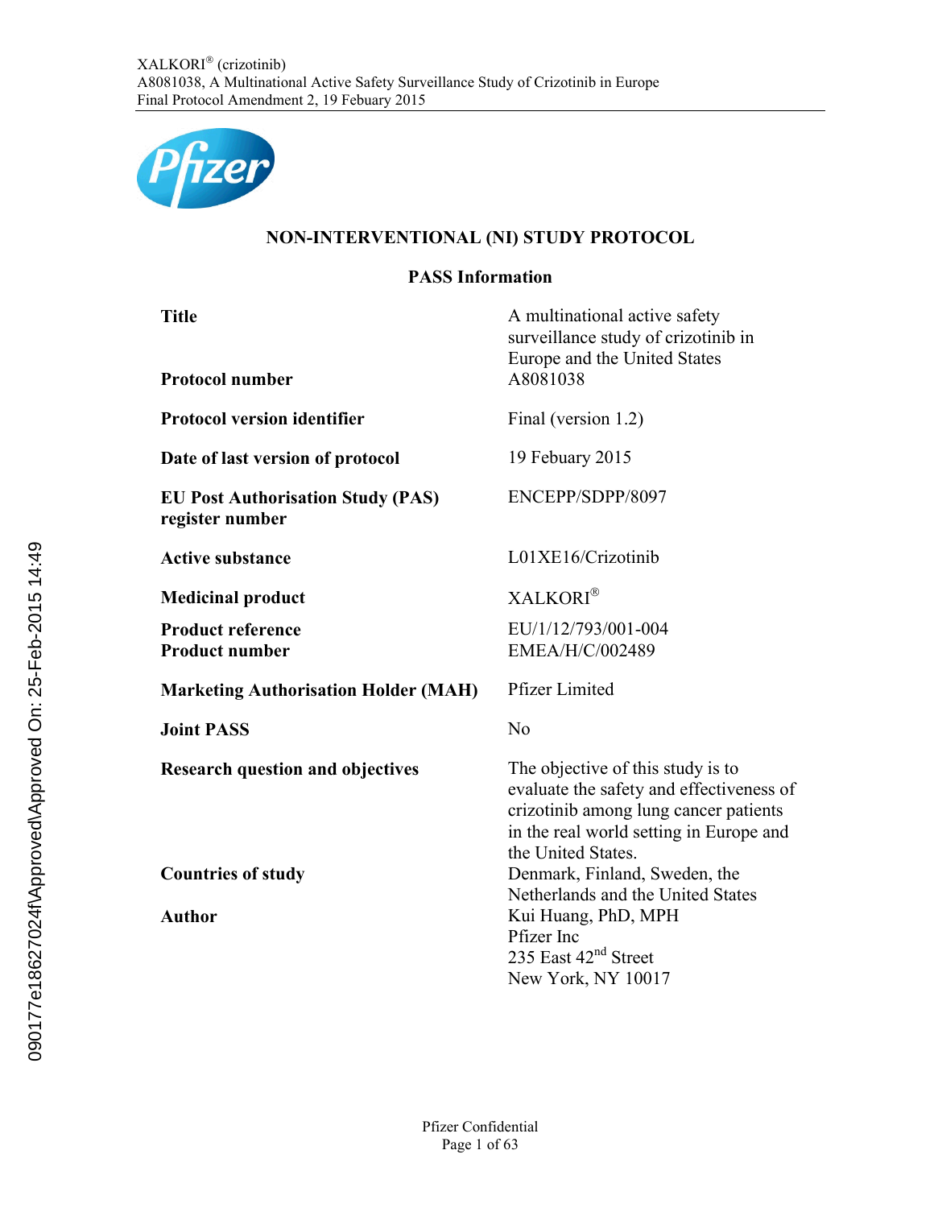# NON-INTERVENTIONAL (NI) STUDY PROTOCOL

## PASS Information

| | |
|---|---|
| **Title** | A multinational active safety surveillance study of crizotinib in Europe and the United States |
| **Protocol number** | A8081038 |
| **Protocol version identifier** | Final (version 1.2) |
| **Date of last version of protocol** | 19 Febuary 2015 |
| **EU Post Authorisation Study (PAS) register number** | ENCEPP/SDPP/8097 |
| **Active substance** | L01XE16/Crizotinib |
| **Medicinal product** | XALKORI® |
| **Product reference**<br>**Product number** | EU/1/12/793/001-004<br>EMEA/H/C/002489 |
| **Marketing Authorisation Holder (MAH)** | Pfizer Limited |
| **Joint PASS** | No |
| **Research question and objectives** | The objective of this study is to evaluate the safety and effectiveness of crizotinib among lung cancer patients in the real world setting in Europe and the United States. |
| **Countries of study** | Denmark, Finland, Sweden, the Netherlands and the United States |
| **Author** | Kui Huang, PhD, MPH<br>Pfizer Inc<br>235 East 42nd Street<br>New York, NY 10017 |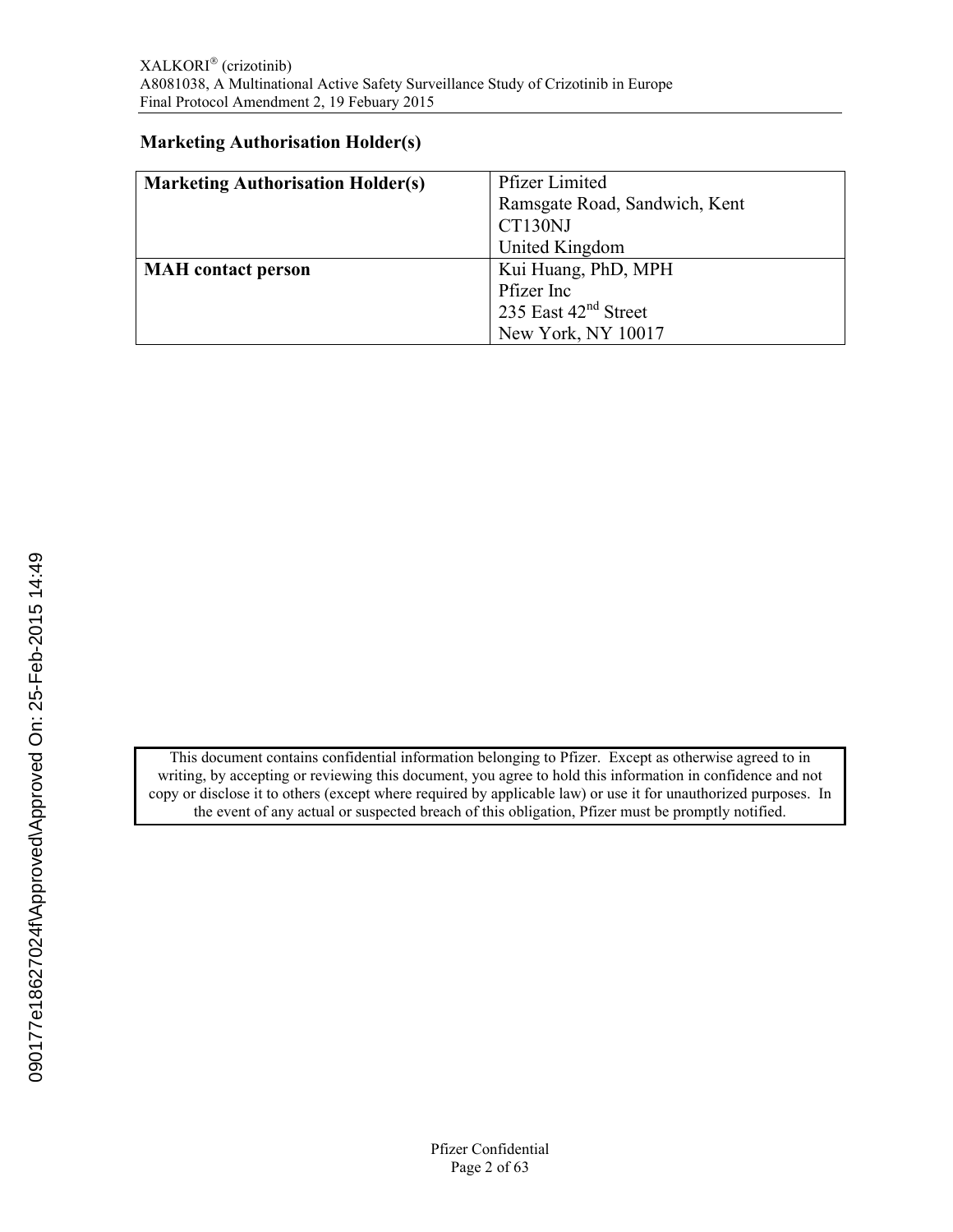## Marketing Authorisation Holder(s)

| **Marketing Authorisation Holder(s)** | Pfizer Limited<br>Ramsgate Road, Sandwich, Kent<br>CT130NJ<br>United Kingdom |
|---|---|
| **MAH contact person** | Kui Huang, PhD, MPH<br>Pfizer Inc<br>235 East 42nd Street<br>New York, NY 10017 |

This document contains confidential information belonging to Pfizer. Except as otherwise agreed to in writing, by accepting or reviewing this document, you agree to hold this information in confidence and not copy or disclose it to others (except where required by applicable law) or use it for unauthorized purposes. In the event of any actual or suspected breach of this obligation, Pfizer must be promptly notified.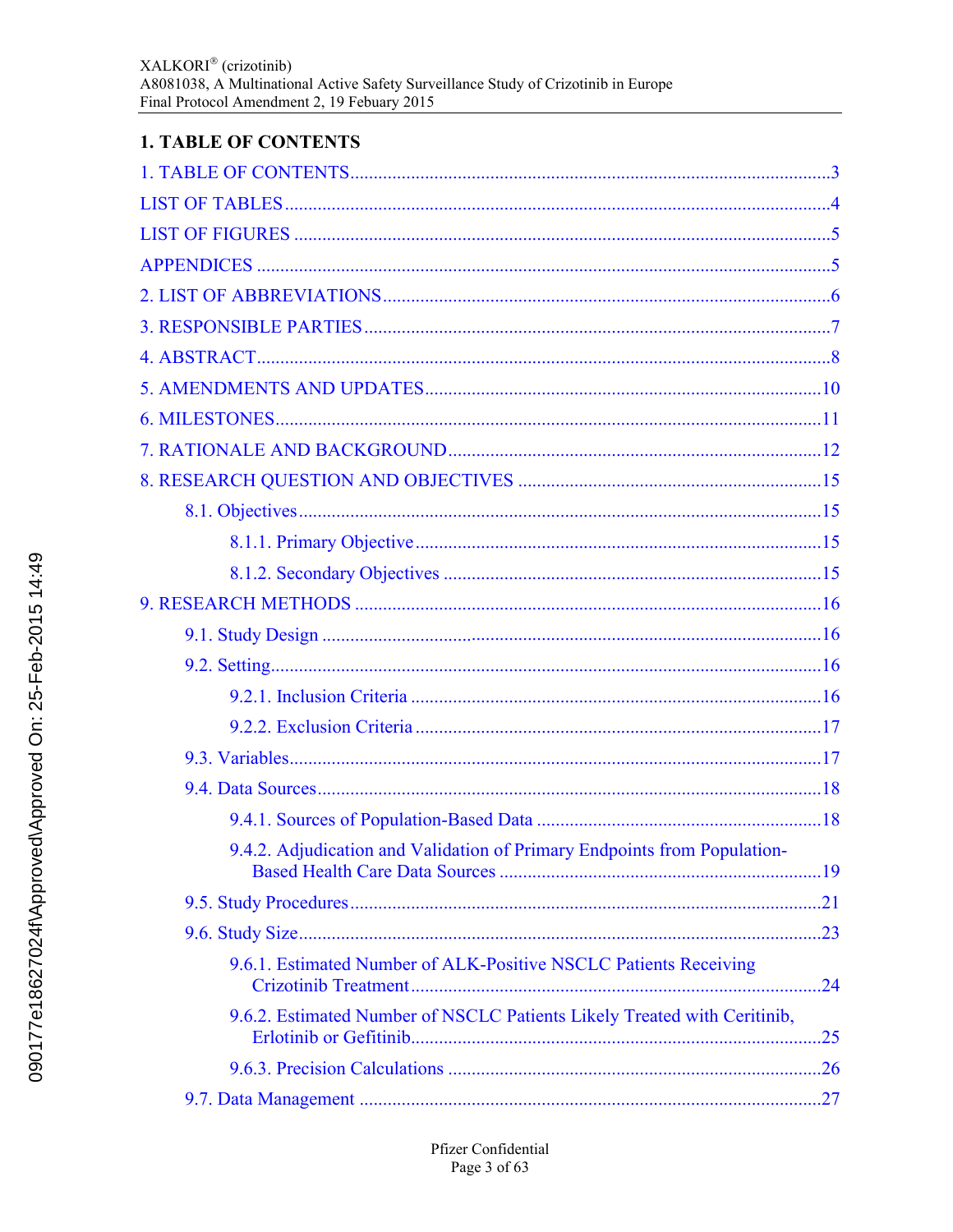# 1. TABLE OF CONTENTS

1. TABLE OF CONTENTS ....................................................................................................3

LIST OF TABLES ....................................................................................................................4

LIST OF FIGURES ..................................................................................................................5

APPENDICES ..........................................................................................................................5

2. LIST OF ABBREVIATIONS ...............................................................................................6

3. RESPONSIBLE PARTIES ...................................................................................................7

4. ABSTRACT ..........................................................................................................................8

5. AMENDMENTS AND UPDATES ......................................................................................10

6. MILESTONES .....................................................................................................................11

7. RATIONALE AND BACKGROUND .................................................................................12

8. RESEARCH QUESTION AND OBJECTIVES ..................................................................15

- 8.1. Objectives ...................................................................................................................15
  - 8.1.1. Primary Objective ...............................................................................................15
  - 8.1.2. Secondary Objectives .........................................................................................15

9. RESEARCH METHODS ....................................................................................................16

- 9.1. Study Design ...............................................................................................................16
- 9.2. Setting .........................................................................................................................16
  - 9.2.1. Inclusion Criteria ................................................................................................16
  - 9.2.2. Exclusion Criteria ...............................................................................................17
- 9.3. Variables .....................................................................................................................17
- 9.4. Data Sources ...............................................................................................................18
  - 9.4.1. Sources of Population-Based Data .....................................................................18
  - 9.4.2. Adjudication and Validation of Primary Endpoints from Population-Based Health Care Data Sources .....................................................................19
- 9.5. Study Procedures .........................................................................................................21
- 9.6. Study Size ...................................................................................................................23
  - 9.6.1. Estimated Number of ALK-Positive NSCLC Patients Receiving Crizotinib Treatment .........................................................................................24
  - 9.6.2. Estimated Number of NSCLC Patients Likely Treated with Ceritinib, Erlotinib or Gefitinib ............................................................................................25
  - 9.6.3. Precision Calculations ........................................................................................26
- 9.7. Data Management .......................................................................................................27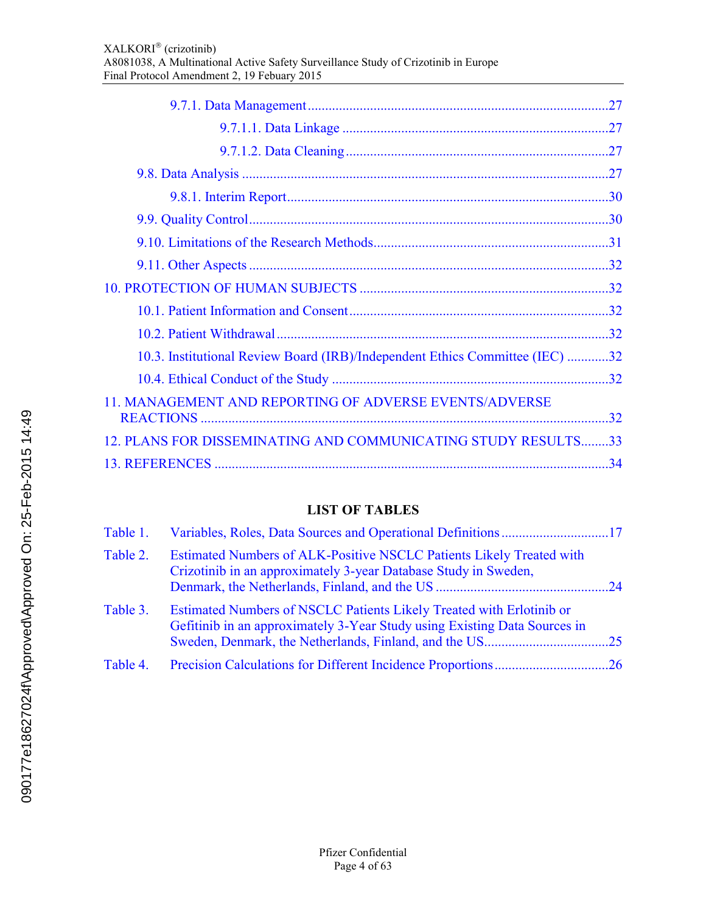9.7.1. Data Management .....................................................................................27

9.7.1.1. Data Linkage ...........................................................................27

9.7.1.2. Data Cleaning ..........................................................................27

9.8. Data Analysis ........................................................................................................27

9.8.1. Interim Report...........................................................................................30

9.9. Quality Control ......................................................................................................30

9.10. Limitations of the Research Methods..................................................................31

9.11. Other Aspects ......................................................................................................32

10. PROTECTION OF HUMAN SUBJECTS .....................................................................32

10.1. Patient Information and Consent.........................................................................32

10.2. Patient Withdrawal ..............................................................................................32

10.3. Institutional Review Board (IRB)/Independent Ethics Committee (IEC) ...........32

10.4. Ethical Conduct of the Study ..............................................................................32

11. MANAGEMENT AND REPORTING OF ADVERSE EVENTS/ADVERSE REACTIONS ....................................................................................................................32

12. PLANS FOR DISSEMINATING AND COMMUNICATING STUDY RESULTS........33

13. REFERENCES ................................................................................................................34

## LIST OF TABLES

Table 1. Variables, Roles, Data Sources and Operational Definitions ..............................17

Table 2. Estimated Numbers of ALK-Positive NSCLC Patients Likely Treated with Crizotinib in an approximately 3-year Database Study in Sweden, Denmark, the Netherlands, Finland, and the US .................................................24

Table 3. Estimated Numbers of NSCLC Patients Likely Treated with Erlotinib or Gefitinib in an approximately 3-Year Study using Existing Data Sources in Sweden, Denmark, the Netherlands, Finland, and the US...................................25

Table 4. Precision Calculations for Different Incidence Proportions ................................26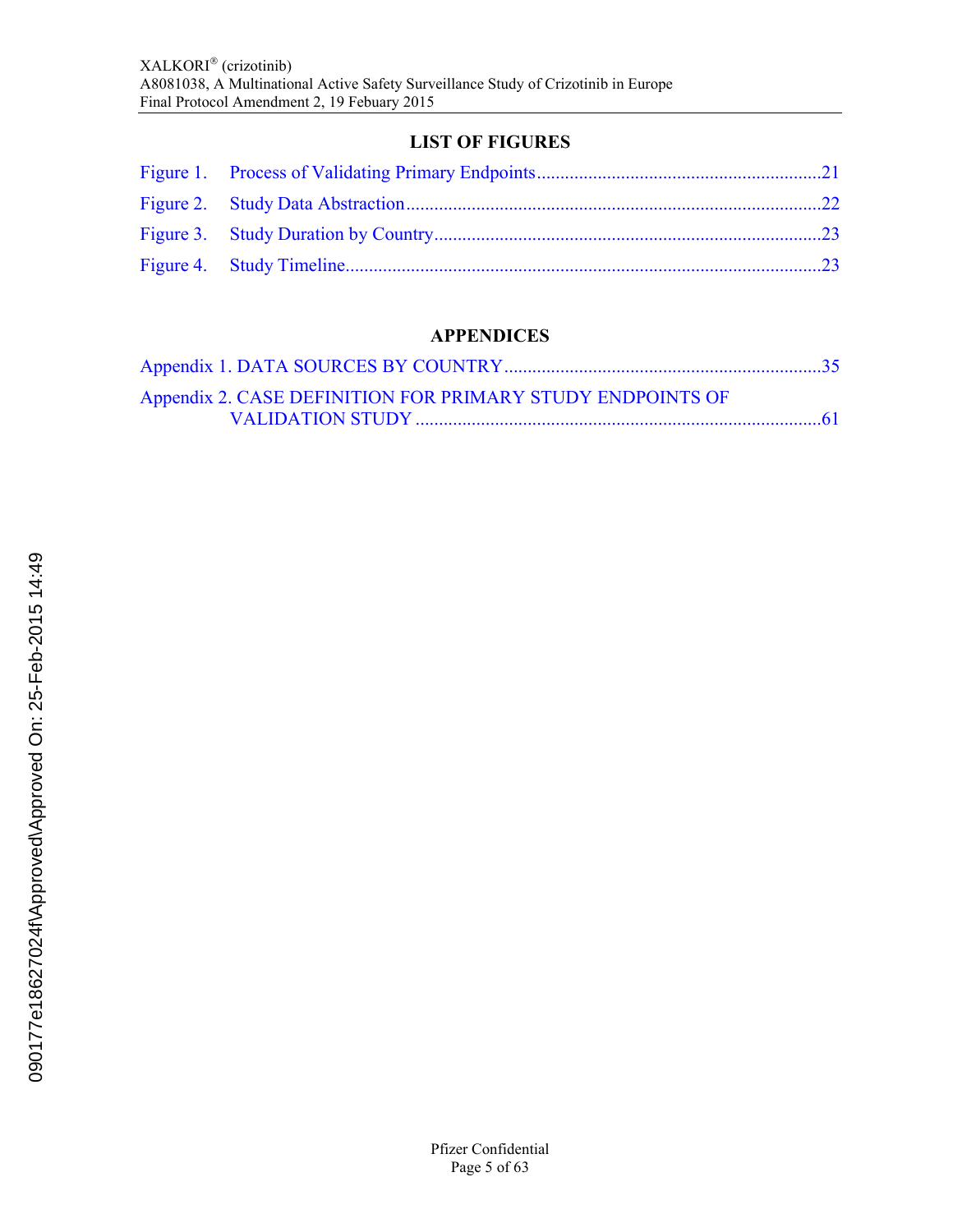## LIST OF FIGURES

Figure 1. Process of Validating Primary Endpoints............................................................21

Figure 2. Study Data Abstraction........................................................................................22

Figure 3. Study Duration by Country..................................................................................23

Figure 4. Study Timeline.....................................................................................................23

## APPENDICES

Appendix 1. DATA SOURCES BY COUNTRY...................................................................35

Appendix 2. CASE DEFINITION FOR PRIMARY STUDY ENDPOINTS OF VALIDATION STUDY .......................................................................................61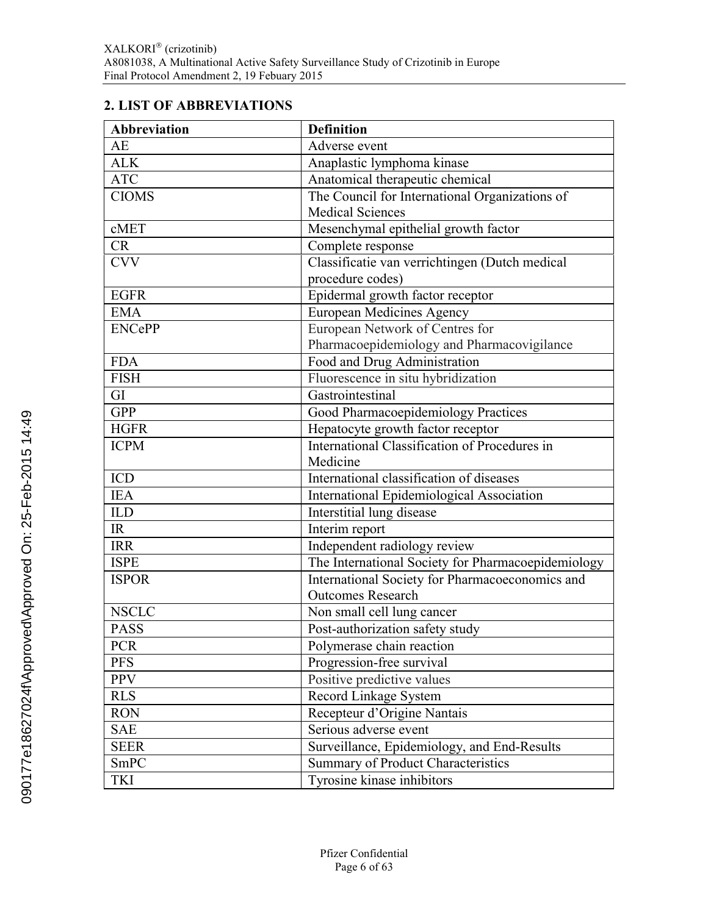## 2. LIST OF ABBREVIATIONS

| Abbreviation | Definition |
|---|---|
| AE | Adverse event |
| ALK | Anaplastic lymphoma kinase |
| ATC | Anatomical therapeutic chemical |
| CIOMS | The Council for International Organizations of Medical Sciences |
| cMET | Mesenchymal epithelial growth factor |
| CR | Complete response |
| CVV | Classificatie van verrichtingen (Dutch medical procedure codes) |
| EGFR | Epidermal growth factor receptor |
| EMA | European Medicines Agency |
| ENCePP | European Network of Centres for Pharmacoepidemiology and Pharmacovigilance |
| FDA | Food and Drug Administration |
| FISH | Fluorescence in situ hybridization |
| GI | Gastrointestinal |
| GPP | Good Pharmacoepidemiology Practices |
| HGFR | Hepatocyte growth factor receptor |
| ICPM | International Classification of Procedures in Medicine |
| ICD | International classification of diseases |
| IEA | International Epidemiological Association |
| ILD | Interstitial lung disease |
| IR | Interim report |
| IRR | Independent radiology review |
| ISPE | The International Society for Pharmacoepidemiology |
| ISPOR | International Society for Pharmacoeconomics and Outcomes Research |
| NSCLC | Non small cell lung cancer |
| PASS | Post-authorization safety study |
| PCR | Polymerase chain reaction |
| PFS | Progression-free survival |
| PPV | Positive predictive values |
| RLS | Record Linkage System |
| RON | Recepteur d'Origine Nantais |
| SAE | Serious adverse event |
| SEER | Surveillance, Epidemiology, and End-Results |
| SmPC | Summary of Product Characteristics |
| TKI | Tyrosine kinase inhibitors |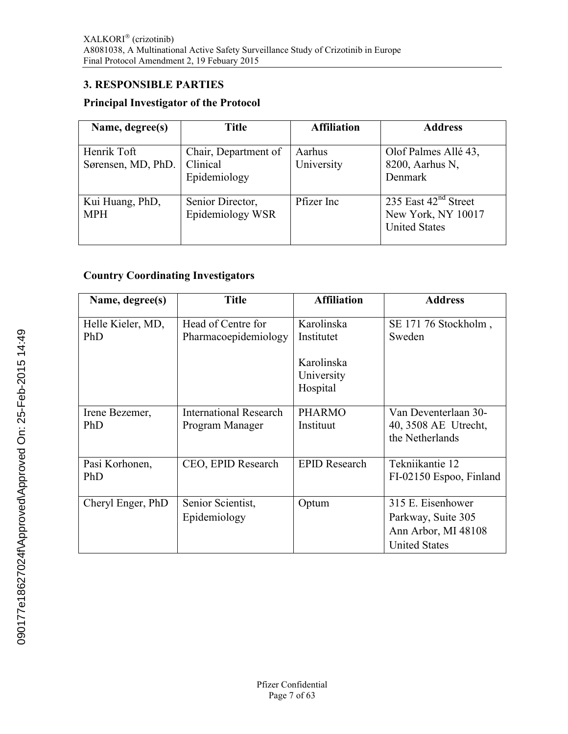## 3. RESPONSIBLE PARTIES

### Principal Investigator of the Protocol

| Name, degree(s) | Title | Affiliation | Address |
|---|---|---|---|
| Henrik Toft Sørensen, MD, PhD. | Chair, Department of Clinical Epidemiology | Aarhus University | Olof Palmes Allé 43, 8200, Aarhus N, Denmark |
| Kui Huang, PhD, MPH | Senior Director, Epidemiology WSR | Pfizer Inc | 235 East 42nd Street New York, NY 10017 United States |

### Country Coordinating Investigators

| Name, degree(s) | Title | Affiliation | Address |
|---|---|---|---|
| Helle Kieler, MD, PhD | Head of Centre for Pharmacoepidemiology | Karolinska Institutet<br><br>Karolinska University Hospital | SE 171 76 Stockholm , Sweden |
| Irene Bezemer, PhD | International Research Program Manager | PHARMO Instituut | Van Deventerlaan 30-40, 3508 AE Utrecht, the Netherlands |
| Pasi Korhonen, PhD | CEO, EPID Research | EPID Research | Tekniikantie 12 FI-02150 Espoo, Finland |
| Cheryl Enger, PhD | Senior Scientist, Epidemiology | Optum | 315 E. Eisenhower Parkway, Suite 305 Ann Arbor, MI 48108 United States |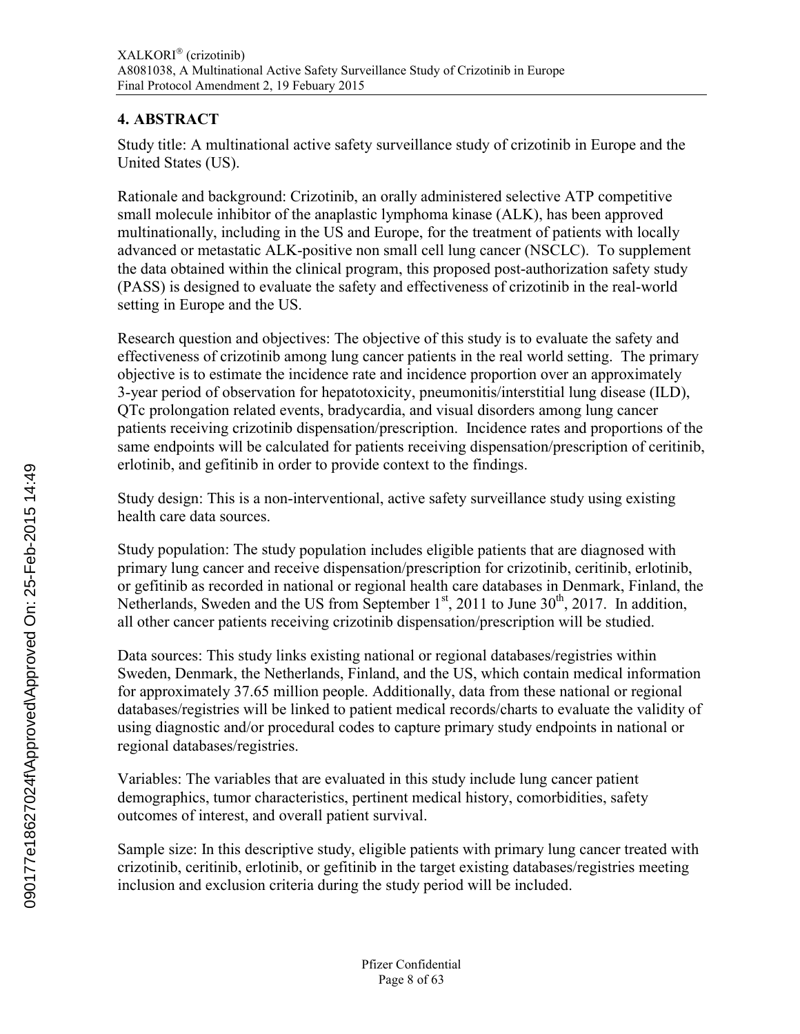## 4. ABSTRACT

Study title: A multinational active safety surveillance study of crizotinib in Europe and the United States (US).

Rationale and background: Crizotinib, an orally administered selective ATP competitive small molecule inhibitor of the anaplastic lymphoma kinase (ALK), has been approved multinationally, including in the US and Europe, for the treatment of patients with locally advanced or metastatic ALK-positive non small cell lung cancer (NSCLC). To supplement the data obtained within the clinical program, this proposed post-authorization safety study (PASS) is designed to evaluate the safety and effectiveness of crizotinib in the real-world setting in Europe and the US.

Research question and objectives: The objective of this study is to evaluate the safety and effectiveness of crizotinib among lung cancer patients in the real world setting. The primary objective is to estimate the incidence rate and incidence proportion over an approximately 3-year period of observation for hepatotoxicity, pneumonitis/interstitial lung disease (ILD), QTc prolongation related events, bradycardia, and visual disorders among lung cancer patients receiving crizotinib dispensation/prescription. Incidence rates and proportions of the same endpoints will be calculated for patients receiving dispensation/prescription of ceritinib, erlotinib, and gefitinib in order to provide context to the findings.

Study design: This is a non-interventional, active safety surveillance study using existing health care data sources.

Study population: The study population includes eligible patients that are diagnosed with primary lung cancer and receive dispensation/prescription for crizotinib, ceritinib, erlotinib, or gefitinib as recorded in national or regional health care databases in Denmark, Finland, the Netherlands, Sweden and the US from September 1st, 2011 to June 30th, 2017. In addition, all other cancer patients receiving crizotinib dispensation/prescription will be studied.

Data sources: This study links existing national or regional databases/registries within Sweden, Denmark, the Netherlands, Finland, and the US, which contain medical information for approximately 37.65 million people. Additionally, data from these national or regional databases/registries will be linked to patient medical records/charts to evaluate the validity of using diagnostic and/or procedural codes to capture primary study endpoints in national or regional databases/registries.

Variables: The variables that are evaluated in this study include lung cancer patient demographics, tumor characteristics, pertinent medical history, comorbidities, safety outcomes of interest, and overall patient survival.

Sample size: In this descriptive study, eligible patients with primary lung cancer treated with crizotinib, ceritinib, erlotinib, or gefitinib in the target existing databases/registries meeting inclusion and exclusion criteria during the study period will be included.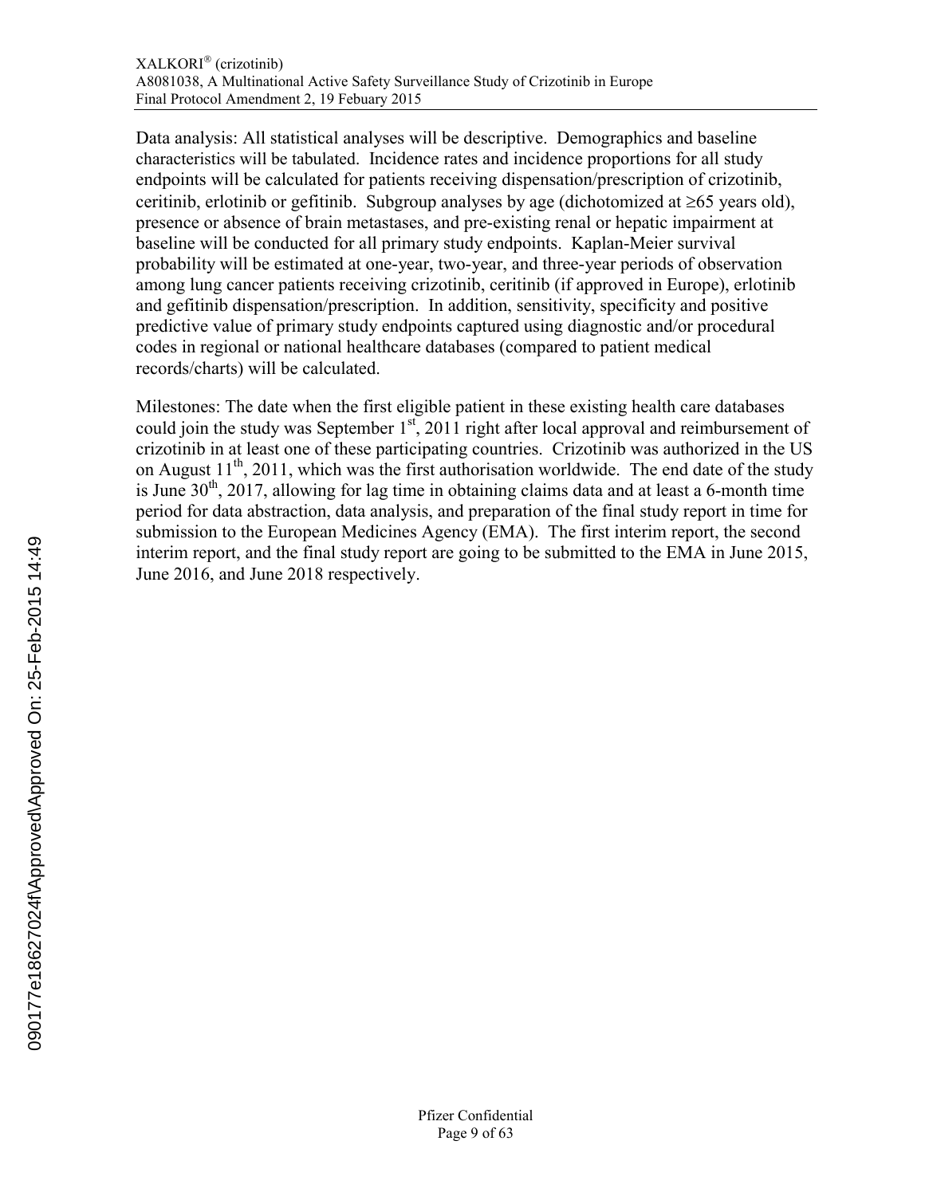Data analysis: All statistical analyses will be descriptive. Demographics and baseline characteristics will be tabulated. Incidence rates and incidence proportions for all study endpoints will be calculated for patients receiving dispensation/prescription of crizotinib, ceritinib, erlotinib or gefitinib. Subgroup analyses by age (dichotomized at ≥65 years old), presence or absence of brain metastases, and pre-existing renal or hepatic impairment at baseline will be conducted for all primary study endpoints. Kaplan-Meier survival probability will be estimated at one-year, two-year, and three-year periods of observation among lung cancer patients receiving crizotinib, ceritinib (if approved in Europe), erlotinib and gefitinib dispensation/prescription. In addition, sensitivity, specificity and positive predictive value of primary study endpoints captured using diagnostic and/or procedural codes in regional or national healthcare databases (compared to patient medical records/charts) will be calculated.

Milestones: The date when the first eligible patient in these existing health care databases could join the study was September 1st, 2011 right after local approval and reimbursement of crizotinib in at least one of these participating countries. Crizotinib was authorized in the US on August 11th, 2011, which was the first authorisation worldwide. The end date of the study is June 30th, 2017, allowing for lag time in obtaining claims data and at least a 6-month time period for data abstraction, data analysis, and preparation of the final study report in time for submission to the European Medicines Agency (EMA). The first interim report, the second interim report, and the final study report are going to be submitted to the EMA in June 2015, June 2016, and June 2018 respectively.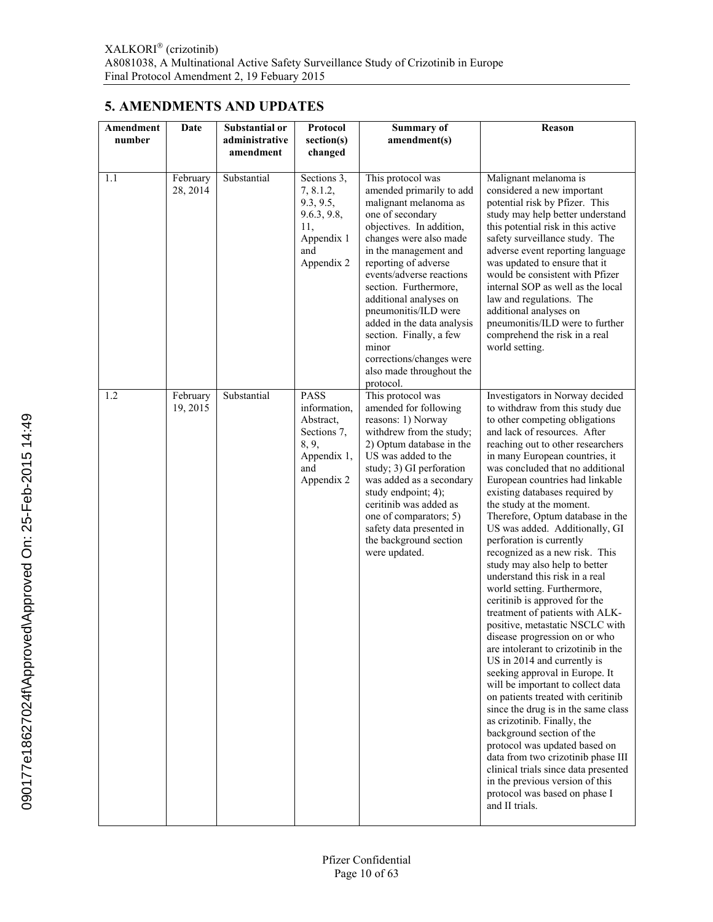## 5. AMENDMENTS AND UPDATES

| Amendment number | Date | Substantial or administrative amendment | Protocol section(s) changed | Summary of amendment(s) | Reason |
|---|---|---|---|---|---|
| 1.1 | February 28, 2014 | Substantial | Sections 3, 7, 8.1.2, 9.3, 9.5, 9.6.3, 9.8, 11, Appendix 1 and Appendix 2 | This protocol was amended primarily to add malignant melanoma as one of secondary objectives. In addition, changes were also made in the management and reporting of adverse events/adverse reactions section. Furthermore, additional analyses on pneumonitis/ILD were added in the data analysis section. Finally, a few minor corrections/changes were also made throughout the protocol. | Malignant melanoma is considered a new important potential risk by Pfizer. This study may help better understand this potential risk in this active safety surveillance study. The adverse event reporting language was updated to ensure that it would be consistent with Pfizer internal SOP as well as the local law and regulations. The additional analyses on pneumonitis/ILD were to further comprehend the risk in a real world setting. |
| 1.2 | February 19, 2015 | Substantial | PASS information, Abstract, Sections 7, 8, 9, Appendix 1, and Appendix 2 | This protocol was amended for following reasons: 1) Norway withdrew from the study; 2) Optum database in the US was added to the study; 3) GI perforation was added as a secondary study endpoint; 4); ceritinib was added as one of comparators; 5) safety data presented in the background section were updated. | Investigators in Norway decided to withdraw from this study due to other competing obligations and lack of resources. After reaching out to other researchers in many European countries, it was concluded that no additional European countries had linkable existing databases required by the study at the moment. Therefore, Optum database in the US was added. Additionally, GI perforation is currently recognized as a new risk. This study may also help to better understand this risk in a real world setting. Furthermore, ceritinib is approved for the treatment of patients with ALK-positive, metastatic NSCLC with disease progression on or who are intolerant to crizotinib in the US in 2014 and currently is seeking approval in Europe. It will be important to collect data on patients treated with ceritinib since the drug is in the same class as crizotinib. Finally, the background section of the protocol was updated based on data from two crizotinib phase III clinical trials since data presented in the previous version of this protocol was based on phase I and II trials. |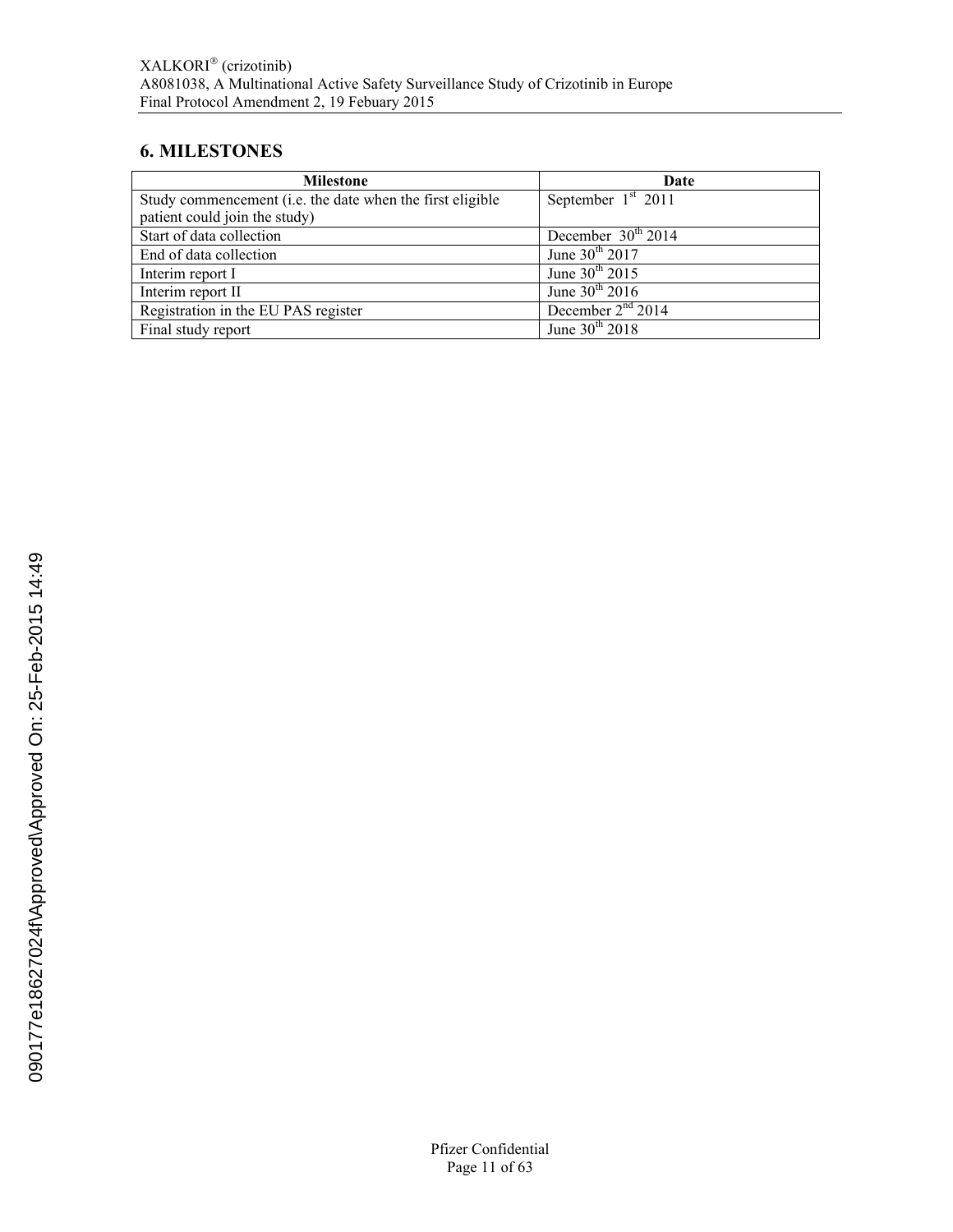## 6. MILESTONES

| Milestone | Date |
|---|---|
| Study commencement (i.e. the date when the first eligible patient could join the study) | September 1st 2011 |
| Start of data collection | December 30th 2014 |
| End of data collection | June 30th 2017 |
| Interim report I | June 30th 2015 |
| Interim report II | June 30th 2016 |
| Registration in the EU PAS register | December 2nd 2014 |
| Final study report | June 30th 2018 |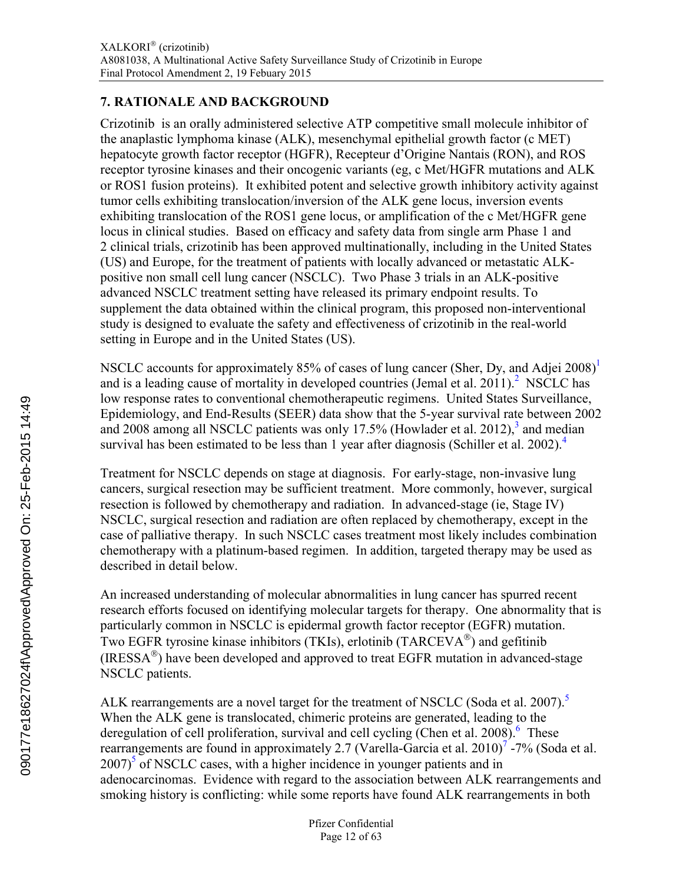## 7. RATIONALE AND BACKGROUND

Crizotinib is an orally administered selective ATP competitive small molecule inhibitor of the anaplastic lymphoma kinase (ALK), mesenchymal epithelial growth factor (c MET) hepatocyte growth factor receptor (HGFR), Recepteur d'Origine Nantais (RON), and ROS receptor tyrosine kinases and their oncogenic variants (eg, c Met/HGFR mutations and ALK or ROS1 fusion proteins). It exhibited potent and selective growth inhibitory activity against tumor cells exhibiting translocation/inversion of the ALK gene locus, inversion events exhibiting translocation of the ROS1 gene locus, or amplification of the c Met/HGFR gene locus in clinical studies. Based on efficacy and safety data from single arm Phase 1 and 2 clinical trials, crizotinib has been approved multinationally, including in the United States (US) and Europe, for the treatment of patients with locally advanced or metastatic ALK-positive non small cell lung cancer (NSCLC). Two Phase 3 trials in an ALK-positive advanced NSCLC treatment setting have released its primary endpoint results. To supplement the data obtained within the clinical program, this proposed non-interventional study is designed to evaluate the safety and effectiveness of crizotinib in the real-world setting in Europe and in the United States (US).

NSCLC accounts for approximately 85% of cases of lung cancer (Sher, Dy, and Adjei 2008)[1] and is a leading cause of mortality in developed countries (Jemal et al. 2011).[2] NSCLC has low response rates to conventional chemotherapeutic regimens. United States Surveillance, Epidemiology, and End-Results (SEER) data show that the 5-year survival rate between 2002 and 2008 among all NSCLC patients was only 17.5% (Howlader et al. 2012),[3] and median survival has been estimated to be less than 1 year after diagnosis (Schiller et al. 2002).[4]

Treatment for NSCLC depends on stage at diagnosis. For early-stage, non-invasive lung cancers, surgical resection may be sufficient treatment. More commonly, however, surgical resection is followed by chemotherapy and radiation. In advanced-stage (ie, Stage IV) NSCLC, surgical resection and radiation are often replaced by chemotherapy, except in the case of palliative therapy. In such NSCLC cases treatment most likely includes combination chemotherapy with a platinum-based regimen. In addition, targeted therapy may be used as described in detail below.

An increased understanding of molecular abnormalities in lung cancer has spurred recent research efforts focused on identifying molecular targets for therapy. One abnormality that is particularly common in NSCLC is epidermal growth factor receptor (EGFR) mutation. Two EGFR tyrosine kinase inhibitors (TKIs), erlotinib (TARCEVA®) and gefitinib (IRESSA®) have been developed and approved to treat EGFR mutation in advanced-stage NSCLC patients.

ALK rearrangements are a novel target for the treatment of NSCLC (Soda et al. 2007).[5] When the ALK gene is translocated, chimeric proteins are generated, leading to the deregulation of cell proliferation, survival and cell cycling (Chen et al. 2008).[6] These rearrangements are found in approximately 2.7 (Varella-Garcia et al. 2010)[7] -7% (Soda et al. 2007)[5] of NSCLC cases, with a higher incidence in younger patients and in adenocarcinomas. Evidence with regard to the association between ALK rearrangements and smoking history is conflicting: while some reports have found ALK rearrangements in both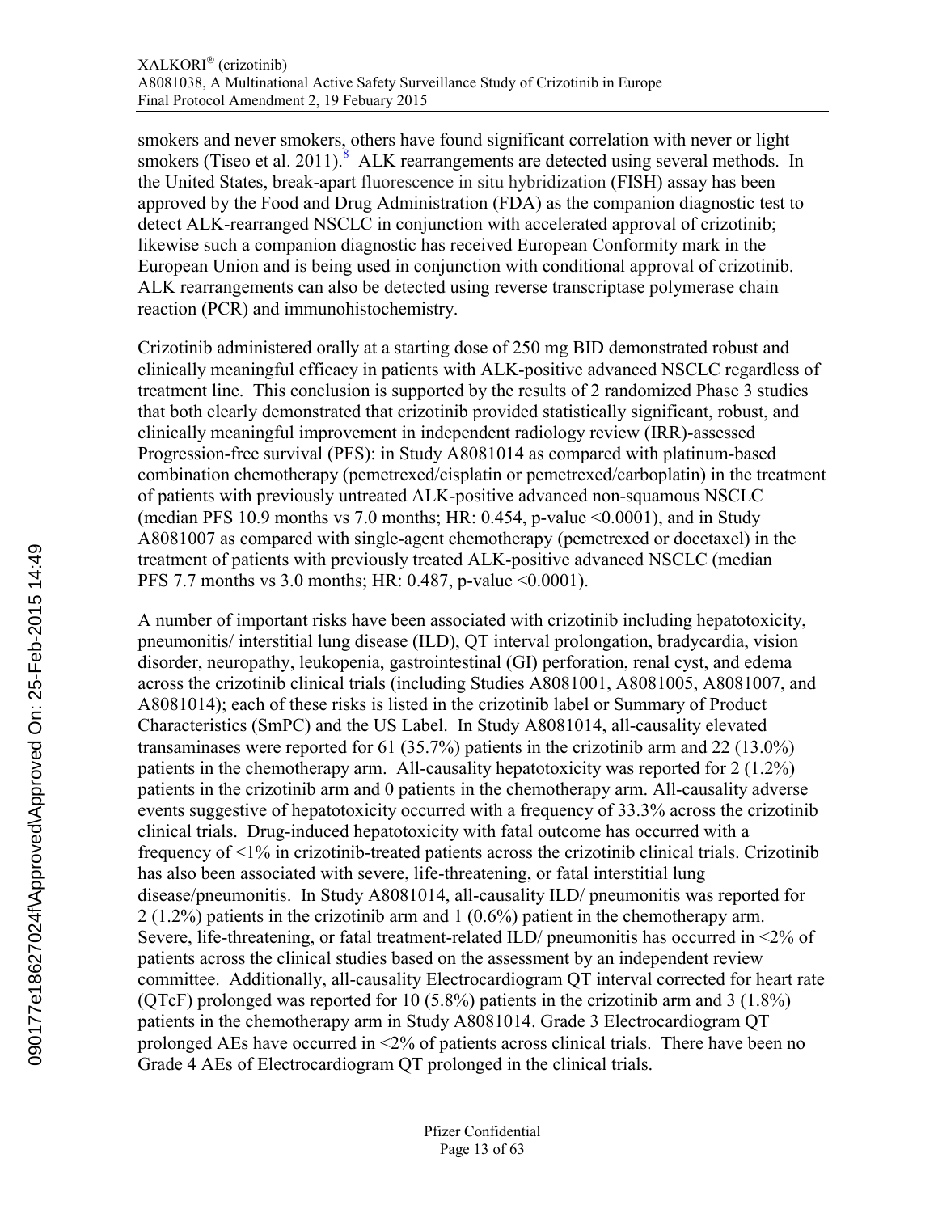smokers and never smokers, others have found significant correlation with never or light smokers (Tiseo et al. 2011).[8] ALK rearrangements are detected using several methods. In the United States, break-apart fluorescence in situ hybridization (FISH) assay has been approved by the Food and Drug Administration (FDA) as the companion diagnostic test to detect ALK-rearranged NSCLC in conjunction with accelerated approval of crizotinib; likewise such a companion diagnostic has received European Conformity mark in the European Union and is being used in conjunction with conditional approval of crizotinib. ALK rearrangements can also be detected using reverse transcriptase polymerase chain reaction (PCR) and immunohistochemistry.

Crizotinib administered orally at a starting dose of 250 mg BID demonstrated robust and clinically meaningful efficacy in patients with ALK-positive advanced NSCLC regardless of treatment line. This conclusion is supported by the results of 2 randomized Phase 3 studies that both clearly demonstrated that crizotinib provided statistically significant, robust, and clinically meaningful improvement in independent radiology review (IRR)-assessed Progression-free survival (PFS): in Study A8081014 as compared with platinum-based combination chemotherapy (pemetrexed/cisplatin or pemetrexed/carboplatin) in the treatment of patients with previously untreated ALK-positive advanced non-squamous NSCLC (median PFS 10.9 months vs 7.0 months; HR: 0.454, p-value <0.0001), and in Study A8081007 as compared with single-agent chemotherapy (pemetrexed or docetaxel) in the treatment of patients with previously treated ALK-positive advanced NSCLC (median PFS 7.7 months vs 3.0 months; HR: 0.487, p-value <0.0001).

A number of important risks have been associated with crizotinib including hepatotoxicity, pneumonitis/ interstitial lung disease (ILD), QT interval prolongation, bradycardia, vision disorder, neuropathy, leukopenia, gastrointestinal (GI) perforation, renal cyst, and edema across the crizotinib clinical trials (including Studies A8081001, A8081005, A8081007, and A8081014); each of these risks is listed in the crizotinib label or Summary of Product Characteristics (SmPC) and the US Label. In Study A8081014, all-causality elevated transaminases were reported for 61 (35.7%) patients in the crizotinib arm and 22 (13.0%) patients in the chemotherapy arm. All-causality hepatotoxicity was reported for 2 (1.2%) patients in the crizotinib arm and 0 patients in the chemotherapy arm. All-causality adverse events suggestive of hepatotoxicity occurred with a frequency of 33.3% across the crizotinib clinical trials. Drug-induced hepatotoxicity with fatal outcome has occurred with a frequency of <1% in crizotinib-treated patients across the crizotinib clinical trials. Crizotinib has also been associated with severe, life-threatening, or fatal interstitial lung disease/pneumonitis. In Study A8081014, all-causality ILD/ pneumonitis was reported for 2 (1.2%) patients in the crizotinib arm and 1 (0.6%) patient in the chemotherapy arm. Severe, life-threatening, or fatal treatment-related ILD/ pneumonitis has occurred in <2% of patients across the clinical studies based on the assessment by an independent review committee. Additionally, all-causality Electrocardiogram QT interval corrected for heart rate (QTcF) prolonged was reported for 10 (5.8%) patients in the crizotinib arm and 3 (1.8%) patients in the chemotherapy arm in Study A8081014. Grade 3 Electrocardiogram QT prolonged AEs have occurred in <2% of patients across clinical trials. There have been no Grade 4 AEs of Electrocardiogram QT prolonged in the clinical trials.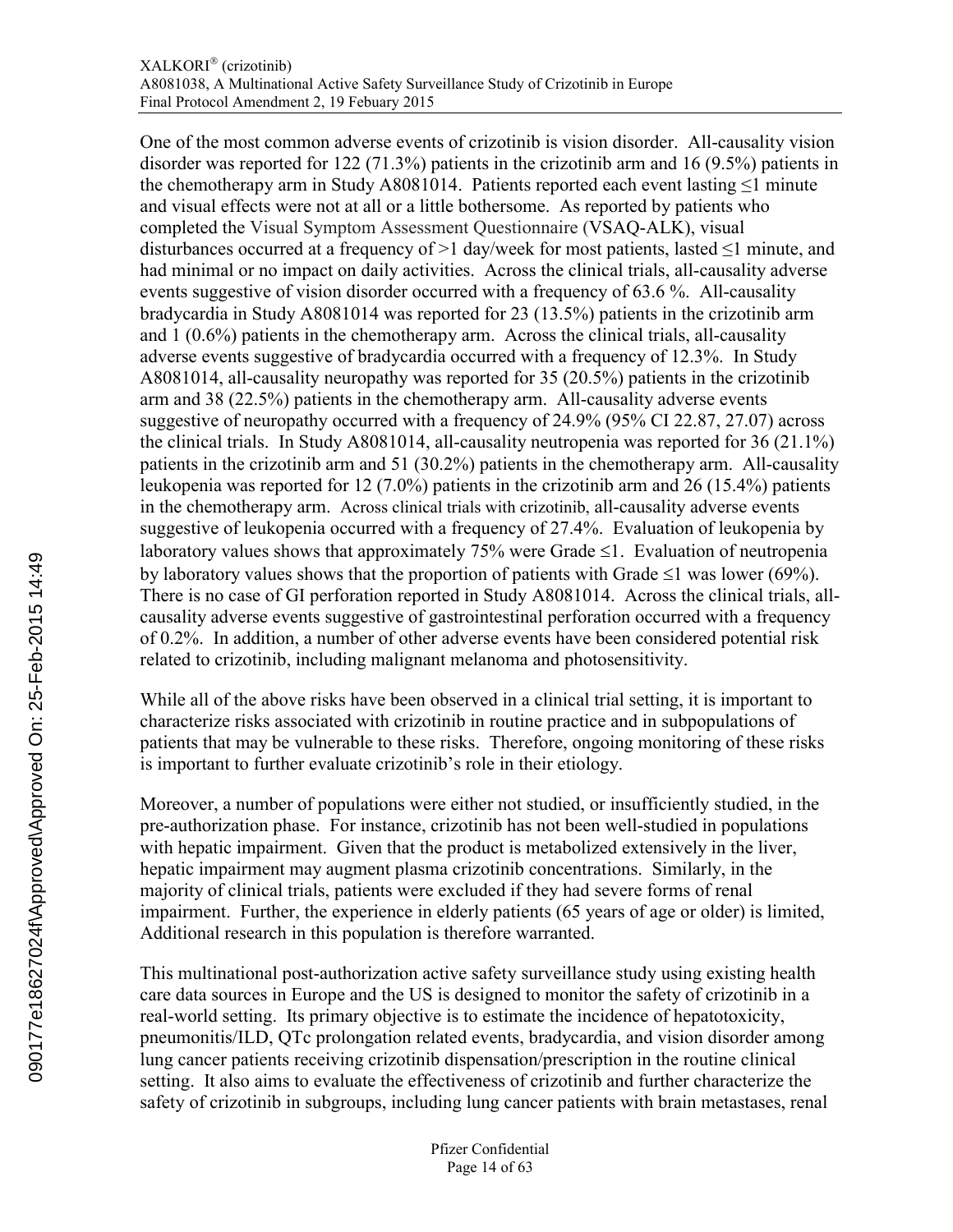One of the most common adverse events of crizotinib is vision disorder. All-causality vision disorder was reported for 122 (71.3%) patients in the crizotinib arm and 16 (9.5%) patients in the chemotherapy arm in Study A8081014. Patients reported each event lasting ≤1 minute and visual effects were not at all or a little bothersome. As reported by patients who completed the Visual Symptom Assessment Questionnaire (VSAQ-ALK), visual disturbances occurred at a frequency of >1 day/week for most patients, lasted ≤1 minute, and had minimal or no impact on daily activities. Across the clinical trials, all-causality adverse events suggestive of vision disorder occurred with a frequency of 63.6 %. All-causality bradycardia in Study A8081014 was reported for 23 (13.5%) patients in the crizotinib arm and 1 (0.6%) patients in the chemotherapy arm. Across the clinical trials, all-causality adverse events suggestive of bradycardia occurred with a frequency of 12.3%. In Study A8081014, all-causality neuropathy was reported for 35 (20.5%) patients in the crizotinib arm and 38 (22.5%) patients in the chemotherapy arm. All-causality adverse events suggestive of neuropathy occurred with a frequency of 24.9% (95% CI 22.87, 27.07) across the clinical trials. In Study A8081014, all-causality neutropenia was reported for 36 (21.1%) patients in the crizotinib arm and 51 (30.2%) patients in the chemotherapy arm. All-causality leukopenia was reported for 12 (7.0%) patients in the crizotinib arm and 26 (15.4%) patients in the chemotherapy arm. Across clinical trials with crizotinib, all-causality adverse events suggestive of leukopenia occurred with a frequency of 27.4%. Evaluation of leukopenia by laboratory values shows that approximately 75% were Grade ≤1. Evaluation of neutropenia by laboratory values shows that the proportion of patients with Grade ≤1 was lower (69%). There is no case of GI perforation reported in Study A8081014. Across the clinical trials, all-causality adverse events suggestive of gastrointestinal perforation occurred with a frequency of 0.2%. In addition, a number of other adverse events have been considered potential risk related to crizotinib, including malignant melanoma and photosensitivity.

While all of the above risks have been observed in a clinical trial setting, it is important to characterize risks associated with crizotinib in routine practice and in subpopulations of patients that may be vulnerable to these risks. Therefore, ongoing monitoring of these risks is important to further evaluate crizotinib's role in their etiology.

Moreover, a number of populations were either not studied, or insufficiently studied, in the pre-authorization phase. For instance, crizotinib has not been well-studied in populations with hepatic impairment. Given that the product is metabolized extensively in the liver, hepatic impairment may augment plasma crizotinib concentrations. Similarly, in the majority of clinical trials, patients were excluded if they had severe forms of renal impairment. Further, the experience in elderly patients (65 years of age or older) is limited, Additional research in this population is therefore warranted.

This multinational post-authorization active safety surveillance study using existing health care data sources in Europe and the US is designed to monitor the safety of crizotinib in a real-world setting. Its primary objective is to estimate the incidence of hepatotoxicity, pneumonitis/ILD, QTc prolongation related events, bradycardia, and vision disorder among lung cancer patients receiving crizotinib dispensation/prescription in the routine clinical setting. It also aims to evaluate the effectiveness of crizotinib and further characterize the safety of crizotinib in subgroups, including lung cancer patients with brain metastases, renal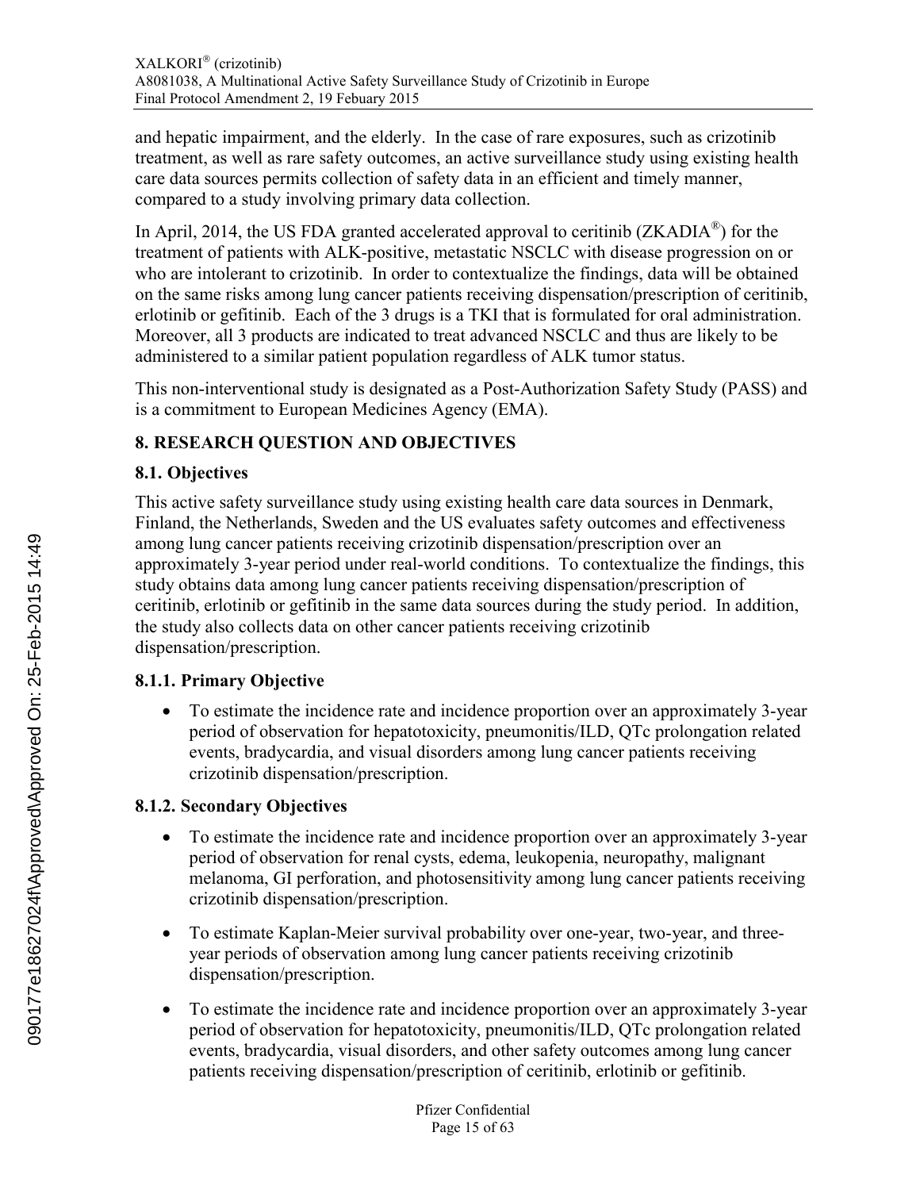and hepatic impairment, and the elderly. In the case of rare exposures, such as crizotinib treatment, as well as rare safety outcomes, an active surveillance study using existing health care data sources permits collection of safety data in an efficient and timely manner, compared to a study involving primary data collection.

In April, 2014, the US FDA granted accelerated approval to ceritinib (ZKADIA®) for the treatment of patients with ALK-positive, metastatic NSCLC with disease progression on or who are intolerant to crizotinib. In order to contextualize the findings, data will be obtained on the same risks among lung cancer patients receiving dispensation/prescription of ceritinib, erlotinib or gefitinib. Each of the 3 drugs is a TKI that is formulated for oral administration. Moreover, all 3 products are indicated to treat advanced NSCLC and thus are likely to be administered to a similar patient population regardless of ALK tumor status.

This non-interventional study is designated as a Post-Authorization Safety Study (PASS) and is a commitment to European Medicines Agency (EMA).

## 8. RESEARCH QUESTION AND OBJECTIVES

### 8.1. Objectives

This active safety surveillance study using existing health care data sources in Denmark, Finland, the Netherlands, Sweden and the US evaluates safety outcomes and effectiveness among lung cancer patients receiving crizotinib dispensation/prescription over an approximately 3-year period under real-world conditions. To contextualize the findings, this study obtains data among lung cancer patients receiving dispensation/prescription of ceritinib, erlotinib or gefitinib in the same data sources during the study period. In addition, the study also collects data on other cancer patients receiving crizotinib dispensation/prescription.

#### 8.1.1. Primary Objective

- To estimate the incidence rate and incidence proportion over an approximately 3-year period of observation for hepatotoxicity, pneumonitis/ILD, QTc prolongation related events, bradycardia, and visual disorders among lung cancer patients receiving crizotinib dispensation/prescription.

#### 8.1.2. Secondary Objectives

- To estimate the incidence rate and incidence proportion over an approximately 3-year period of observation for renal cysts, edema, leukopenia, neuropathy, malignant melanoma, GI perforation, and photosensitivity among lung cancer patients receiving crizotinib dispensation/prescription.
- To estimate Kaplan-Meier survival probability over one-year, two-year, and three-year periods of observation among lung cancer patients receiving crizotinib dispensation/prescription.
- To estimate the incidence rate and incidence proportion over an approximately 3-year period of observation for hepatotoxicity, pneumonitis/ILD, QTc prolongation related events, bradycardia, visual disorders, and other safety outcomes among lung cancer patients receiving dispensation/prescription of ceritinib, erlotinib or gefitinib.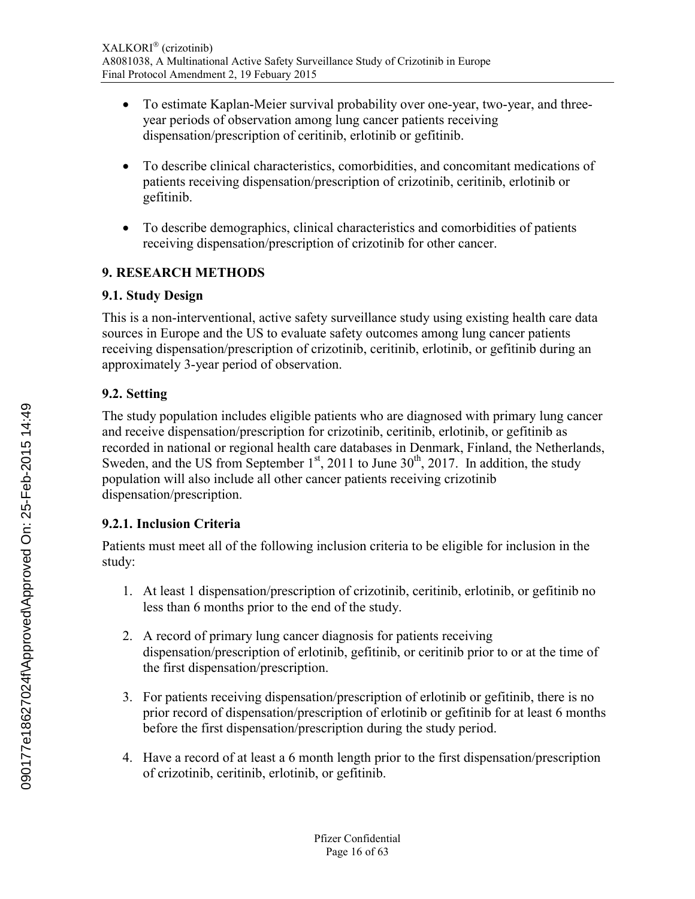- To estimate Kaplan-Meier survival probability over one-year, two-year, and three-year periods of observation among lung cancer patients receiving dispensation/prescription of ceritinib, erlotinib or gefitinib.

- To describe clinical characteristics, comorbidities, and concomitant medications of patients receiving dispensation/prescription of crizotinib, ceritinib, erlotinib or gefitinib.

- To describe demographics, clinical characteristics and comorbidities of patients receiving dispensation/prescription of crizotinib for other cancer.

## 9. RESEARCH METHODS

### 9.1. Study Design

This is a non-interventional, active safety surveillance study using existing health care data sources in Europe and the US to evaluate safety outcomes among lung cancer patients receiving dispensation/prescription of crizotinib, ceritinib, erlotinib, or gefitinib during an approximately 3-year period of observation.

### 9.2. Setting

The study population includes eligible patients who are diagnosed with primary lung cancer and receive dispensation/prescription for crizotinib, ceritinib, erlotinib, or gefitinib as recorded in national or regional health care databases in Denmark, Finland, the Netherlands, Sweden, and the US from September 1st, 2011 to June 30th, 2017. In addition, the study population will also include all other cancer patients receiving crizotinib dispensation/prescription.

#### 9.2.1. Inclusion Criteria

Patients must meet all of the following inclusion criteria to be eligible for inclusion in the study:

1. At least 1 dispensation/prescription of crizotinib, ceritinib, erlotinib, or gefitinib no less than 6 months prior to the end of the study.

2. A record of primary lung cancer diagnosis for patients receiving dispensation/prescription of erlotinib, gefitinib, or ceritinib prior to or at the time of the first dispensation/prescription.

3. For patients receiving dispensation/prescription of erlotinib or gefitinib, there is no prior record of dispensation/prescription of erlotinib or gefitinib for at least 6 months before the first dispensation/prescription during the study period.

4. Have a record of at least a 6 month length prior to the first dispensation/prescription of crizotinib, ceritinib, erlotinib, or gefitinib.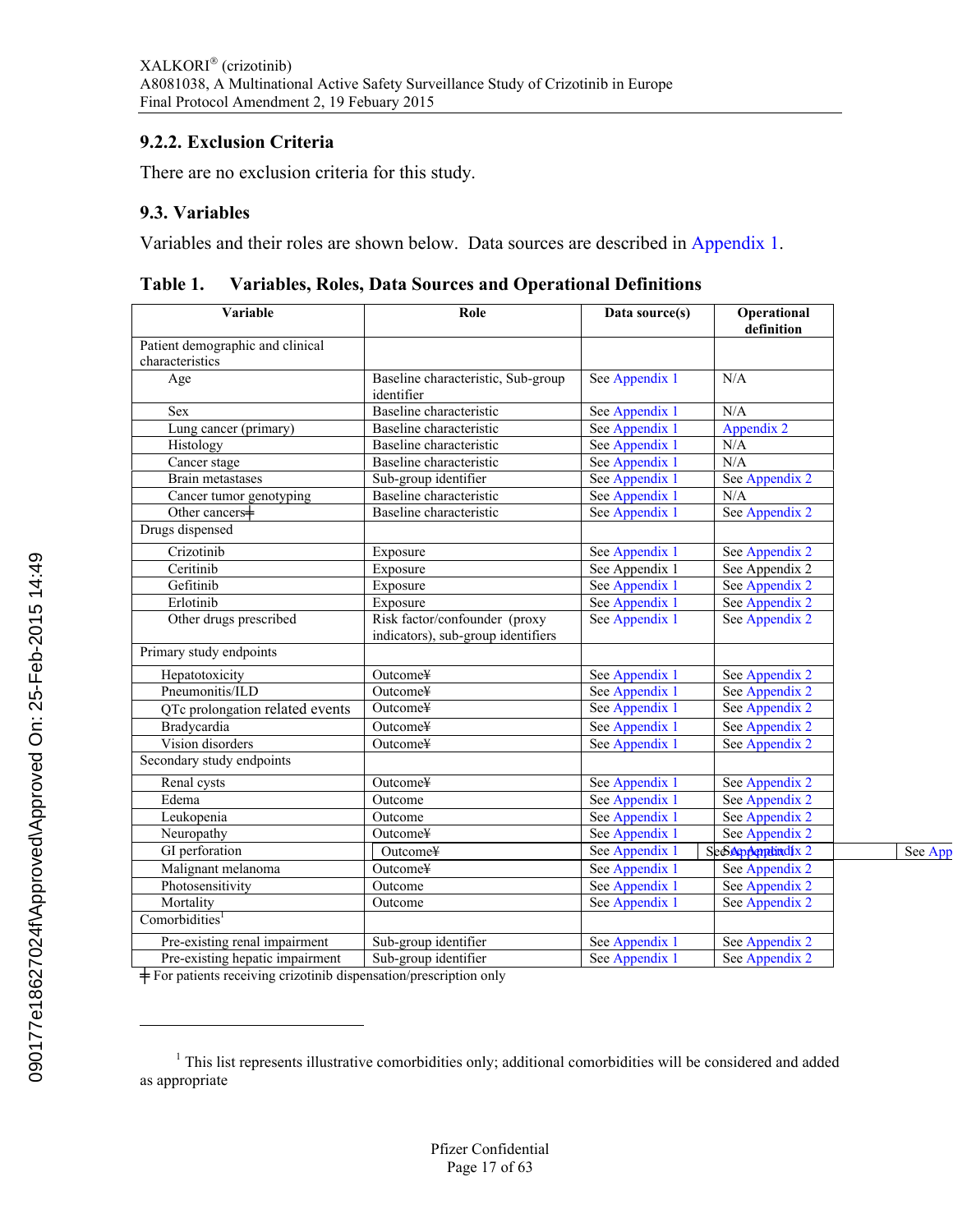### 9.2.2. Exclusion Criteria

There are no exclusion criteria for this study.

### 9.3. Variables

Variables and their roles are shown below. Data sources are described in Appendix 1.

**Table 1. Variables, Roles, Data Sources and Operational Definitions**

| Variable | Role | Data source(s) | Operational definition |
|---|---|---|---|
| Patient demographic and clinical characteristics | | | |
| Age | Baseline characteristic, Sub-group identifier | See Appendix 1 | N/A |
| Sex | Baseline characteristic | See Appendix 1 | N/A |
| Lung cancer (primary) | Baseline characteristic | See Appendix 1 | Appendix 2 |
| Histology | Baseline characteristic | See Appendix 1 | N/A |
| Cancer stage | Baseline characteristic | See Appendix 1 | N/A |
| Brain metastases | Sub-group identifier | See Appendix 1 | See Appendix 2 |
| Cancer tumor genotyping | Baseline characteristic | See Appendix 1 | N/A |
| Other cancers╪ | Baseline characteristic | See Appendix 1 | See Appendix 2 |
| Drugs dispensed | | | |
| Crizotinib | Exposure | See Appendix 1 | See Appendix 2 |
| Ceritinib | Exposure | See Appendix 1 | See Appendix 2 |
| Gefitinib | Exposure | See Appendix 1 | See Appendix 2 |
| Erlotinib | Exposure | See Appendix 1 | See Appendix 2 |
| Other drugs prescribed | Risk factor/confounder (proxy indicators), sub-group identifiers | See Appendix 1 | See Appendix 2 |
| Primary study endpoints | | | |
| Hepatotoxicity | Outcome¥ | See Appendix 1 | See Appendix 2 |
| Pneumonitis/ILD | Outcome¥ | See Appendix 1 | See Appendix 2 |
| QTc prolongation related events | Outcome¥ | See Appendix 1 | See Appendix 2 |
| Bradycardia | Outcome¥ | See Appendix 1 | See Appendix 2 |
| Vision disorders | Outcome¥ | See Appendix 1 | See Appendix 2 |
| Secondary study endpoints | | | |
| Renal cysts | Outcome¥ | See Appendix 1 | See Appendix 2 |
| Edema | Outcome | See Appendix 1 | See Appendix 2 |
| Leukopenia | Outcome | See Appendix 1 | See Appendix 2 |
| Neuropathy | Outcome¥ | See Appendix 1 | See Appendix 2 |
| GI perforation | Outcome¥ | See Appendix 1 | See Appendix 2 |
| Malignant melanoma | Outcome¥ | See Appendix 1 | See Appendix 2 |
| Photosensitivity | Outcome | See Appendix 1 | See Appendix 2 |
| Mortality | Outcome | See Appendix 1 | See Appendix 2 |
| Comorbidities[1] | | | |
| Pre-existing renal impairment | Sub-group identifier | See Appendix 1 | See Appendix 2 |
| Pre-existing hepatic impairment | Sub-group identifier | See Appendix 1 | See Appendix 2 |

╪ For patients receiving crizotinib dispensation/prescription only

[1] This list represents illustrative comorbidities only; additional comorbidities will be considered and added as appropriate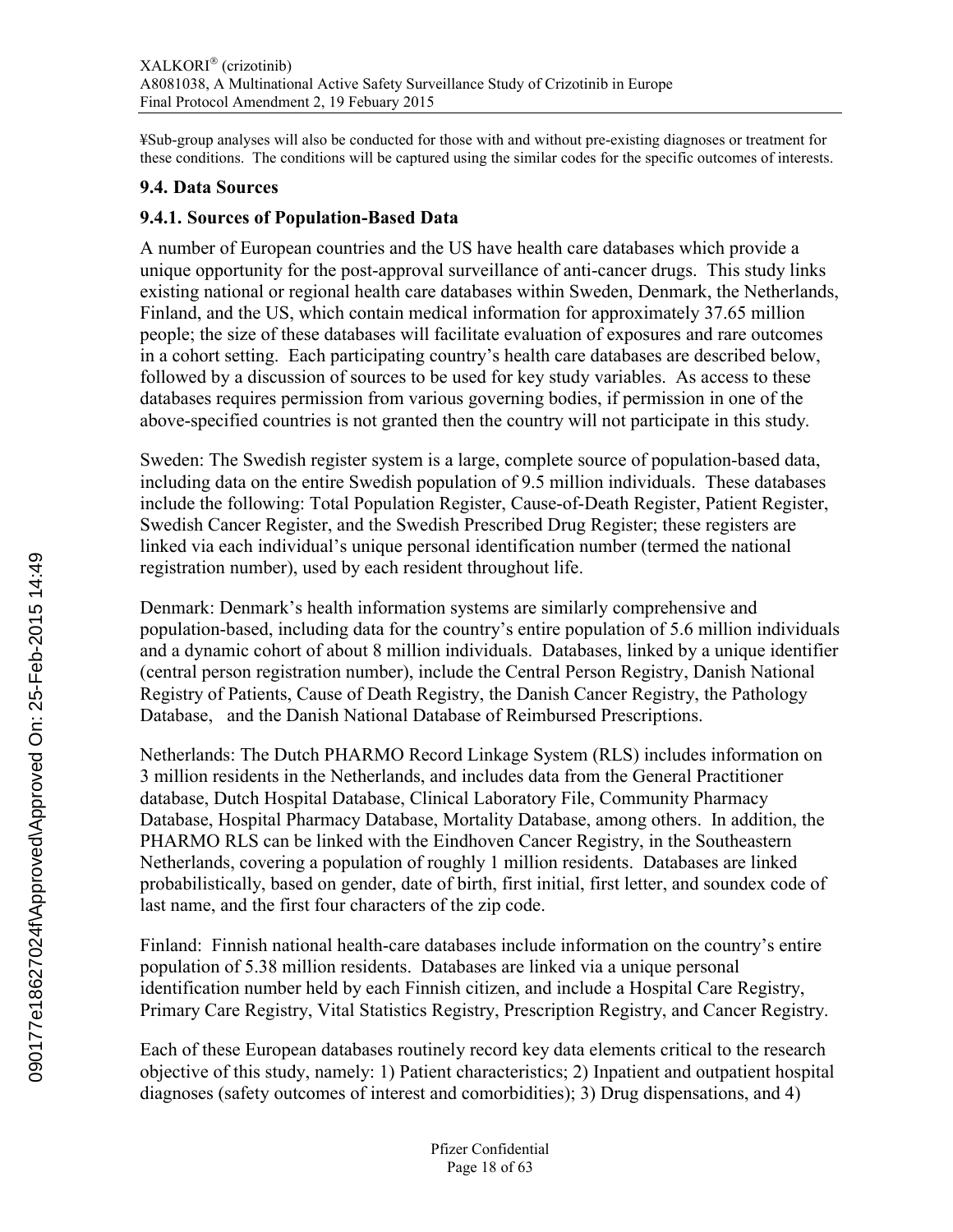¥Sub-group analyses will also be conducted for those with and without pre-existing diagnoses or treatment for these conditions. The conditions will be captured using the similar codes for the specific outcomes of interests.

### 9.4. Data Sources

#### 9.4.1. Sources of Population-Based Data

A number of European countries and the US have health care databases which provide a unique opportunity for the post-approval surveillance of anti-cancer drugs. This study links existing national or regional health care databases within Sweden, Denmark, the Netherlands, Finland, and the US, which contain medical information for approximately 37.65 million people; the size of these databases will facilitate evaluation of exposures and rare outcomes in a cohort setting. Each participating country's health care databases are described below, followed by a discussion of sources to be used for key study variables. As access to these databases requires permission from various governing bodies, if permission in one of the above-specified countries is not granted then the country will not participate in this study.

Sweden: The Swedish register system is a large, complete source of population-based data, including data on the entire Swedish population of 9.5 million individuals. These databases include the following: Total Population Register, Cause-of-Death Register, Patient Register, Swedish Cancer Register, and the Swedish Prescribed Drug Register; these registers are linked via each individual's unique personal identification number (termed the national registration number), used by each resident throughout life.

Denmark: Denmark's health information systems are similarly comprehensive and population-based, including data for the country's entire population of 5.6 million individuals and a dynamic cohort of about 8 million individuals. Databases, linked by a unique identifier (central person registration number), include the Central Person Registry, Danish National Registry of Patients, Cause of Death Registry, the Danish Cancer Registry, the Pathology Database, and the Danish National Database of Reimbursed Prescriptions.

Netherlands: The Dutch PHARMO Record Linkage System (RLS) includes information on 3 million residents in the Netherlands, and includes data from the General Practitioner database, Dutch Hospital Database, Clinical Laboratory File, Community Pharmacy Database, Hospital Pharmacy Database, Mortality Database, among others. In addition, the PHARMO RLS can be linked with the Eindhoven Cancer Registry, in the Southeastern Netherlands, covering a population of roughly 1 million residents. Databases are linked probabilistically, based on gender, date of birth, first initial, first letter, and soundex code of last name, and the first four characters of the zip code.

Finland: Finnish national health-care databases include information on the country's entire population of 5.38 million residents. Databases are linked via a unique personal identification number held by each Finnish citizen, and include a Hospital Care Registry, Primary Care Registry, Vital Statistics Registry, Prescription Registry, and Cancer Registry.

Each of these European databases routinely record key data elements critical to the research objective of this study, namely: 1) Patient characteristics; 2) Inpatient and outpatient hospital diagnoses (safety outcomes of interest and comorbidities); 3) Drug dispensations, and 4)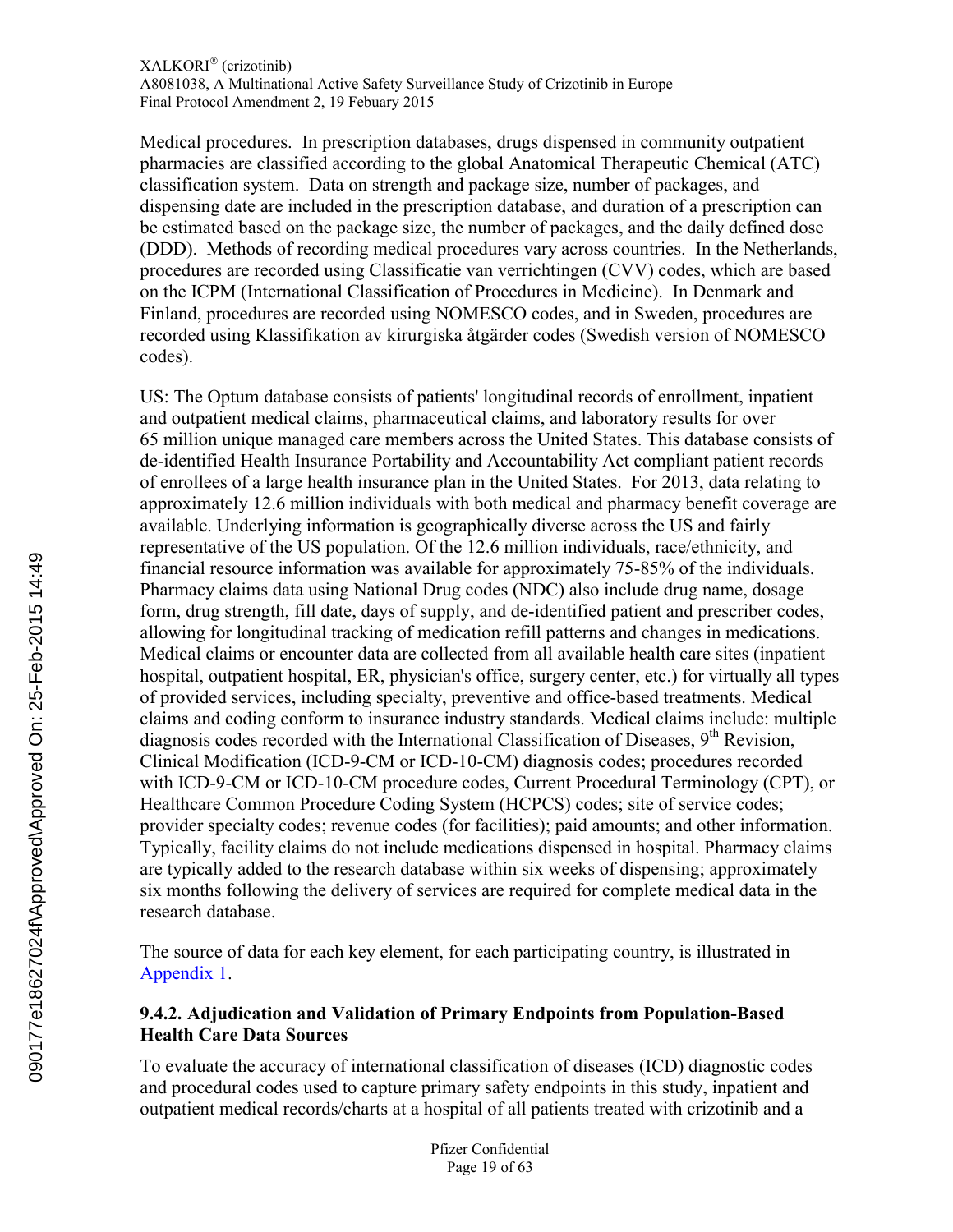Medical procedures. In prescription databases, drugs dispensed in community outpatient pharmacies are classified according to the global Anatomical Therapeutic Chemical (ATC) classification system. Data on strength and package size, number of packages, and dispensing date are included in the prescription database, and duration of a prescription can be estimated based on the package size, the number of packages, and the daily defined dose (DDD). Methods of recording medical procedures vary across countries. In the Netherlands, procedures are recorded using Classificatie van verrichtingen (CVV) codes, which are based on the ICPM (International Classification of Procedures in Medicine). In Denmark and Finland, procedures are recorded using NOMESCO codes, and in Sweden, procedures are recorded using Klassifikation av kirurgiska åtgärder codes (Swedish version of NOMESCO codes).

US: The Optum database consists of patients' longitudinal records of enrollment, inpatient and outpatient medical claims, pharmaceutical claims, and laboratory results for over 65 million unique managed care members across the United States. This database consists of de-identified Health Insurance Portability and Accountability Act compliant patient records of enrollees of a large health insurance plan in the United States. For 2013, data relating to approximately 12.6 million individuals with both medical and pharmacy benefit coverage are available. Underlying information is geographically diverse across the US and fairly representative of the US population. Of the 12.6 million individuals, race/ethnicity, and financial resource information was available for approximately 75-85% of the individuals. Pharmacy claims data using National Drug codes (NDC) also include drug name, dosage form, drug strength, fill date, days of supply, and de-identified patient and prescriber codes, allowing for longitudinal tracking of medication refill patterns and changes in medications. Medical claims or encounter data are collected from all available health care sites (inpatient hospital, outpatient hospital, ER, physician's office, surgery center, etc.) for virtually all types of provided services, including specialty, preventive and office-based treatments. Medical claims and coding conform to insurance industry standards. Medical claims include: multiple diagnosis codes recorded with the International Classification of Diseases, 9th Revision, Clinical Modification (ICD-9-CM or ICD-10-CM) diagnosis codes; procedures recorded with ICD-9-CM or ICD-10-CM procedure codes, Current Procedural Terminology (CPT), or Healthcare Common Procedure Coding System (HCPCS) codes; site of service codes; provider specialty codes; revenue codes (for facilities); paid amounts; and other information. Typically, facility claims do not include medications dispensed in hospital. Pharmacy claims are typically added to the research database within six weeks of dispensing; approximately six months following the delivery of services are required for complete medical data in the research database.

The source of data for each key element, for each participating country, is illustrated in Appendix 1.

### 9.4.2. Adjudication and Validation of Primary Endpoints from Population-Based Health Care Data Sources

To evaluate the accuracy of international classification of diseases (ICD) diagnostic codes and procedural codes used to capture primary safety endpoints in this study, inpatient and outpatient medical records/charts at a hospital of all patients treated with crizotinib and a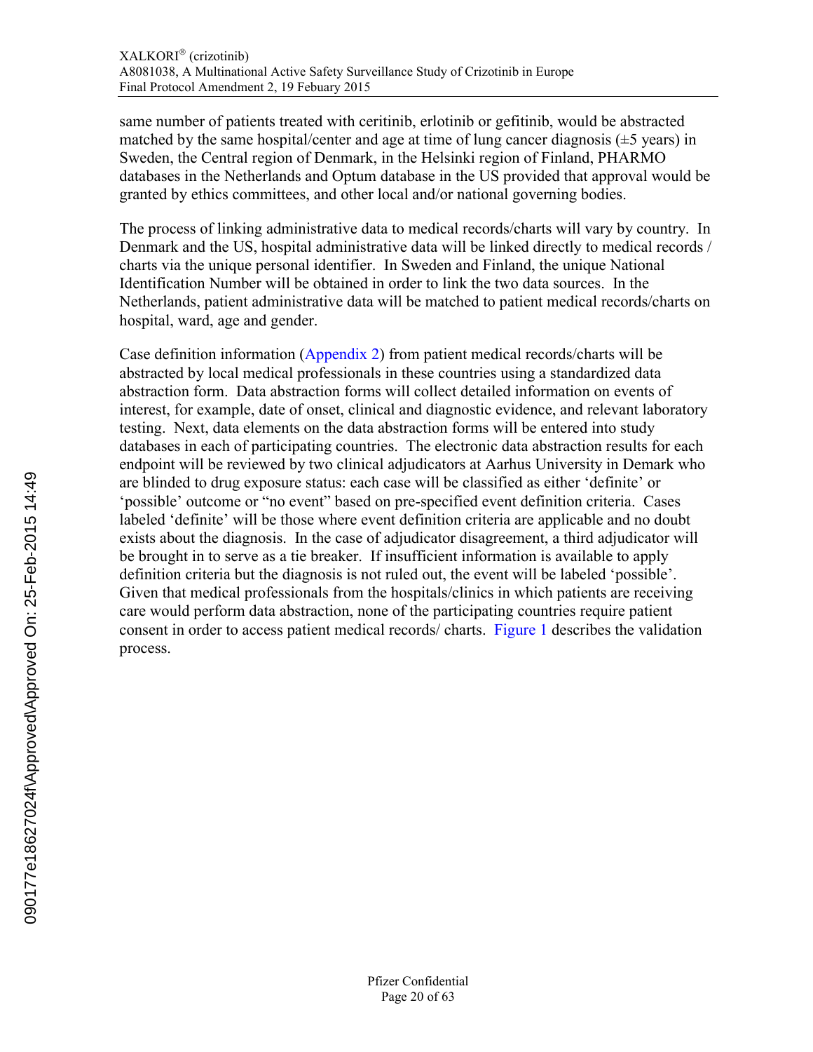same number of patients treated with ceritinib, erlotinib or gefitinib, would be abstracted matched by the same hospital/center and age at time of lung cancer diagnosis (±5 years) in Sweden, the Central region of Denmark, in the Helsinki region of Finland, PHARMO databases in the Netherlands and Optum database in the US provided that approval would be granted by ethics committees, and other local and/or national governing bodies.

The process of linking administrative data to medical records/charts will vary by country. In Denmark and the US, hospital administrative data will be linked directly to medical records / charts via the unique personal identifier. In Sweden and Finland, the unique National Identification Number will be obtained in order to link the two data sources. In the Netherlands, patient administrative data will be matched to patient medical records/charts on hospital, ward, age and gender.

Case definition information (Appendix 2) from patient medical records/charts will be abstracted by local medical professionals in these countries using a standardized data abstraction form. Data abstraction forms will collect detailed information on events of interest, for example, date of onset, clinical and diagnostic evidence, and relevant laboratory testing. Next, data elements on the data abstraction forms will be entered into study databases in each of participating countries. The electronic data abstraction results for each endpoint will be reviewed by two clinical adjudicators at Aarhus University in Demark who are blinded to drug exposure status: each case will be classified as either 'definite' or 'possible' outcome or "no event" based on pre-specified event definition criteria. Cases labeled 'definite' will be those where event definition criteria are applicable and no doubt exists about the diagnosis. In the case of adjudicator disagreement, a third adjudicator will be brought in to serve as a tie breaker. If insufficient information is available to apply definition criteria but the diagnosis is not ruled out, the event will be labeled 'possible'. Given that medical professionals from the hospitals/clinics in which patients are receiving care would perform data abstraction, none of the participating countries require patient consent in order to access patient medical records/ charts. Figure 1 describes the validation process.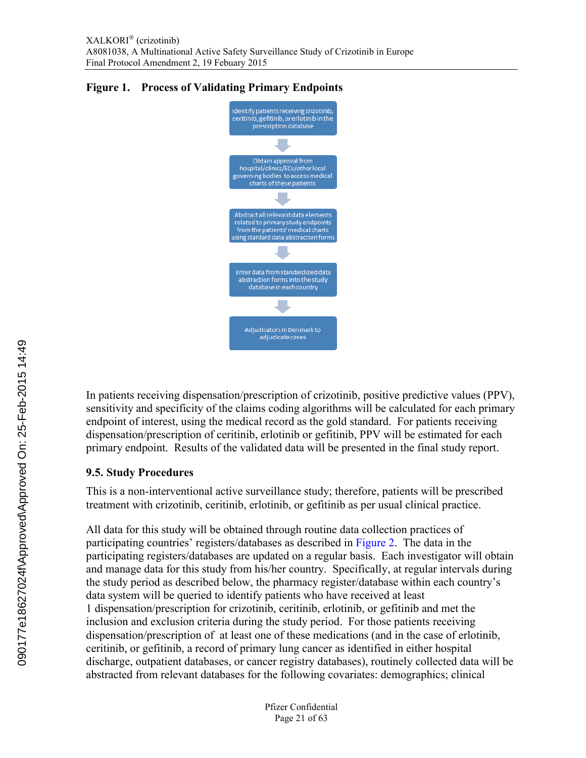**Figure 1. Process of Validating Primary Endpoints**

Identify patients receiving crizotinib, ceritinib, gefitinib, or erlotinib in the prescription database

↓

Obtain approval from hospital/clinics/ECs/other local governing bodies to access medical charts of these patients

↓

Abstract all relevant data elements related to primary study endpoints from the patients' medical charts using stardard data abstraction forms

↓

Enter data from standardized data abstraction forms into the study database in each country

↓

Adjudicators in Denmark to adjudicate cases

In patients receiving dispensation/prescription of crizotinib, positive predictive values (PPV), sensitivity and specificity of the claims coding algorithms will be calculated for each primary endpoint of interest, using the medical record as the gold standard. For patients receiving dispensation/prescription of ceritinib, erlotinib or gefitinib, PPV will be estimated for each primary endpoint. Results of the validated data will be presented in the final study report.

### 9.5. Study Procedures

This is a non-interventional active surveillance study; therefore, patients will be prescribed treatment with crizotinib, ceritinib, erlotinib, or gefitinib as per usual clinical practice.

All data for this study will be obtained through routine data collection practices of participating countries' registers/databases as described in Figure 2. The data in the participating registers/databases are updated on a regular basis. Each investigator will obtain and manage data for this study from his/her country. Specifically, at regular intervals during the study period as described below, the pharmacy register/database within each country's data system will be queried to identify patients who have received at least 1 dispensation/prescription for crizotinib, ceritinib, erlotinib, or gefitinib and met the inclusion and exclusion criteria during the study period. For those patients receiving dispensation/prescription of at least one of these medications (and in the case of erlotinib, ceritinib, or gefitinib, a record of primary lung cancer as identified in either hospital discharge, outpatient databases, or cancer registry databases), routinely collected data will be abstracted from relevant databases for the following covariates: demographics; clinical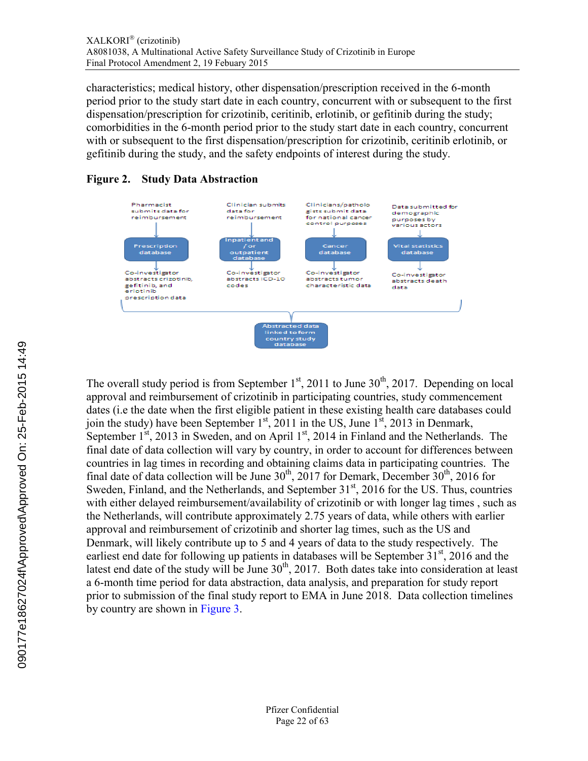characteristics; medical history, other dispensation/prescription received in the 6-month period prior to the study start date in each country, concurrent with or subsequent to the first dispensation/prescription for crizotinib, ceritinib, erlotinib, or gefitinib during the study; comorbidities in the 6-month period prior to the study start date in each country, concurrent with or subsequent to the first dispensation/prescription for crizotinib, ceritinib erlotinib, or gefitinib during the study, and the safety endpoints of interest during the study.

**Figure 2. Study Data Abstraction**

- Pharmacist submits data for reimbursement → **Prescription database** → Co-investigator abstracts crizotinib, gefitinib, and erlotinib prescription data
- Clinician submits data for reimbursement → **Inpatient and / or outpatient database** → Co-investigator abstracts ICD-10 codes
- Clinicians/pathologists submit data for national cancer control purposes → **Cancer database** → Co-investigator abstracts tumor characteristic data
- Data submitted for demographic purposes by various actors → **Vital statistics database** → Co-investigator abstracts death data

→ **Abstracted data linked to form country study database**

The overall study period is from September 1st, 2011 to June 30th, 2017. Depending on local approval and reimbursement of crizotinib in participating countries, study commencement dates (i.e the date when the first eligible patient in these existing health care databases could join the study) have been September 1st, 2011 in the US, June 1st, 2013 in Denmark, September 1st, 2013 in Sweden, and on April 1st, 2014 in Finland and the Netherlands. The final date of data collection will vary by country, in order to account for differences between countries in lag times in recording and obtaining claims data in participating countries. The final date of data collection will be June 30th, 2017 for Demark, December 30th, 2016 for Sweden, Finland, and the Netherlands, and September 31st, 2016 for the US. Thus, countries with either delayed reimbursement/availability of crizotinib or with longer lag times , such as the Netherlands, will contribute approximately 2.75 years of data, while others with earlier approval and reimbursement of crizotinib and shorter lag times, such as the US and Denmark, will likely contribute up to 5 and 4 years of data to the study respectively. The earliest end date for following up patients in databases will be September 31st, 2016 and the latest end date of the study will be June 30th, 2017. Both dates take into consideration at least a 6-month time period for data abstraction, data analysis, and preparation for study report prior to submission of the final study report to EMA in June 2018. Data collection timelines by country are shown in Figure 3.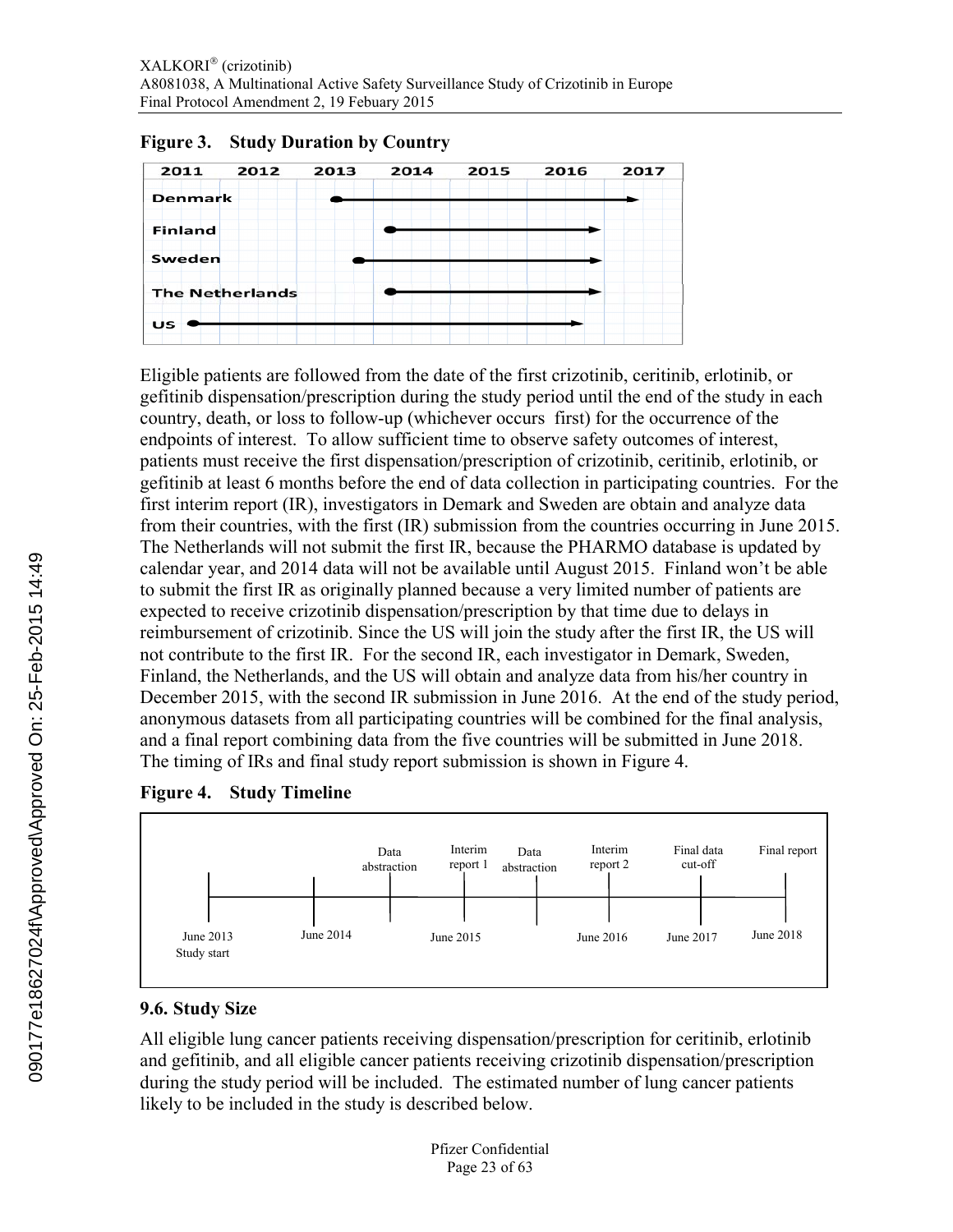**Figure 3. Study Duration by Country**

**Figure 4. Study Timeline**

Eligible patients are followed from the date of the first crizotinib, ceritinib, erlotinib, or gefitinib dispensation/prescription during the study period until the end of the study in each country, death, or loss to follow-up (whichever occurs first) for the occurrence of the endpoints of interest. To allow sufficient time to observe safety outcomes of interest, patients must receive the first dispensation/prescription of crizotinib, ceritinib, erlotinib, or gefitinib at least 6 months before the end of data collection in participating countries. For the first interim report (IR), investigators in Demark and Sweden are obtain and analyze data from their countries, with the first (IR) submission from the countries occurring in June 2015. The Netherlands will not submit the first IR, because the PHARMO database is updated by calendar year, and 2014 data will not be available until August 2015. Finland won't be able to submit the first IR as originally planned because a very limited number of patients are expected to receive crizotinib dispensation/prescription by that time due to delays in reimbursement of crizotinib. Since the US will join the study after the first IR, the US will not contribute to the first IR. For the second IR, each investigator in Demark, Sweden, Finland, the Netherlands, and the US will obtain and analyze data from his/her country in December 2015, with the second IR submission in June 2016. At the end of the study period, anonymous datasets from all participating countries will be combined for the final analysis, and a final report combining data from the five countries will be submitted in June 2018. The timing of IRs and final study report submission is shown in Figure 4.

## 9.6. Study Size

All eligible lung cancer patients receiving dispensation/prescription for ceritinib, erlotinib and gefitinib, and all eligible cancer patients receiving crizotinib dispensation/prescription during the study period will be included. The estimated number of lung cancer patients likely to be included in the study is described below.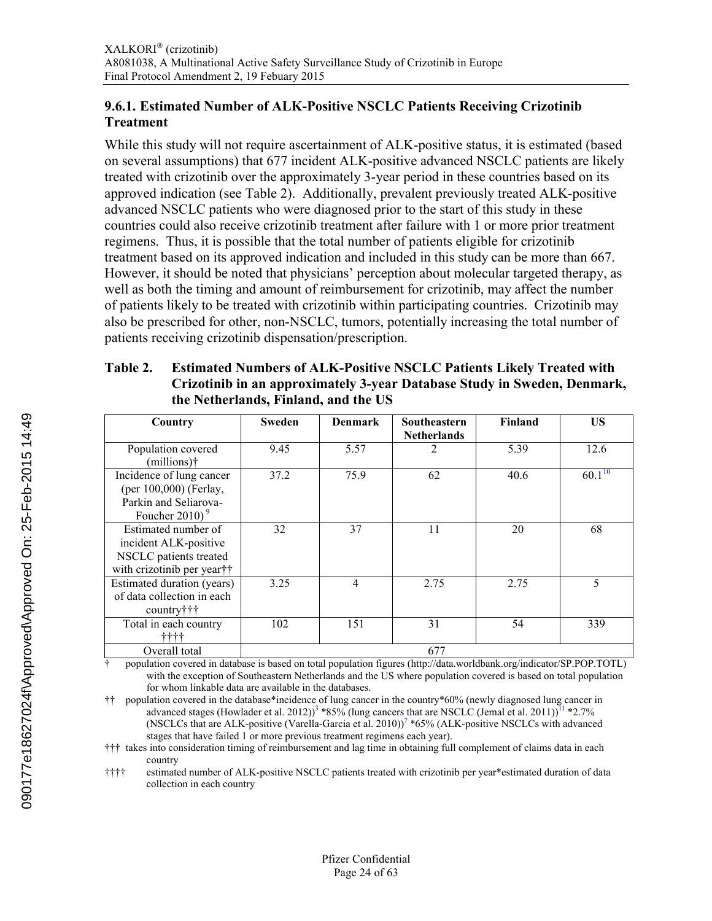### 9.6.1. Estimated Number of ALK-Positive NSCLC Patients Receiving Crizotinib Treatment

While this study will not require ascertainment of ALK-positive status, it is estimated (based on several assumptions) that 677 incident ALK-positive advanced NSCLC patients are likely treated with crizotinib over the approximately 3-year period in these countries based on its approved indication (see Table 2). Additionally, prevalent previously treated ALK-positive advanced NSCLC patients who were diagnosed prior to the start of this study in these countries could also receive crizotinib treatment after failure with 1 or more prior treatment regimens. Thus, it is possible that the total number of patients eligible for crizotinib treatment based on its approved indication and included in this study can be more than 667. However, it should be noted that physicians' perception about molecular targeted therapy, as well as both the timing and amount of reimbursement for crizotinib, may affect the number of patients likely to be treated with crizotinib within participating countries. Crizotinib may also be prescribed for other, non-NSCLC, tumors, potentially increasing the total number of patients receiving crizotinib dispensation/prescription.

**Table 2. Estimated Numbers of ALK-Positive NSCLC Patients Likely Treated with Crizotinib in an approximately 3-year Database Study in Sweden, Denmark, the Netherlands, Finland, and the US**

| Country | Sweden | Denmark | Southeastern Netherlands | Finland | US |
|---|---|---|---|---|---|
| Population covered (millions)† | 9.45 | 5.57 | 2 | 5.39 | 12.6 |
| Incidence of lung cancer (per 100,000) (Ferlay, Parkin and Seliarova-Foucher 2010)[9] | 37.2 | 75.9 | 62 | 40.6 | 60.1[10] |
| Estimated number of incident ALK-positive NSCLC patients treated with crizotinib per year†† | 32 | 37 | 11 | 20 | 68 |
| Estimated duration (years) of data collection in each country††† | 3.25 | 4 | 2.75 | 2.75 | 5 |
| Total in each country †††† | 102 | 151 | 31 | 54 | 339 |
| Overall total | 677 | | | | |

† population covered in database is based on total population figures (http://data.worldbank.org/indicator/SP.POP.TOTL) with the exception of Southeastern Netherlands and the US where population covered is based on total population for whom linkable data are available in the databases.

†† population covered in the database*incidence of lung cancer in the country*60% (newly diagnosed lung cancer in advanced stages (Howlader et al. 2012))[3] *85% (lung cancers that are NSCLC (Jemal et al. 2011))[11] *2.7% (NSCLCs that are ALK-positive (Varella-Garcia et al. 2010))[7] *65% (ALK-positive NSCLCs with advanced stages that have failed 1 or more previous treatment regimens each year).

††† takes into consideration timing of reimbursement and lag time in obtaining full complement of claims data in each country

†††† estimated number of ALK-positive NSCLC patients treated with crizotinib per year*estimated duration of data collection in each country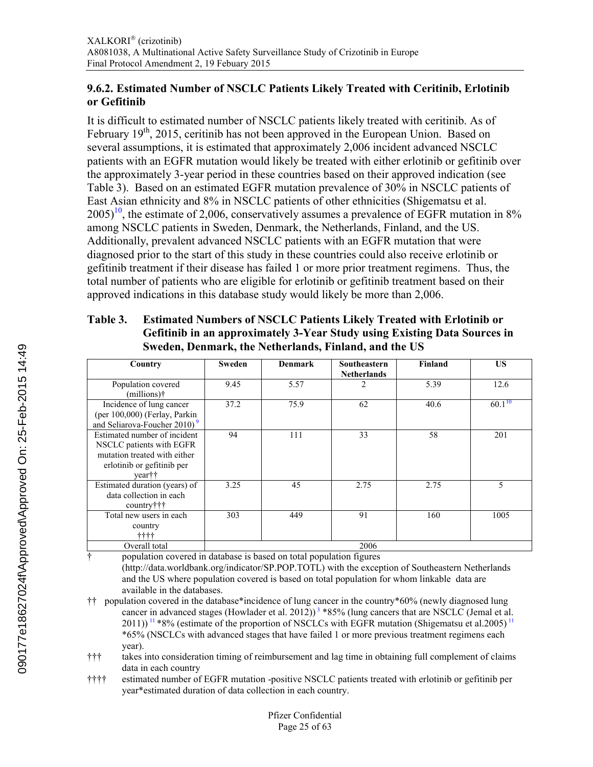## 9.6.2. Estimated Number of NSCLC Patients Likely Treated with Ceritinib, Erlotinib or Gefitinib

It is difficult to estimated number of NSCLC patients likely treated with ceritinib. As of February 19th, 2015, ceritinib has not been approved in the European Union. Based on several assumptions, it is estimated that approximately 2,006 incident advanced NSCLC patients with an EGFR mutation would likely be treated with either erlotinib or gefitinib over the approximately 3-year period in these countries based on their approved indication (see Table 3). Based on an estimated EGFR mutation prevalence of 30% in NSCLC patients of East Asian ethnicity and 8% in NSCLC patients of other ethnicities (Shigematsu et al. 2005)[10], the estimate of 2,006, conservatively assumes a prevalence of EGFR mutation in 8% among NSCLC patients in Sweden, Denmark, the Netherlands, Finland, and the US. Additionally, prevalent advanced NSCLC patients with an EGFR mutation that were diagnosed prior to the start of this study in these countries could also receive erlotinib or gefitinib treatment if their disease has failed 1 or more prior treatment regimens. Thus, the total number of patients who are eligible for erlotinib or gefitinib treatment based on their approved indications in this database study would likely be more than 2,006.

**Table 3. Estimated Numbers of NSCLC Patients Likely Treated with Erlotinib or Gefitinib in an approximately 3-Year Study using Existing Data Sources in Sweden, Denmark, the Netherlands, Finland, and the US**

| Country | Sweden | Denmark | Southeastern Netherlands | Finland | US |
|---|---|---|---|---|---|
| Population covered (millions)† | 9.45 | 5.57 | 2 | 5.39 | 12.6 |
| Incidence of lung cancer (per 100,000) (Ferlay, Parkin and Seliarova-Foucher 2010)[9] | 37.2 | 75.9 | 62 | 40.6 | 60.1[10] |
| Estimated number of incident NSCLC patients with EGFR mutation treated with either erlotinib or gefitinib per year†† | 94 | 111 | 33 | 58 | 201 |
| Estimated duration (years) of data collection in each country††† | 3.25 | 45 | 2.75 | 2.75 | 5 |
| Total new users in each country †††† | 303 | 449 | 91 | 160 | 1005 |
| Overall total | 2006 | | | | |

† population covered in database is based on total population figures (http://data.worldbank.org/indicator/SP.POP.TOTL) with the exception of Southeastern Netherlands and the US where population covered is based on total population for whom linkable data are available in the databases.

†† population covered in the database*incidence of lung cancer in the country*60% (newly diagnosed lung cancer in advanced stages (Howlader et al. 2012))[3] *85% (lung cancers that are NSCLC (Jemal et al. 2011))[11] *8% (estimate of the proportion of NSCLCs with EGFR mutation (Shigematsu et al.2005)[11] *65% (NSCLCs with advanced stages that have failed 1 or more previous treatment regimens each year).

††† takes into consideration timing of reimbursement and lag time in obtaining full complement of claims data in each country

†††† estimated number of EGFR mutation -positive NSCLC patients treated with erlotinib or gefitinib per year*estimated duration of data collection in each country.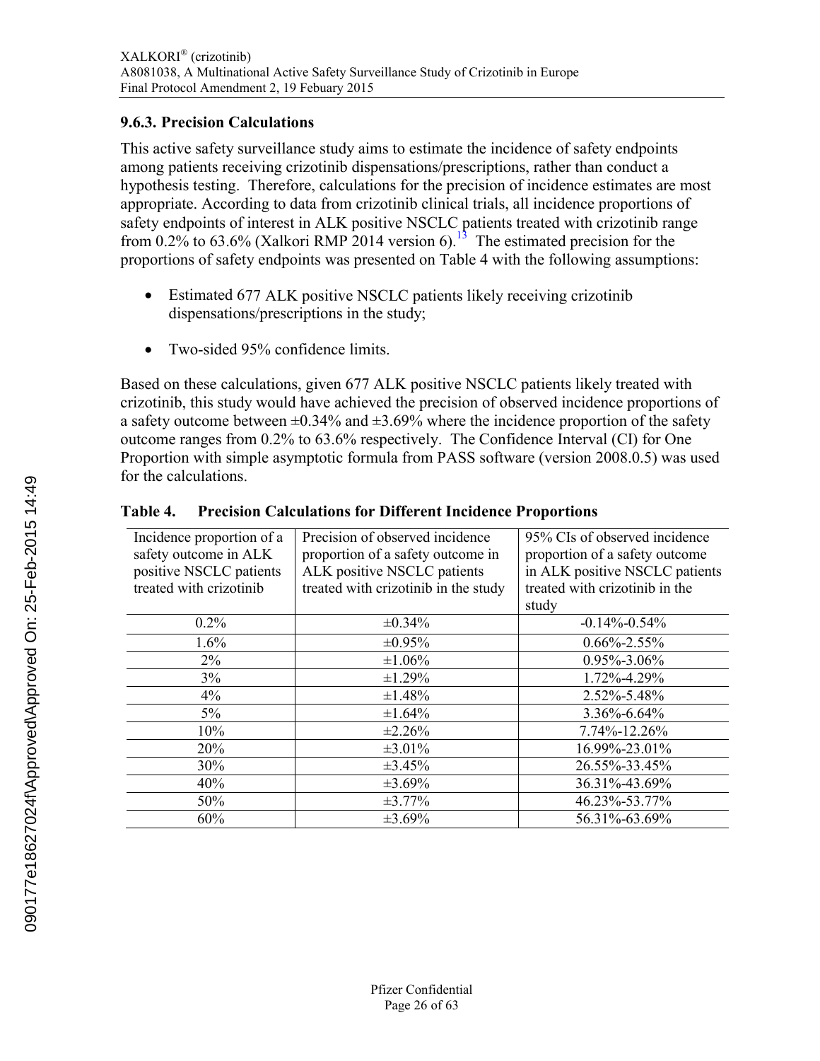### 9.6.3. Precision Calculations

This active safety surveillance study aims to estimate the incidence of safety endpoints among patients receiving crizotinib dispensations/prescriptions, rather than conduct a hypothesis testing. Therefore, calculations for the precision of incidence estimates are most appropriate. According to data from crizotinib clinical trials, all incidence proportions of safety endpoints of interest in ALK positive NSCLC patients treated with crizotinib range from 0.2% to 63.6% (Xalkori RMP 2014 version 6).[13] The estimated precision for the proportions of safety endpoints was presented on Table 4 with the following assumptions:

- Estimated 677 ALK positive NSCLC patients likely receiving crizotinib dispensations/prescriptions in the study;
- Two-sided 95% confidence limits.

Based on these calculations, given 677 ALK positive NSCLC patients likely treated with crizotinib, this study would have achieved the precision of observed incidence proportions of a safety outcome between ±0.34% and ±3.69% where the incidence proportion of the safety outcome ranges from 0.2% to 63.6% respectively. The Confidence Interval (CI) for One Proportion with simple asymptotic formula from PASS software (version 2008.0.5) was used for the calculations.

**Table 4. Precision Calculations for Different Incidence Proportions**

| Incidence proportion of a safety outcome in ALK positive NSCLC patients treated with crizotinib | Precision of observed incidence proportion of a safety outcome in ALK positive NSCLC patients treated with crizotinib in the study | 95% CIs of observed incidence proportion of a safety outcome in ALK positive NSCLC patients treated with crizotinib in the study |
|---|---|---|
| 0.2% | ±0.34% | -0.14%-0.54% |
| 1.6% | ±0.95% | 0.66%-2.55% |
| 2% | ±1.06% | 0.95%-3.06% |
| 3% | ±1.29% | 1.72%-4.29% |
| 4% | ±1.48% | 2.52%-5.48% |
| 5% | ±1.64% | 3.36%-6.64% |
| 10% | ±2.26% | 7.74%-12.26% |
| 20% | ±3.01% | 16.99%-23.01% |
| 30% | ±3.45% | 26.55%-33.45% |
| 40% | ±3.69% | 36.31%-43.69% |
| 50% | ±3.77% | 46.23%-53.77% |
| 60% | ±3.69% | 56.31%-63.69% |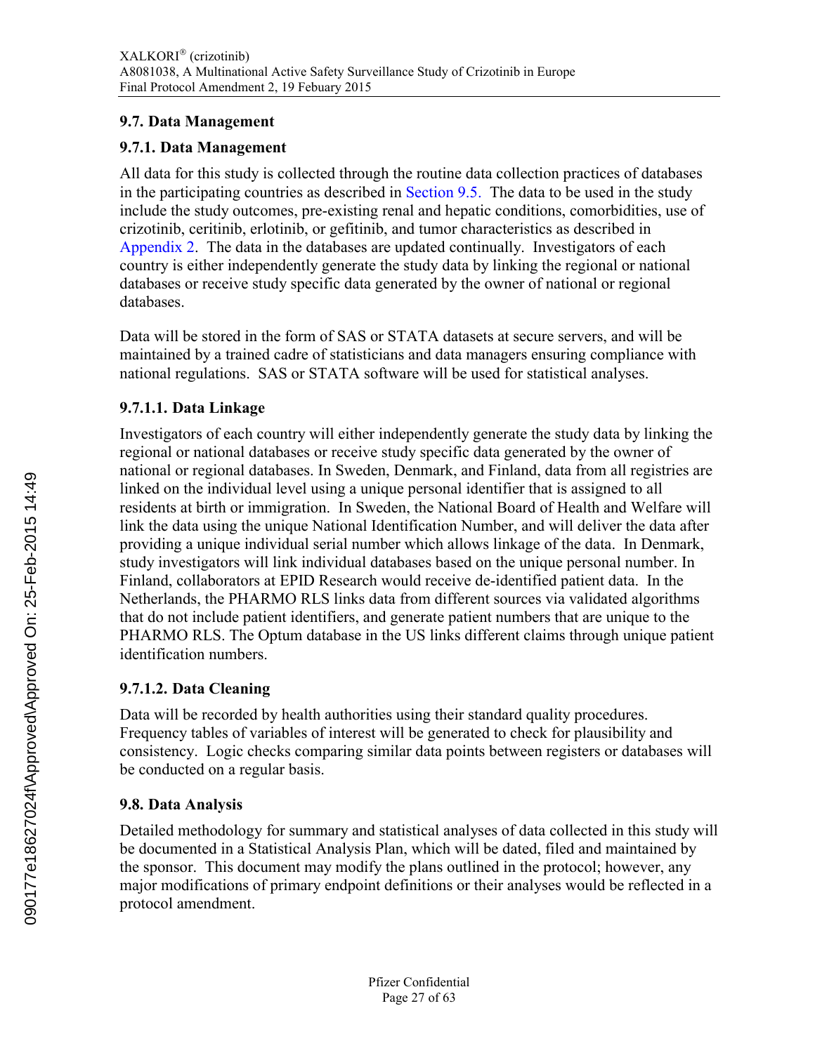## 9.7. Data Management

### 9.7.1. Data Management

All data for this study is collected through the routine data collection practices of databases in the participating countries as described in Section 9.5. The data to be used in the study include the study outcomes, pre-existing renal and hepatic conditions, comorbidities, use of crizotinib, ceritinib, erlotinib, or gefitinib, and tumor characteristics as described in Appendix 2. The data in the databases are updated continually. Investigators of each country is either independently generate the study data by linking the regional or national databases or receive study specific data generated by the owner of national or regional databases.

Data will be stored in the form of SAS or STATA datasets at secure servers, and will be maintained by a trained cadre of statisticians and data managers ensuring compliance with national regulations. SAS or STATA software will be used for statistical analyses.

#### 9.7.1.1. Data Linkage

Investigators of each country will either independently generate the study data by linking the regional or national databases or receive study specific data generated by the owner of national or regional databases. In Sweden, Denmark, and Finland, data from all registries are linked on the individual level using a unique personal identifier that is assigned to all residents at birth or immigration. In Sweden, the National Board of Health and Welfare will link the data using the unique National Identification Number, and will deliver the data after providing a unique individual serial number which allows linkage of the data. In Denmark, study investigators will link individual databases based on the unique personal number. In Finland, collaborators at EPID Research would receive de-identified patient data. In the Netherlands, the PHARMO RLS links data from different sources via validated algorithms that do not include patient identifiers, and generate patient numbers that are unique to the PHARMO RLS. The Optum database in the US links different claims through unique patient identification numbers.

#### 9.7.1.2. Data Cleaning

Data will be recorded by health authorities using their standard quality procedures. Frequency tables of variables of interest will be generated to check for plausibility and consistency. Logic checks comparing similar data points between registers or databases will be conducted on a regular basis.

## 9.8. Data Analysis

Detailed methodology for summary and statistical analyses of data collected in this study will be documented in a Statistical Analysis Plan, which will be dated, filed and maintained by the sponsor. This document may modify the plans outlined in the protocol; however, any major modifications of primary endpoint definitions or their analyses would be reflected in a protocol amendment.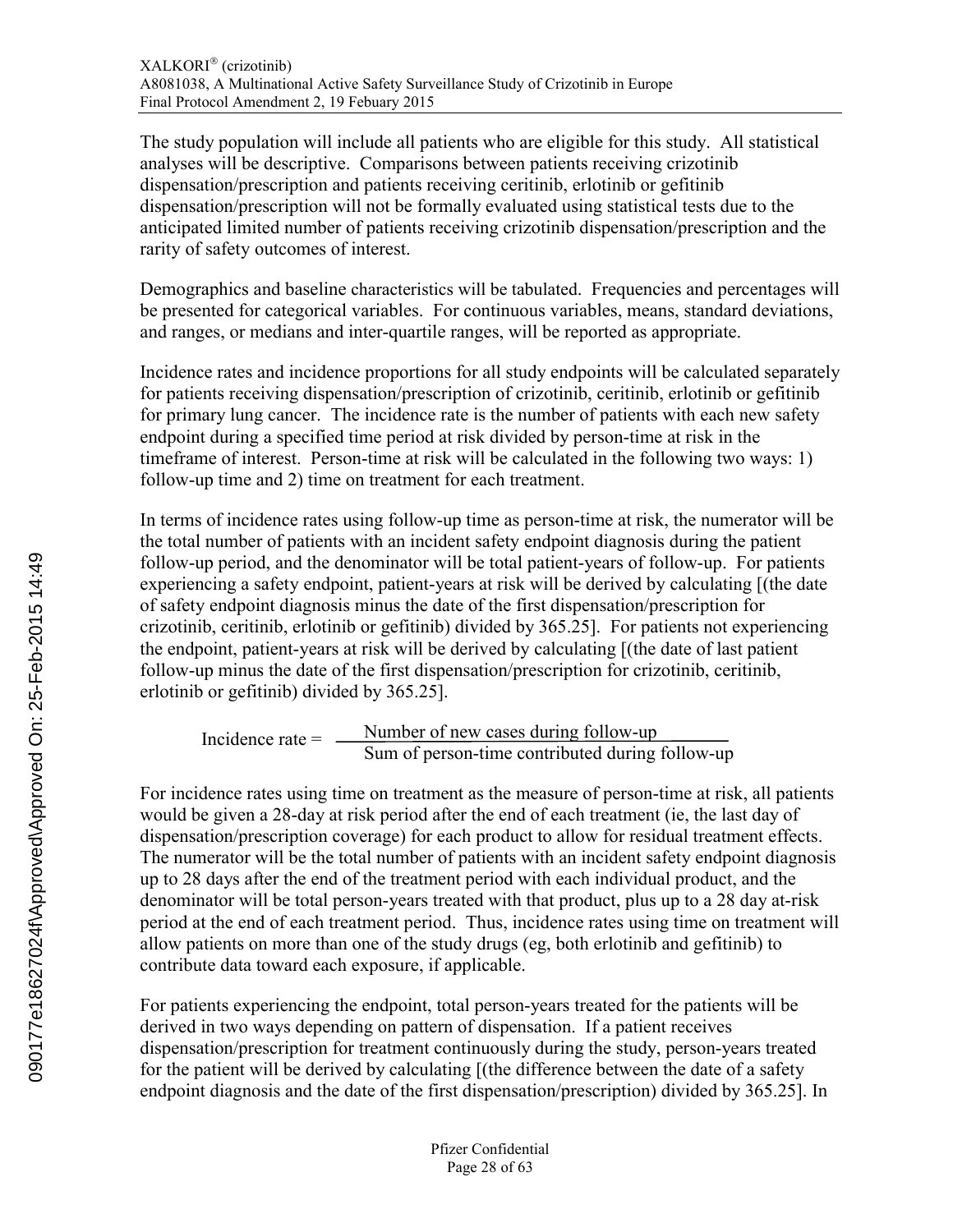The study population will include all patients who are eligible for this study. All statistical analyses will be descriptive. Comparisons between patients receiving crizotinib dispensation/prescription and patients receiving ceritinib, erlotinib or gefitinib dispensation/prescription will not be formally evaluated using statistical tests due to the anticipated limited number of patients receiving crizotinib dispensation/prescription and the rarity of safety outcomes of interest.

Demographics and baseline characteristics will be tabulated. Frequencies and percentages will be presented for categorical variables. For continuous variables, means, standard deviations, and ranges, or medians and inter-quartile ranges, will be reported as appropriate.

Incidence rates and incidence proportions for all study endpoints will be calculated separately for patients receiving dispensation/prescription of crizotinib, ceritinib, erlotinib or gefitinib for primary lung cancer. The incidence rate is the number of patients with each new safety endpoint during a specified time period at risk divided by person-time at risk in the timeframe of interest. Person-time at risk will be calculated in the following two ways: 1) follow-up time and 2) time on treatment for each treatment.

In terms of incidence rates using follow-up time as person-time at risk, the numerator will be the total number of patients with an incident safety endpoint diagnosis during the patient follow-up period, and the denominator will be total patient-years of follow-up. For patients experiencing a safety endpoint, patient-years at risk will be derived by calculating [(the date of safety endpoint diagnosis minus the date of the first dispensation/prescription for crizotinib, ceritinib, erlotinib or gefitinib) divided by 365.25]. For patients not experiencing the endpoint, patient-years at risk will be derived by calculating [(the date of last patient follow-up minus the date of the first dispensation/prescription for crizotinib, ceritinib, erlotinib or gefitinib) divided by 365.25].

$$\text{Incidence rate} = \frac{\text{Number of new cases during follow-up}}{\text{Sum of person-time contributed during follow-up}}$$

For incidence rates using time on treatment as the measure of person-time at risk, all patients would be given a 28-day at risk period after the end of each treatment (ie, the last day of dispensation/prescription coverage) for each product to allow for residual treatment effects. The numerator will be the total number of patients with an incident safety endpoint diagnosis up to 28 days after the end of the treatment period with each individual product, and the denominator will be total person-years treated with that product, plus up to a 28 day at-risk period at the end of each treatment period. Thus, incidence rates using time on treatment will allow patients on more than one of the study drugs (eg, both erlotinib and gefitinib) to contribute data toward each exposure, if applicable.

For patients experiencing the endpoint, total person-years treated for the patients will be derived in two ways depending on pattern of dispensation. If a patient receives dispensation/prescription for treatment continuously during the study, person-years treated for the patient will be derived by calculating [(the difference between the date of a safety endpoint diagnosis and the date of the first dispensation/prescription) divided by 365.25]. In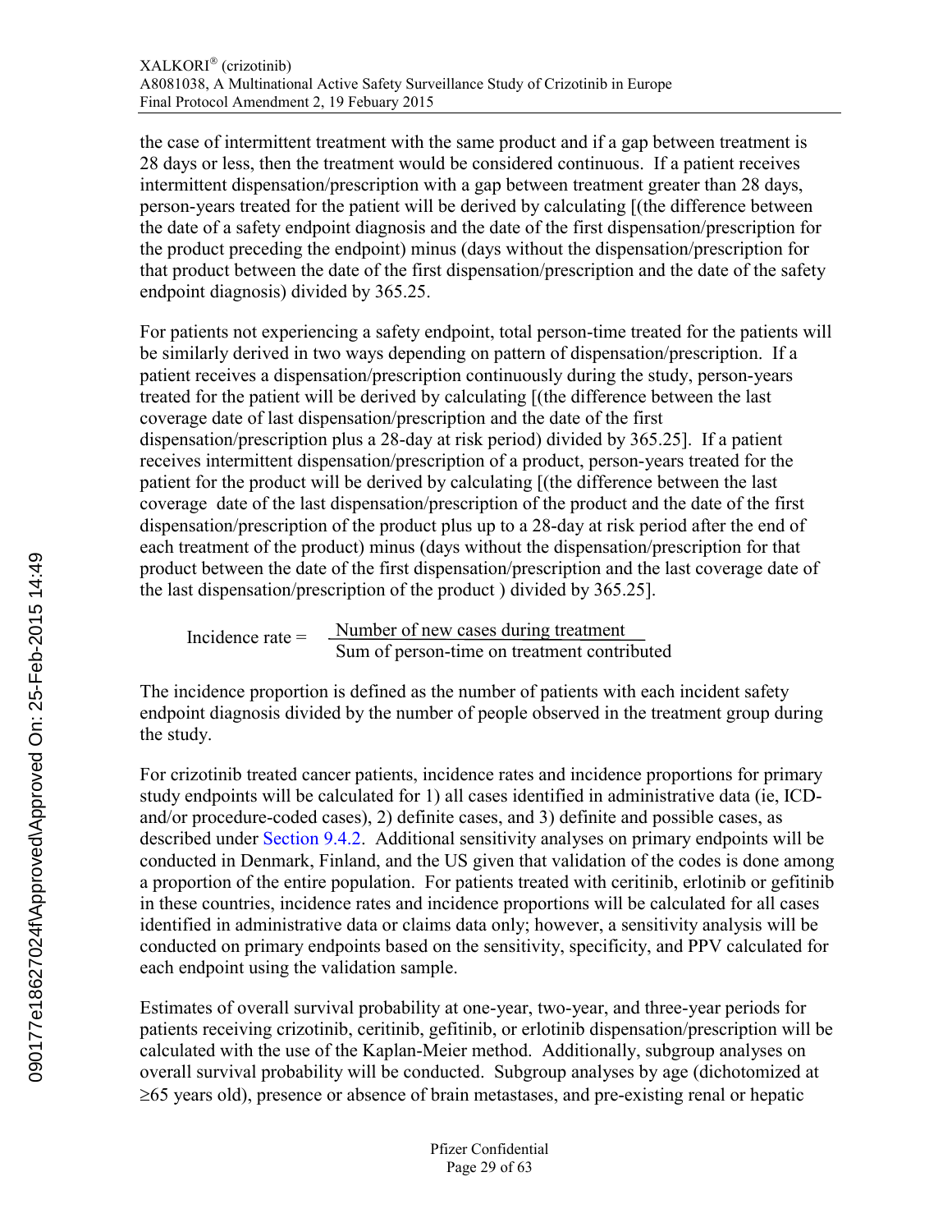the case of intermittent treatment with the same product and if a gap between treatment is 28 days or less, then the treatment would be considered continuous. If a patient receives intermittent dispensation/prescription with a gap between treatment greater than 28 days, person-years treated for the patient will be derived by calculating [(the difference between the date of a safety endpoint diagnosis and the date of the first dispensation/prescription for the product preceding the endpoint) minus (days without the dispensation/prescription for that product between the date of the first dispensation/prescription and the date of the safety endpoint diagnosis) divided by 365.25.

For patients not experiencing a safety endpoint, total person-time treated for the patients will be similarly derived in two ways depending on pattern of dispensation/prescription. If a patient receives a dispensation/prescription continuously during the study, person-years treated for the patient will be derived by calculating [(the difference between the last coverage date of last dispensation/prescription and the date of the first dispensation/prescription plus a 28-day at risk period) divided by 365.25]. If a patient receives intermittent dispensation/prescription of a product, person-years treated for the patient for the product will be derived by calculating [(the difference between the last coverage date of the last dispensation/prescription of the product and the date of the first dispensation/prescription of the product plus up to a 28-day at risk period after the end of each treatment of the product) minus (days without the dispensation/prescription for that product between the date of the first dispensation/prescription and the last coverage date of the last dispensation/prescription of the product ) divided by 365.25].

$$\text{Incidence rate} = \frac{\text{Number of new cases during treatment}}{\text{Sum of person-time on treatment contributed}}$$

The incidence proportion is defined as the number of patients with each incident safety endpoint diagnosis divided by the number of people observed in the treatment group during the study.

For crizotinib treated cancer patients, incidence rates and incidence proportions for primary study endpoints will be calculated for 1) all cases identified in administrative data (ie, ICD- and/or procedure-coded cases), 2) definite cases, and 3) definite and possible cases, as described under Section 9.4.2. Additional sensitivity analyses on primary endpoints will be conducted in Denmark, Finland, and the US given that validation of the codes is done among a proportion of the entire population. For patients treated with ceritinib, erlotinib or gefitinib in these countries, incidence rates and incidence proportions will be calculated for all cases identified in administrative data or claims data only; however, a sensitivity analysis will be conducted on primary endpoints based on the sensitivity, specificity, and PPV calculated for each endpoint using the validation sample.

Estimates of overall survival probability at one-year, two-year, and three-year periods for patients receiving crizotinib, ceritinib, gefitinib, or erlotinib dispensation/prescription will be calculated with the use of the Kaplan-Meier method. Additionally, subgroup analyses on overall survival probability will be conducted. Subgroup analyses by age (dichotomized at ≥65 years old), presence or absence of brain metastases, and pre-existing renal or hepatic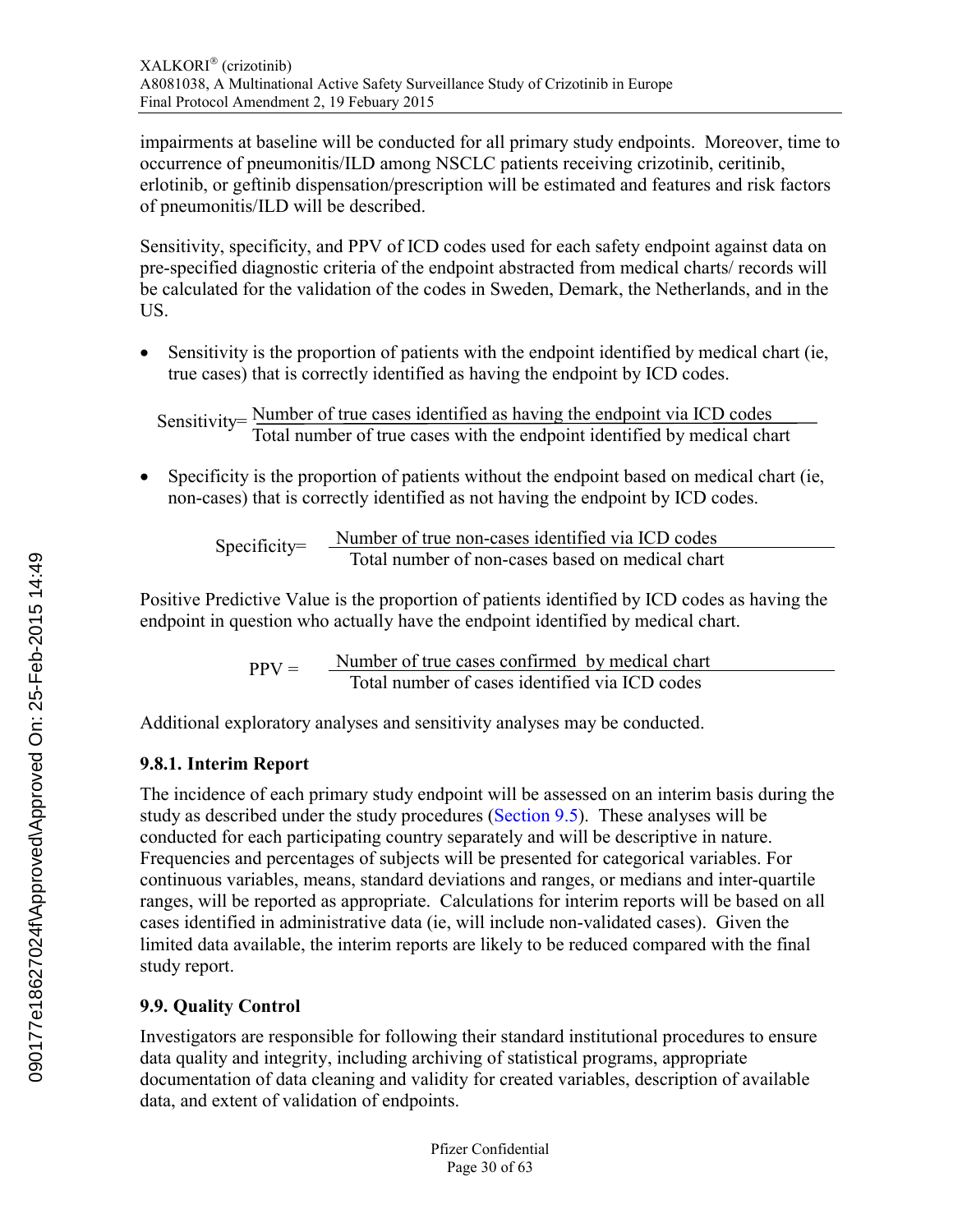impairments at baseline will be conducted for all primary study endpoints. Moreover, time to occurrence of pneumonitis/ILD among NSCLC patients receiving crizotinib, ceritinib, erlotinib, or geftinib dispensation/prescription will be estimated and features and risk factors of pneumonitis/ILD will be described.

Sensitivity, specificity, and PPV of ICD codes used for each safety endpoint against data on pre-specified diagnostic criteria of the endpoint abstracted from medical charts/ records will be calculated for the validation of the codes in Sweden, Demark, the Netherlands, and in the US.

- Sensitivity is the proportion of patients with the endpoint identified by medical chart (ie, true cases) that is correctly identified as having the endpoint by ICD codes.

$$\text{Sensitivity} = \frac{\text{Number of true cases identified as having the endpoint via ICD codes}}{\text{Total number of true cases with the endpoint identified by medical chart}}$$

- Specificity is the proportion of patients without the endpoint based on medical chart (ie, non-cases) that is correctly identified as not having the endpoint by ICD codes.

$$\text{Specificity} = \frac{\text{Number of true non-cases identified via ICD codes}}{\text{Total number of non-cases based on medical chart}}$$

Positive Predictive Value is the proportion of patients identified by ICD codes as having the endpoint in question who actually have the endpoint identified by medical chart.

$$\text{PPV} = \frac{\text{Number of true cases confirmed by medical chart}}{\text{Total number of cases identified via ICD codes}}$$

Additional exploratory analyses and sensitivity analyses may be conducted.

### 9.8.1. Interim Report

The incidence of each primary study endpoint will be assessed on an interim basis during the study as described under the study procedures (Section 9.5). These analyses will be conducted for each participating country separately and will be descriptive in nature. Frequencies and percentages of subjects will be presented for categorical variables. For continuous variables, means, standard deviations and ranges, or medians and inter-quartile ranges, will be reported as appropriate. Calculations for interim reports will be based on all cases identified in administrative data (ie, will include non-validated cases). Given the limited data available, the interim reports are likely to be reduced compared with the final study report.

## 9.9. Quality Control

Investigators are responsible for following their standard institutional procedures to ensure data quality and integrity, including archiving of statistical programs, appropriate documentation of data cleaning and validity for created variables, description of available data, and extent of validation of endpoints.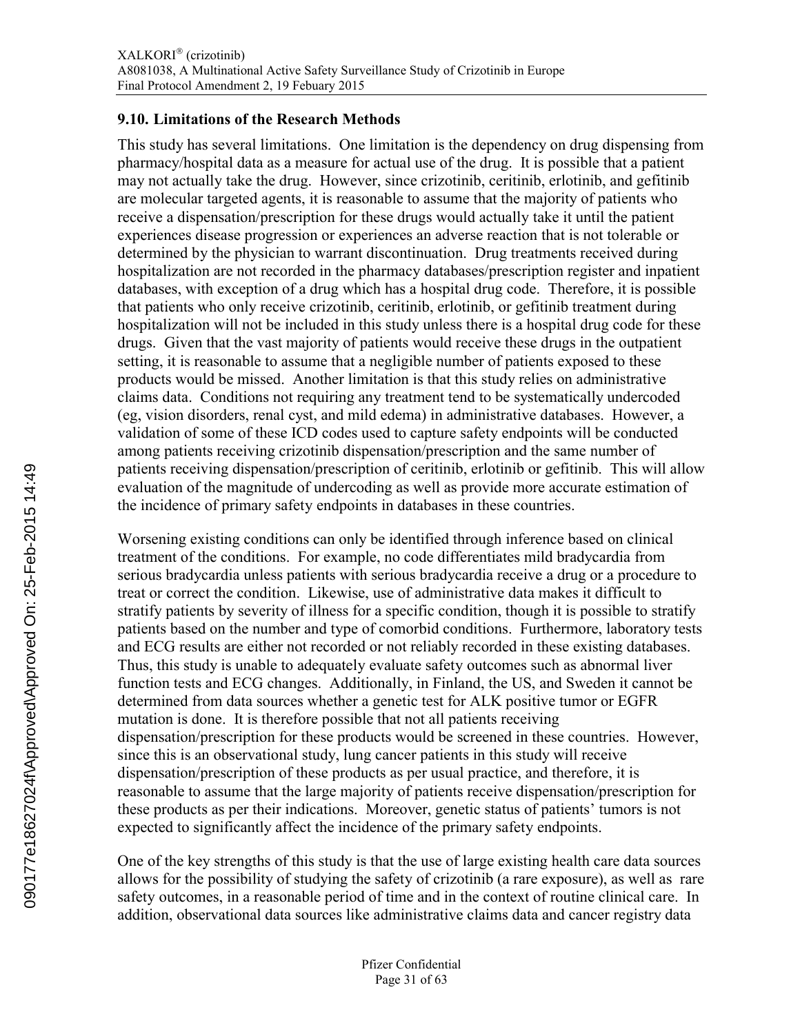### 9.10. Limitations of the Research Methods

This study has several limitations. One limitation is the dependency on drug dispensing from pharmacy/hospital data as a measure for actual use of the drug. It is possible that a patient may not actually take the drug. However, since crizotinib, ceritinib, erlotinib, and gefitinib are molecular targeted agents, it is reasonable to assume that the majority of patients who receive a dispensation/prescription for these drugs would actually take it until the patient experiences disease progression or experiences an adverse reaction that is not tolerable or determined by the physician to warrant discontinuation. Drug treatments received during hospitalization are not recorded in the pharmacy databases/prescription register and inpatient databases, with exception of a drug which has a hospital drug code. Therefore, it is possible that patients who only receive crizotinib, ceritinib, erlotinib, or gefitinib treatment during hospitalization will not be included in this study unless there is a hospital drug code for these drugs. Given that the vast majority of patients would receive these drugs in the outpatient setting, it is reasonable to assume that a negligible number of patients exposed to these products would be missed. Another limitation is that this study relies on administrative claims data. Conditions not requiring any treatment tend to be systematically undercoded (eg, vision disorders, renal cyst, and mild edema) in administrative databases. However, a validation of some of these ICD codes used to capture safety endpoints will be conducted among patients receiving crizotinib dispensation/prescription and the same number of patients receiving dispensation/prescription of ceritinib, erlotinib or gefitinib. This will allow evaluation of the magnitude of undercoding as well as provide more accurate estimation of the incidence of primary safety endpoints in databases in these countries.

Worsening existing conditions can only be identified through inference based on clinical treatment of the conditions. For example, no code differentiates mild bradycardia from serious bradycardia unless patients with serious bradycardia receive a drug or a procedure to treat or correct the condition. Likewise, use of administrative data makes it difficult to stratify patients by severity of illness for a specific condition, though it is possible to stratify patients based on the number and type of comorbid conditions. Furthermore, laboratory tests and ECG results are either not recorded or not reliably recorded in these existing databases. Thus, this study is unable to adequately evaluate safety outcomes such as abnormal liver function tests and ECG changes. Additionally, in Finland, the US, and Sweden it cannot be determined from data sources whether a genetic test for ALK positive tumor or EGFR mutation is done. It is therefore possible that not all patients receiving dispensation/prescription for these products would be screened in these countries. However, since this is an observational study, lung cancer patients in this study will receive dispensation/prescription of these products as per usual practice, and therefore, it is reasonable to assume that the large majority of patients receive dispensation/prescription for these products as per their indications. Moreover, genetic status of patients' tumors is not expected to significantly affect the incidence of the primary safety endpoints.

One of the key strengths of this study is that the use of large existing health care data sources allows for the possibility of studying the safety of crizotinib (a rare exposure), as well as rare safety outcomes, in a reasonable period of time and in the context of routine clinical care. In addition, observational data sources like administrative claims data and cancer registry data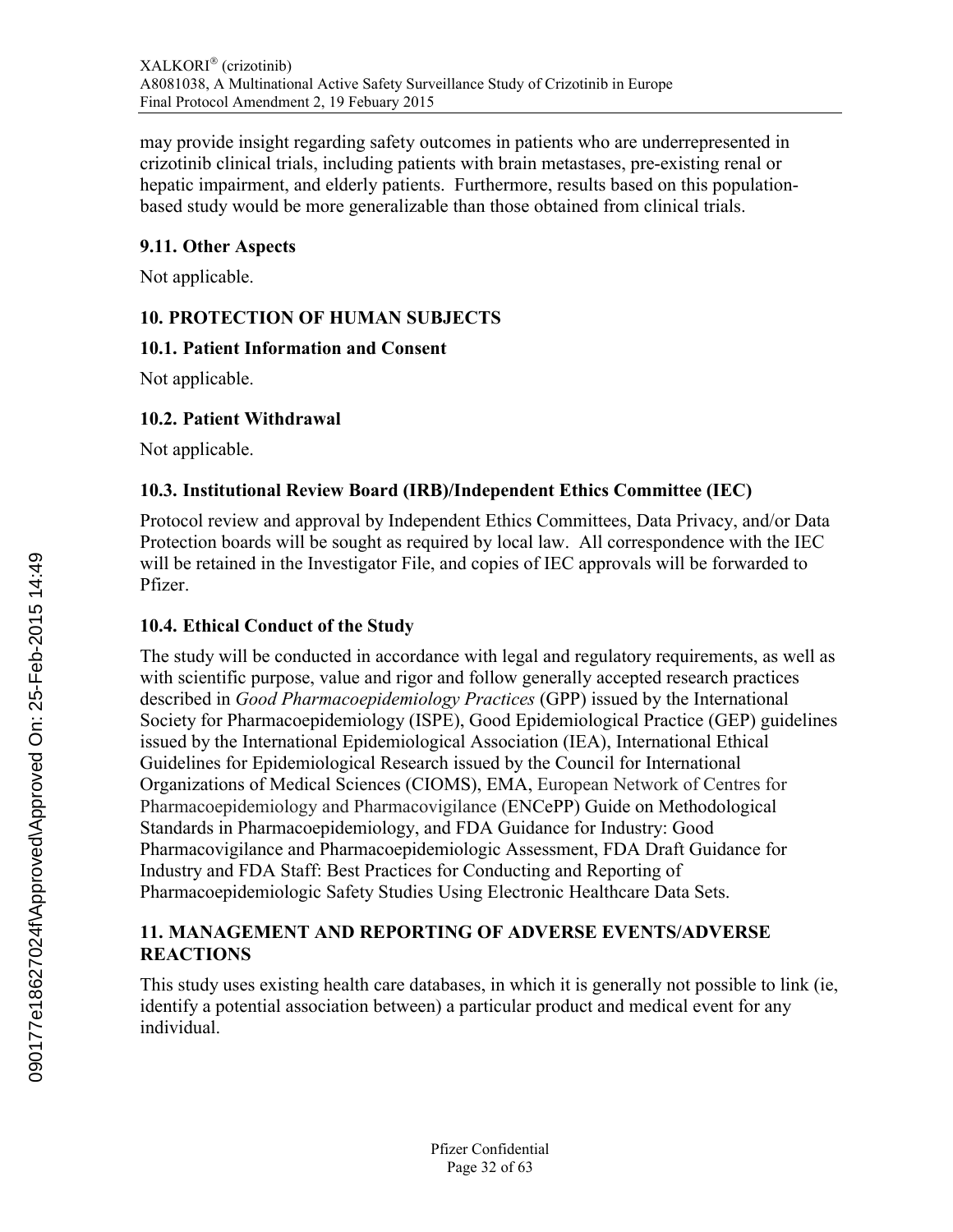may provide insight regarding safety outcomes in patients who are underrepresented in crizotinib clinical trials, including patients with brain metastases, pre-existing renal or hepatic impairment, and elderly patients. Furthermore, results based on this population-based study would be more generalizable than those obtained from clinical trials.

### 9.11. Other Aspects

Not applicable.

## 10. PROTECTION OF HUMAN SUBJECTS

### 10.1. Patient Information and Consent

Not applicable.

### 10.2. Patient Withdrawal

Not applicable.

### 10.3. Institutional Review Board (IRB)/Independent Ethics Committee (IEC)

Protocol review and approval by Independent Ethics Committees, Data Privacy, and/or Data Protection boards will be sought as required by local law. All correspondence with the IEC will be retained in the Investigator File, and copies of IEC approvals will be forwarded to Pfizer.

### 10.4. Ethical Conduct of the Study

The study will be conducted in accordance with legal and regulatory requirements, as well as with scientific purpose, value and rigor and follow generally accepted research practices described in *Good Pharmacoepidemiology Practices* (GPP) issued by the International Society for Pharmacoepidemiology (ISPE), Good Epidemiological Practice (GEP) guidelines issued by the International Epidemiological Association (IEA), International Ethical Guidelines for Epidemiological Research issued by the Council for International Organizations of Medical Sciences (CIOMS), EMA, European Network of Centres for Pharmacoepidemiology and Pharmacovigilance (ENCePP) Guide on Methodological Standards in Pharmacoepidemiology, and FDA Guidance for Industry: Good Pharmacovigilance and Pharmacoepidemiologic Assessment, FDA Draft Guidance for Industry and FDA Staff: Best Practices for Conducting and Reporting of Pharmacoepidemiologic Safety Studies Using Electronic Healthcare Data Sets.

## 11. MANAGEMENT AND REPORTING OF ADVERSE EVENTS/ADVERSE REACTIONS

This study uses existing health care databases, in which it is generally not possible to link (ie, identify a potential association between) a particular product and medical event for any individual.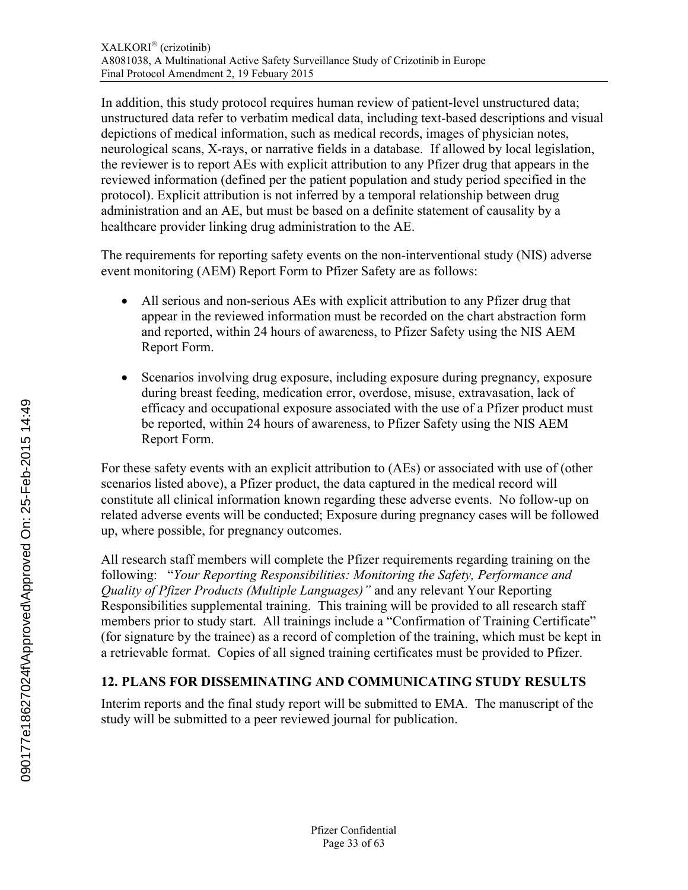In addition, this study protocol requires human review of patient-level unstructured data; unstructured data refer to verbatim medical data, including text-based descriptions and visual depictions of medical information, such as medical records, images of physician notes, neurological scans, X-rays, or narrative fields in a database. If allowed by local legislation, the reviewer is to report AEs with explicit attribution to any Pfizer drug that appears in the reviewed information (defined per the patient population and study period specified in the protocol). Explicit attribution is not inferred by a temporal relationship between drug administration and an AE, but must be based on a definite statement of causality by a healthcare provider linking drug administration to the AE.

The requirements for reporting safety events on the non-interventional study (NIS) adverse event monitoring (AEM) Report Form to Pfizer Safety are as follows:

- All serious and non-serious AEs with explicit attribution to any Pfizer drug that appear in the reviewed information must be recorded on the chart abstraction form and reported, within 24 hours of awareness, to Pfizer Safety using the NIS AEM Report Form.

- Scenarios involving drug exposure, including exposure during pregnancy, exposure during breast feeding, medication error, overdose, misuse, extravasation, lack of efficacy and occupational exposure associated with the use of a Pfizer product must be reported, within 24 hours of awareness, to Pfizer Safety using the NIS AEM Report Form.

For these safety events with an explicit attribution to (AEs) or associated with use of (other scenarios listed above), a Pfizer product, the data captured in the medical record will constitute all clinical information known regarding these adverse events. No follow-up on related adverse events will be conducted; Exposure during pregnancy cases will be followed up, where possible, for pregnancy outcomes.

All research staff members will complete the Pfizer requirements regarding training on the following: "*Your Reporting Responsibilities: Monitoring the Safety, Performance and Quality of Pfizer Products (Multiple Languages)"* and any relevant Your Reporting Responsibilities supplemental training. This training will be provided to all research staff members prior to study start. All trainings include a "Confirmation of Training Certificate" (for signature by the trainee) as a record of completion of the training, which must be kept in a retrievable format. Copies of all signed training certificates must be provided to Pfizer.

## 12. PLANS FOR DISSEMINATING AND COMMUNICATING STUDY RESULTS

Interim reports and the final study report will be submitted to EMA. The manuscript of the study will be submitted to a peer reviewed journal for publication.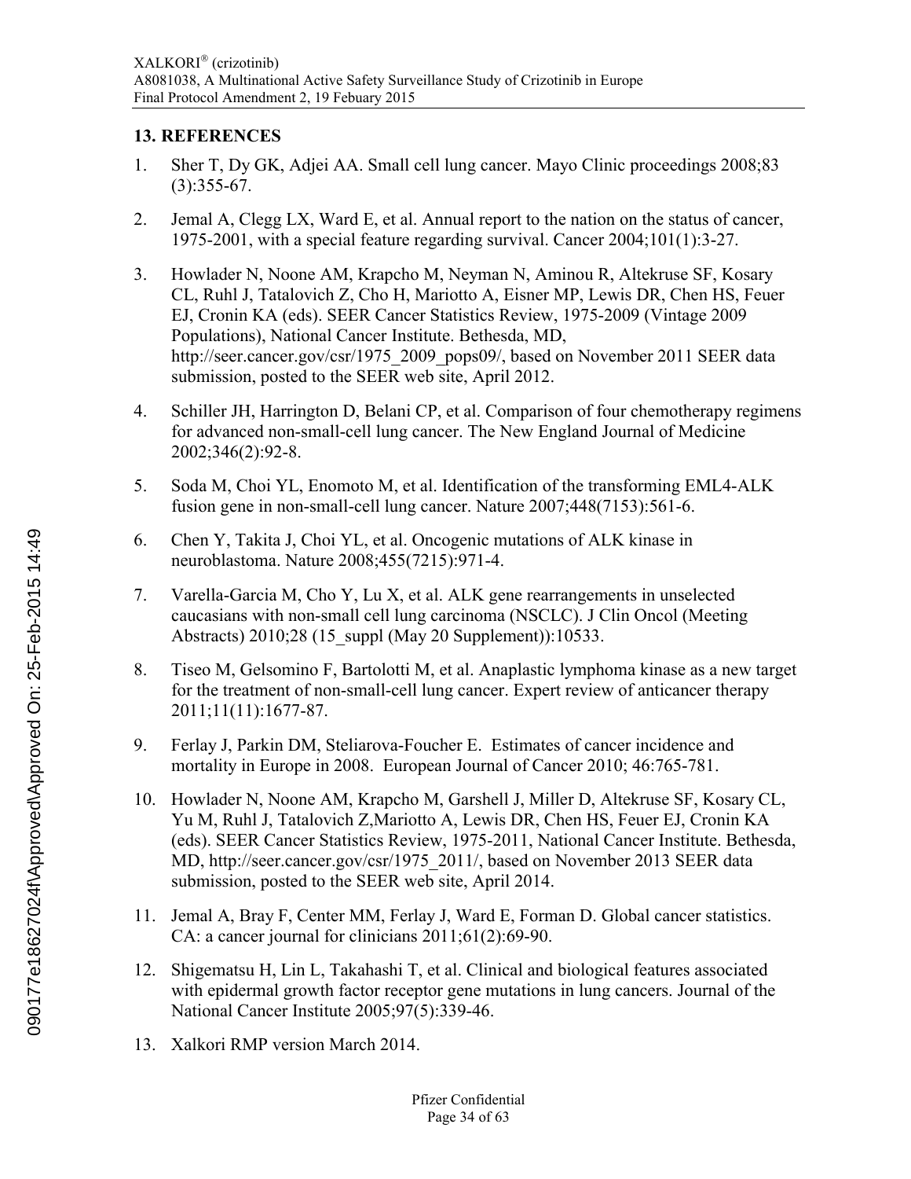## 13. REFERENCES

1. Sher T, Dy GK, Adjei AA. Small cell lung cancer. Mayo Clinic proceedings 2008;83 (3):355-67.
2. Jemal A, Clegg LX, Ward E, et al. Annual report to the nation on the status of cancer, 1975-2001, with a special feature regarding survival. Cancer 2004;101(1):3-27.
3. Howlader N, Noone AM, Krapcho M, Neyman N, Aminou R, Altekruse SF, Kosary CL, Ruhl J, Tatalovich Z, Cho H, Mariotto A, Eisner MP, Lewis DR, Chen HS, Feuer EJ, Cronin KA (eds). SEER Cancer Statistics Review, 1975-2009 (Vintage 2009 Populations), National Cancer Institute. Bethesda, MD, http://seer.cancer.gov/csr/1975_2009_pops09/, based on November 2011 SEER data submission, posted to the SEER web site, April 2012.
4. Schiller JH, Harrington D, Belani CP, et al. Comparison of four chemotherapy regimens for advanced non-small-cell lung cancer. The New England Journal of Medicine 2002;346(2):92-8.
5. Soda M, Choi YL, Enomoto M, et al. Identification of the transforming EML4-ALK fusion gene in non-small-cell lung cancer. Nature 2007;448(7153):561-6.
6. Chen Y, Takita J, Choi YL, et al. Oncogenic mutations of ALK kinase in neuroblastoma. Nature 2008;455(7215):971-4.
7. Varella-Garcia M, Cho Y, Lu X, et al. ALK gene rearrangements in unselected caucasians with non-small cell lung carcinoma (NSCLC). J Clin Oncol (Meeting Abstracts) 2010;28 (15_suppl (May 20 Supplement)):10533.
8. Tiseo M, Gelsomino F, Bartolotti M, et al. Anaplastic lymphoma kinase as a new target for the treatment of non-small-cell lung cancer. Expert review of anticancer therapy 2011;11(11):1677-87.
9. Ferlay J, Parkin DM, Steliarova-Foucher E. Estimates of cancer incidence and mortality in Europe in 2008. European Journal of Cancer 2010; 46:765-781.
10. Howlader N, Noone AM, Krapcho M, Garshell J, Miller D, Altekruse SF, Kosary CL, Yu M, Ruhl J, Tatalovich Z,Mariotto A, Lewis DR, Chen HS, Feuer EJ, Cronin KA (eds). SEER Cancer Statistics Review, 1975-2011, National Cancer Institute. Bethesda, MD, http://seer.cancer.gov/csr/1975_2011/, based on November 2013 SEER data submission, posted to the SEER web site, April 2014.
11. Jemal A, Bray F, Center MM, Ferlay J, Ward E, Forman D. Global cancer statistics. CA: a cancer journal for clinicians 2011;61(2):69-90.
12. Shigematsu H, Lin L, Takahashi T, et al. Clinical and biological features associated with epidermal growth factor receptor gene mutations in lung cancers. Journal of the National Cancer Institute 2005;97(5):339-46.
13. Xalkori RMP version March 2014.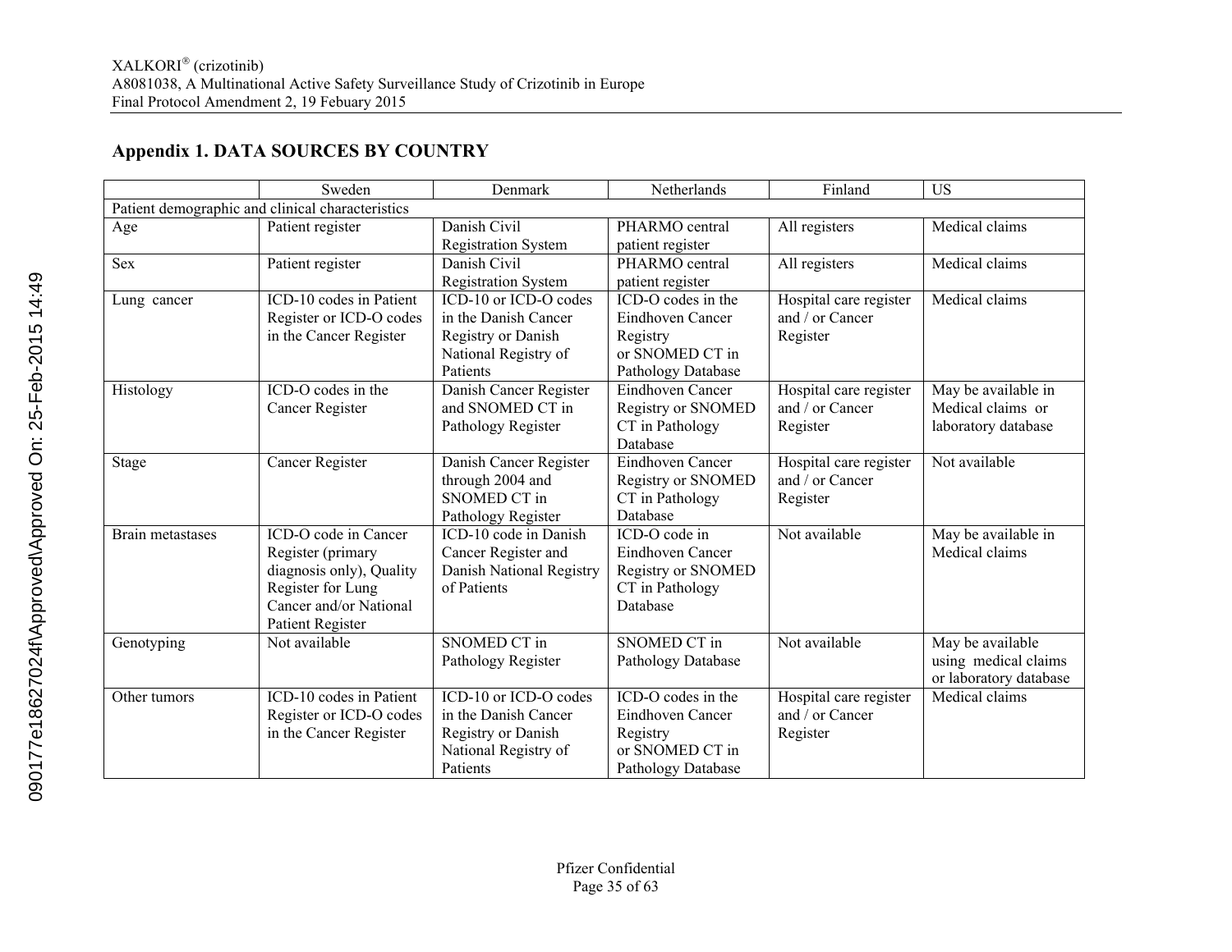## Appendix 1. DATA SOURCES BY COUNTRY

| | Sweden | Denmark | Netherlands | Finland | US |
|---|---|---|---|---|---|
| Patient demographic and clinical characteristics | | | | | |
| Age | Patient register | Danish Civil Registration System | PHARMO central patient register | All registers | Medical claims |
| Sex | Patient register | Danish Civil Registration System | PHARMO central patient register | All registers | Medical claims |
| Lung cancer | ICD-10 codes in Patient Register or ICD-O codes in the Cancer Register | ICD-10 or ICD-O codes in the Danish Cancer Registry or Danish National Registry of Patients | ICD-O codes in the Eindhoven Cancer Registry or SNOMED CT in Pathology Database | Hospital care register and / or Cancer Register | Medical claims |
| Histology | ICD-O codes in the Cancer Register | Danish Cancer Register and SNOMED CT in Pathology Register | Eindhoven Cancer Registry or SNOMED CT in Pathology Database | Hospital care register and / or Cancer Register | May be available in Medical claims or laboratory database |
| Stage | Cancer Register | Danish Cancer Register through 2004 and SNOMED CT in Pathology Register | Eindhoven Cancer Registry or SNOMED CT in Pathology Database | Hospital care register and / or Cancer Register | Not available |
| Brain metastases | ICD-O code in Cancer Register (primary diagnosis only), Quality Register for Lung Cancer and/or National Patient Register | ICD-10 code in Danish Cancer Register and Danish National Registry of Patients | ICD-O code in Eindhoven Cancer Registry or SNOMED CT in Pathology Database | Not available | May be available in Medical claims |
| Genotyping | Not available | SNOMED CT in Pathology Register | SNOMED CT in Pathology Database | Not available | May be available using medical claims or laboratory database |
| Other tumors | ICD-10 codes in Patient Register or ICD-O codes in the Cancer Register | ICD-10 or ICD-O codes in the Danish Cancer Registry or Danish National Registry of Patients | ICD-O codes in the Eindhoven Cancer Registry or SNOMED CT in Pathology Database | Hospital care register and / or Cancer Register | Medical claims |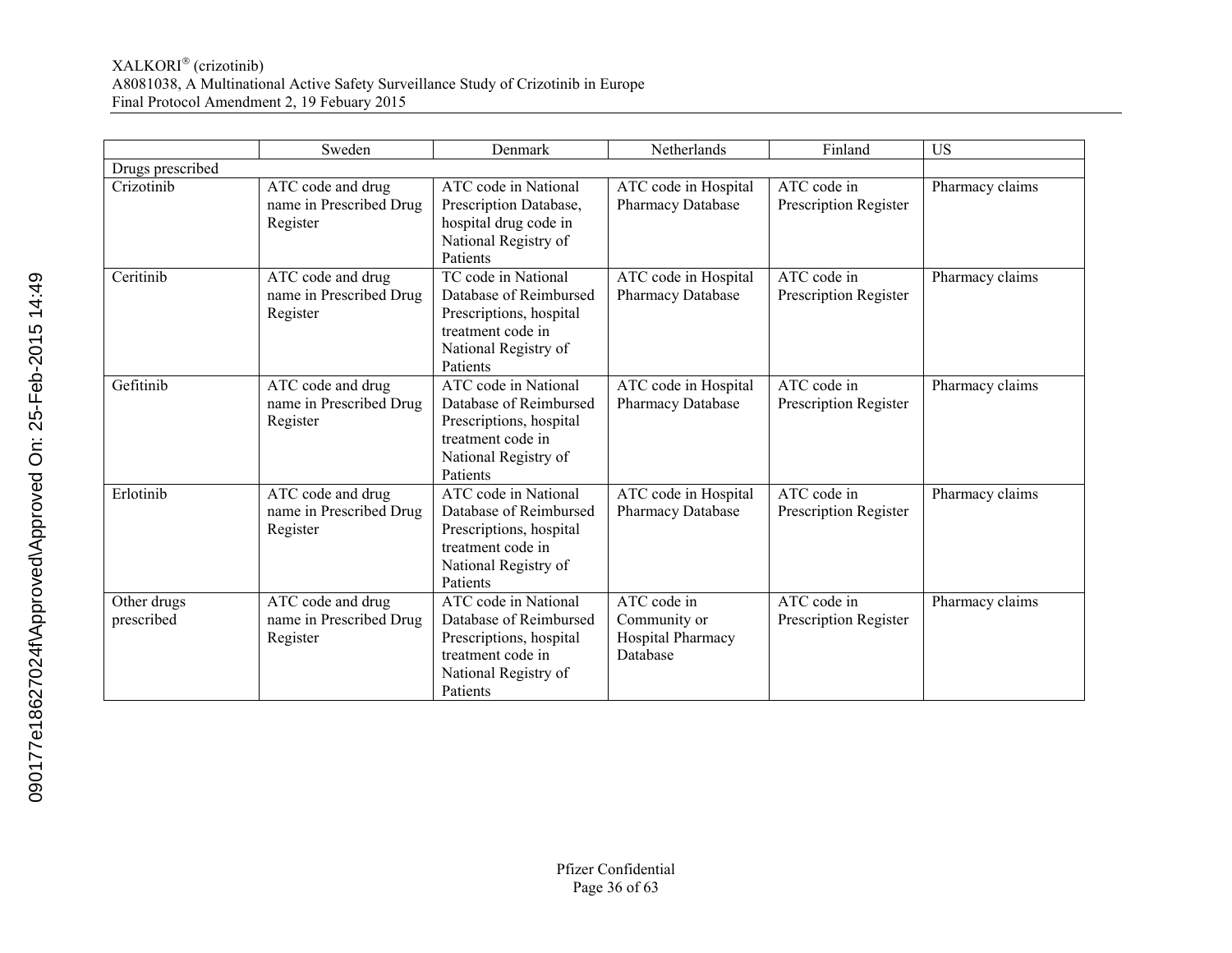| | Sweden | Denmark | Netherlands | Finland | US |
|---|---|---|---|---|---|
| Drugs prescribed | | | | | |
| Crizotinib | ATC code and drug name in Prescribed Drug Register | ATC code in National Prescription Database, hospital drug code in National Registry of Patients | ATC code in Hospital Pharmacy Database | ATC code in Prescription Register | Pharmacy claims |
| Ceritinib | ATC code and drug name in Prescribed Drug Register | TC code in National Database of Reimbursed Prescriptions, hospital treatment code in National Registry of Patients | ATC code in Hospital Pharmacy Database | ATC code in Prescription Register | Pharmacy claims |
| Gefitinib | ATC code and drug name in Prescribed Drug Register | ATC code in National Database of Reimbursed Prescriptions, hospital treatment code in National Registry of Patients | ATC code in Hospital Pharmacy Database | ATC code in Prescription Register | Pharmacy claims |
| Erlotinib | ATC code and drug name in Prescribed Drug Register | ATC code in National Database of Reimbursed Prescriptions, hospital treatment code in National Registry of Patients | ATC code in Hospital Pharmacy Database | ATC code in Prescription Register | Pharmacy claims |
| Other drugs prescribed | ATC code and drug name in Prescribed Drug Register | ATC code in National Database of Reimbursed Prescriptions, hospital treatment code in National Registry of Patients | ATC code in Community or Hospital Pharmacy Database | ATC code in Prescription Register | Pharmacy claims |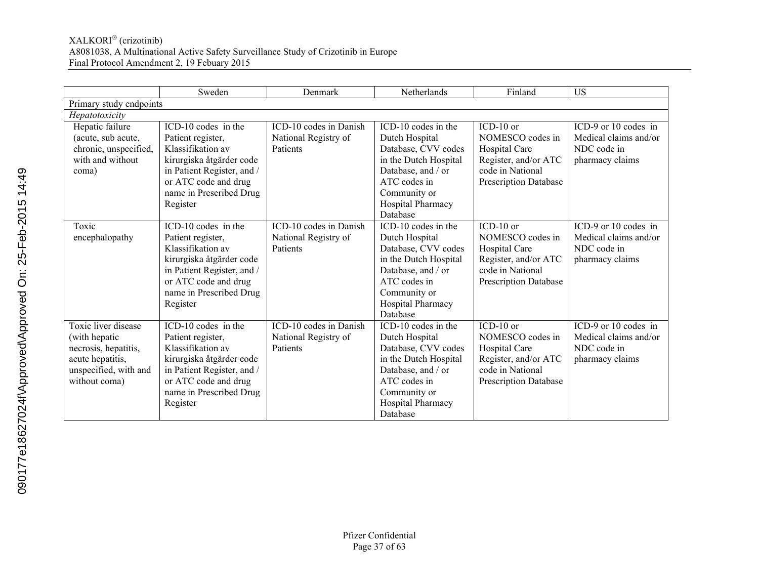| | Sweden | Denmark | Netherlands | Finland | US |
|---|---|---|---|---|---|
| Primary study endpoints | | | | | |
| *Hepatotoxicity* | | | | | |
| Hepatic failure (acute, sub acute, chronic, unspecified, with and without coma) | ICD-10 codes in the Patient register, Klassifikation av kirurgiska åtgärder code in Patient Register, and / or ATC code and drug name in Prescribed Drug Register | ICD-10 codes in Danish National Registry of Patients | ICD-10 codes in the Dutch Hospital Database, CVV codes in the Dutch Hospital Database, and / or ATC codes in Community or Hospital Pharmacy Database | ICD-10 or NOMESCO codes in Hospital Care Register, and/or ATC code in National Prescription Database | ICD-9 or 10 codes in Medical claims and/or NDC code in pharmacy claims |
| Toxic encephalopathy | ICD-10 codes in the Patient register, Klassifikation av kirurgiska åtgärder code in Patient Register, and / or ATC code and drug name in Prescribed Drug Register | ICD-10 codes in Danish National Registry of Patients | ICD-10 codes in the Dutch Hospital Database, CVV codes in the Dutch Hospital Database, and / or ATC codes in Community or Hospital Pharmacy Database | ICD-10 or NOMESCO codes in Hospital Care Register, and/or ATC code in National Prescription Database | ICD-9 or 10 codes in Medical claims and/or NDC code in pharmacy claims |
| Toxic liver disease (with hepatic necrosis, hepatitis, acute hepatitis, unspecified, with and without coma) | ICD-10 codes in the Patient register, Klassifikation av kirurgiska åtgärder code in Patient Register, and / or ATC code and drug name in Prescribed Drug Register | ICD-10 codes in Danish National Registry of Patients | ICD-10 codes in the Dutch Hospital Database, CVV codes in the Dutch Hospital Database, and / or ATC codes in Community or Hospital Pharmacy Database | ICD-10 or NOMESCO codes in Hospital Care Register, and/or ATC code in National Prescription Database | ICD-9 or 10 codes in Medical claims and/or NDC code in pharmacy claims |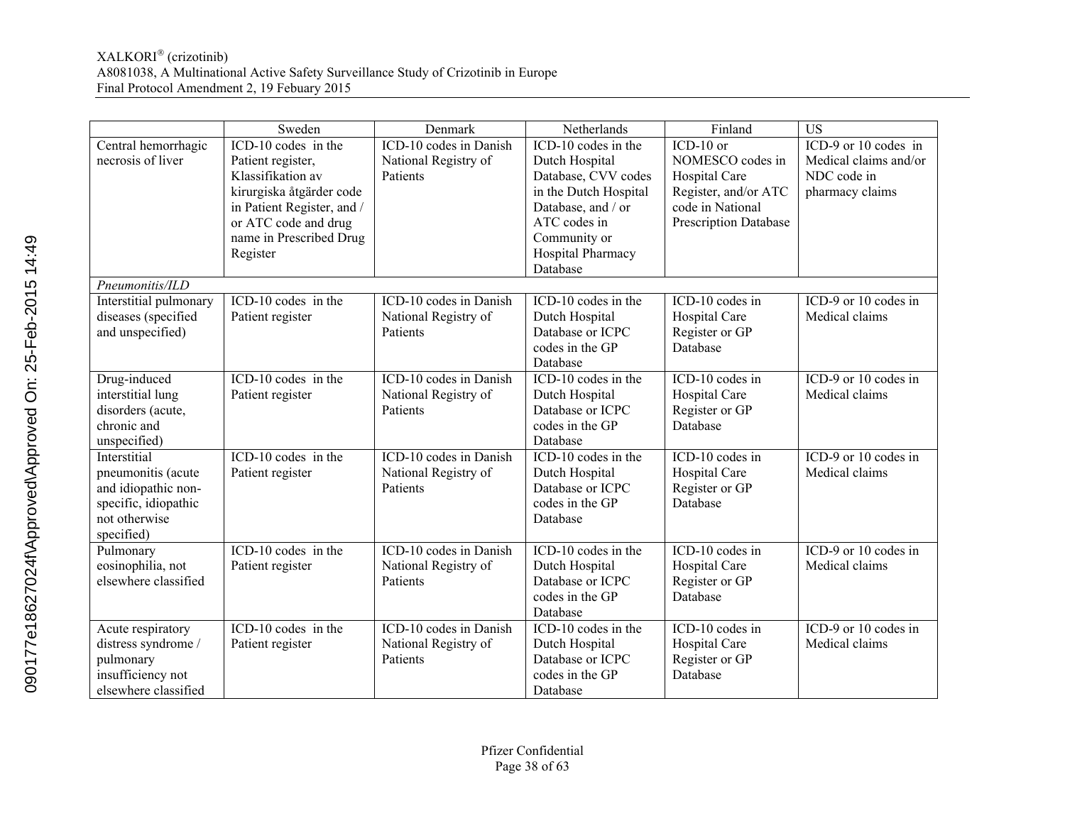| | Sweden | Denmark | Netherlands | Finland | US |
|---|---|---|---|---|---|
| Central hemorrhagic necrosis of liver | ICD-10 codes in the Patient register, Klassifikation av kirurgiska åtgärder code in Patient Register, and / or ATC code and drug name in Prescribed Drug Register | ICD-10 codes in Danish National Registry of Patients | ICD-10 codes in the Dutch Hospital Database, CVV codes in the Dutch Hospital Database, and / or ATC codes in Community or Hospital Pharmacy Database | ICD-10 or NOMESCO codes in Hospital Care Register, and/or ATC code in National Prescription Database | ICD-9 or 10 codes in Medical claims and/or NDC code in pharmacy claims |
| *Pneumonitis/ILD* | | | | | |
| Interstitial pulmonary diseases (specified and unspecified) | ICD-10 codes in the Patient register | ICD-10 codes in Danish National Registry of Patients | ICD-10 codes in the Dutch Hospital Database or ICPC codes in the GP Database | ICD-10 codes in Hospital Care Register or GP Database | ICD-9 or 10 codes in Medical claims |
| Drug-induced interstitial lung disorders (acute, chronic and unspecified) | ICD-10 codes in the Patient register | ICD-10 codes in Danish National Registry of Patients | ICD-10 codes in the Dutch Hospital Database or ICPC codes in the GP Database | ICD-10 codes in Hospital Care Register or GP Database | ICD-9 or 10 codes in Medical claims |
| Interstitial pneumonitis (acute and idiopathic non-specific, idiopathic not otherwise specified) | ICD-10 codes in the Patient register | ICD-10 codes in Danish National Registry of Patients | ICD-10 codes in the Dutch Hospital Database or ICPC codes in the GP Database | ICD-10 codes in Hospital Care Register or GP Database | ICD-9 or 10 codes in Medical claims |
| Pulmonary eosinophilia, not elsewhere classified | ICD-10 codes in the Patient register | ICD-10 codes in Danish National Registry of Patients | ICD-10 codes in the Dutch Hospital Database or ICPC codes in the GP Database | ICD-10 codes in Hospital Care Register or GP Database | ICD-9 or 10 codes in Medical claims |
| Acute respiratory distress syndrome / pulmonary insufficiency not elsewhere classified | ICD-10 codes in the Patient register | ICD-10 codes in Danish National Registry of Patients | ICD-10 codes in the Dutch Hospital Database or ICPC codes in the GP Database | ICD-10 codes in Hospital Care Register or GP Database | ICD-9 or 10 codes in Medical claims |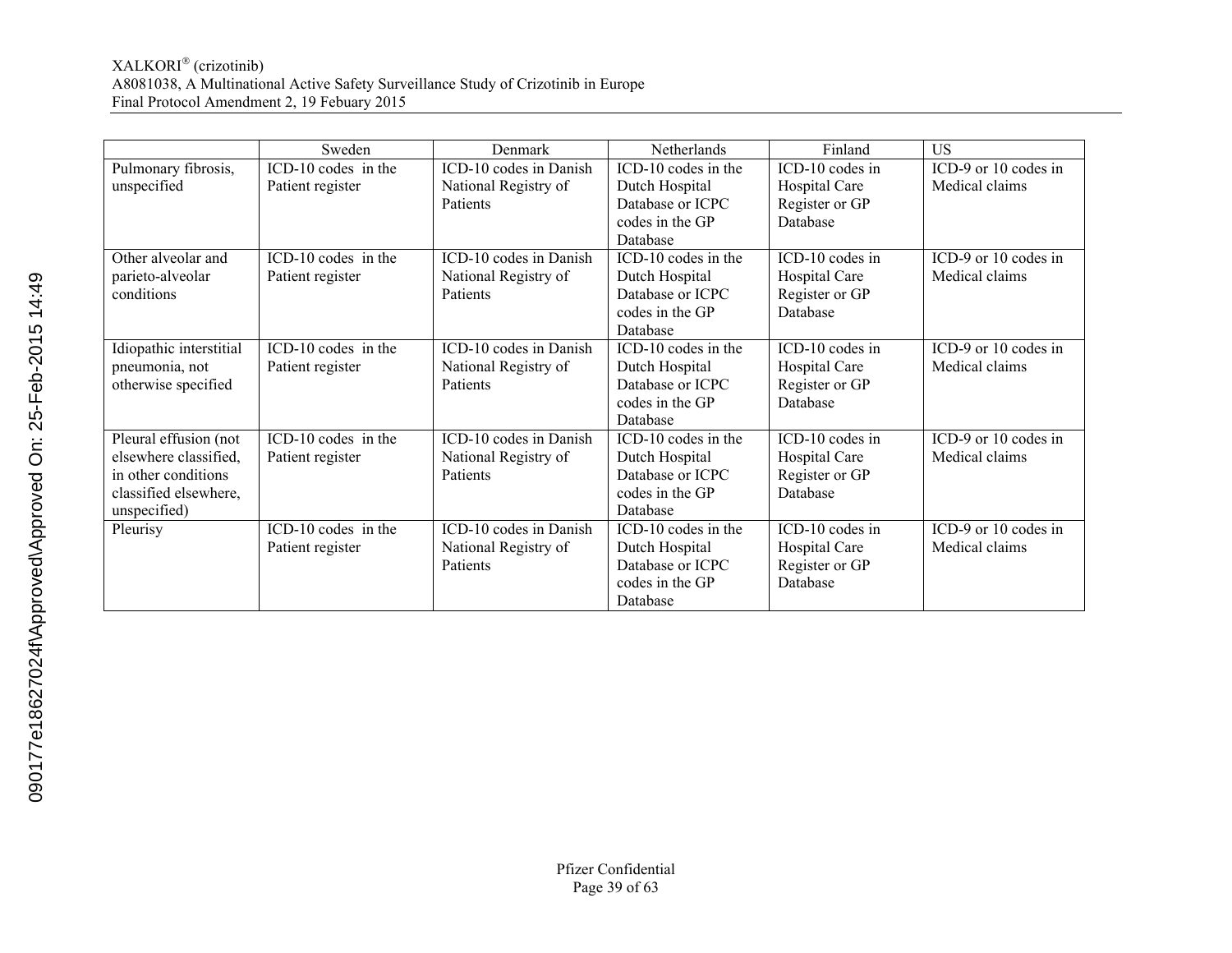| | Sweden | Denmark | Netherlands | Finland | US |
|---|---|---|---|---|---|
| Pulmonary fibrosis, unspecified | ICD-10 codes in the Patient register | ICD-10 codes in Danish National Registry of Patients | ICD-10 codes in the Dutch Hospital Database or ICPC codes in the GP Database | ICD-10 codes in Hospital Care Register or GP Database | ICD-9 or 10 codes in Medical claims |
| Other alveolar and parieto-alveolar conditions | ICD-10 codes in the Patient register | ICD-10 codes in Danish National Registry of Patients | ICD-10 codes in the Dutch Hospital Database or ICPC codes in the GP Database | ICD-10 codes in Hospital Care Register or GP Database | ICD-9 or 10 codes in Medical claims |
| Idiopathic interstitial pneumonia, not otherwise specified | ICD-10 codes in the Patient register | ICD-10 codes in Danish National Registry of Patients | ICD-10 codes in the Dutch Hospital Database or ICPC codes in the GP Database | ICD-10 codes in Hospital Care Register or GP Database | ICD-9 or 10 codes in Medical claims |
| Pleural effusion (not elsewhere classified, in other conditions classified elsewhere, unspecified) | ICD-10 codes in the Patient register | ICD-10 codes in Danish National Registry of Patients | ICD-10 codes in the Dutch Hospital Database or ICPC codes in the GP Database | ICD-10 codes in Hospital Care Register or GP Database | ICD-9 or 10 codes in Medical claims |
| Pleurisy | ICD-10 codes in the Patient register | ICD-10 codes in Danish National Registry of Patients | ICD-10 codes in the Dutch Hospital Database or ICPC codes in the GP Database | ICD-10 codes in Hospital Care Register or GP Database | ICD-9 or 10 codes in Medical claims |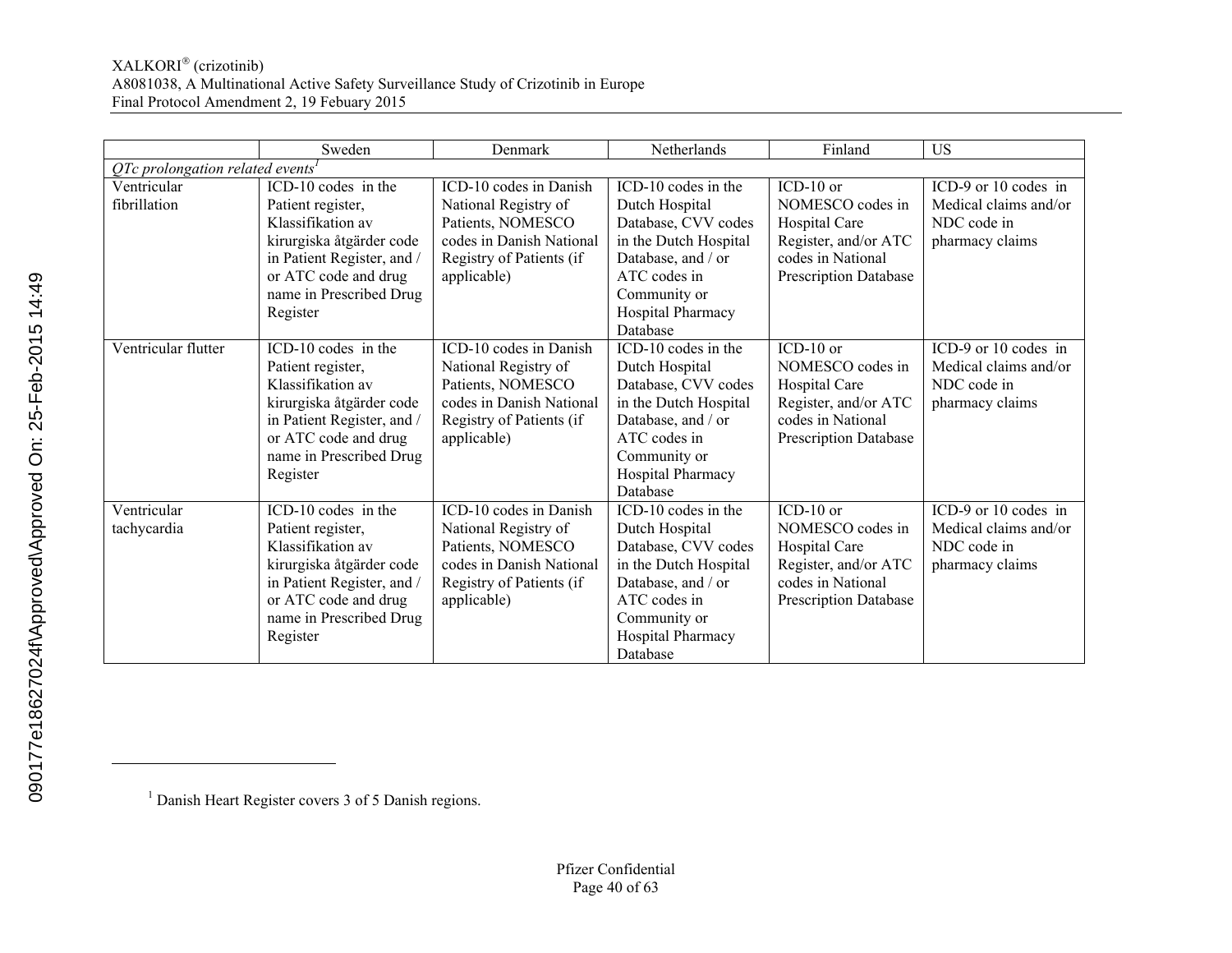| | Sweden | Denmark | Netherlands | Finland | US |
|---|---|---|---|---|---|
| *QTc prolongation related events*[1] | | | | | |
| Ventricular fibrillation | ICD-10 codes in the Patient register, Klassifikation av kirurgiska åtgärder code in Patient Register, and / or ATC code and drug name in Prescribed Drug Register | ICD-10 codes in Danish National Registry of Patients, NOMESCO codes in Danish National Registry of Patients (if applicable) | ICD-10 codes in the Dutch Hospital Database, CVV codes in the Dutch Hospital Database, and / or ATC codes in Community or Hospital Pharmacy Database | ICD-10 or NOMESCO codes in Hospital Care Register, and/or ATC codes in National Prescription Database | ICD-9 or 10 codes in Medical claims and/or NDC code in pharmacy claims |
| Ventricular flutter | ICD-10 codes in the Patient register, Klassifikation av kirurgiska åtgärder code in Patient Register, and / or ATC code and drug name in Prescribed Drug Register | ICD-10 codes in Danish National Registry of Patients, NOMESCO codes in Danish National Registry of Patients (if applicable) | ICD-10 codes in the Dutch Hospital Database, CVV codes in the Dutch Hospital Database, and / or ATC codes in Community or Hospital Pharmacy Database | ICD-10 or NOMESCO codes in Hospital Care Register, and/or ATC codes in National Prescription Database | ICD-9 or 10 codes in Medical claims and/or NDC code in pharmacy claims |
| Ventricular tachycardia | ICD-10 codes in the Patient register, Klassifikation av kirurgiska åtgärder code in Patient Register, and / or ATC code and drug name in Prescribed Drug Register | ICD-10 codes in Danish National Registry of Patients, NOMESCO codes in Danish National Registry of Patients (if applicable) | ICD-10 codes in the Dutch Hospital Database, CVV codes in the Dutch Hospital Database, and / or ATC codes in Community or Hospital Pharmacy Database | ICD-10 or NOMESCO codes in Hospital Care Register, and/or ATC codes in National Prescription Database | ICD-9 or 10 codes in Medical claims and/or NDC code in pharmacy claims |

[1] Danish Heart Register covers 3 of 5 Danish regions.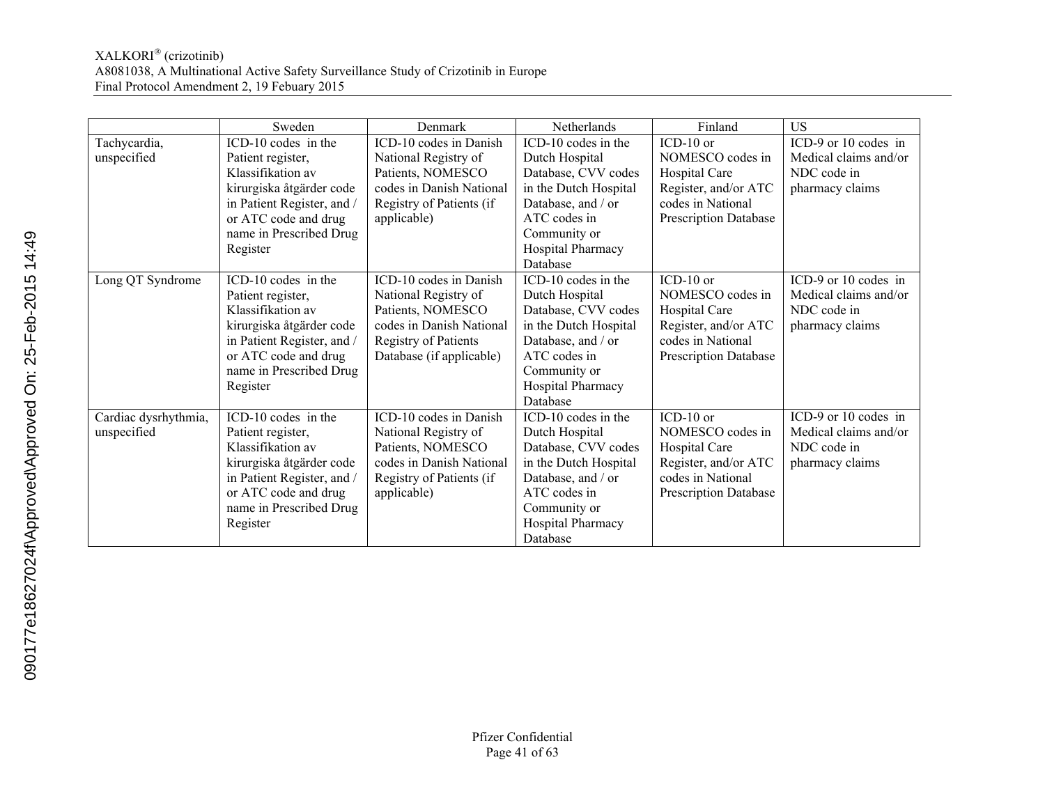| | Sweden | Denmark | Netherlands | Finland | US |
|---|---|---|---|---|---|
| Tachycardia, unspecified | ICD-10 codes in the Patient register, Klassifikation av kirurgiska åtgärder code in Patient Register, and / or ATC code and drug name in Prescribed Drug Register | ICD-10 codes in Danish National Registry of Patients, NOMESCO codes in Danish National Registry of Patients (if applicable) | ICD-10 codes in the Dutch Hospital Database, CVV codes in the Dutch Hospital Database, and / or ATC codes in Community or Hospital Pharmacy Database | ICD-10 or NOMESCO codes in Hospital Care Register, and/or ATC codes in National Prescription Database | ICD-9 or 10 codes in Medical claims and/or NDC code in pharmacy claims |
| Long QT Syndrome | ICD-10 codes in the Patient register, Klassifikation av kirurgiska åtgärder code in Patient Register, and / or ATC code and drug name in Prescribed Drug Register | ICD-10 codes in Danish National Registry of Patients, NOMESCO codes in Danish National Registry of Patients Database (if applicable) | ICD-10 codes in the Dutch Hospital Database, CVV codes in the Dutch Hospital Database, and / or ATC codes in Community or Hospital Pharmacy Database | ICD-10 or NOMESCO codes in Hospital Care Register, and/or ATC codes in National Prescription Database | ICD-9 or 10 codes in Medical claims and/or NDC code in pharmacy claims |
| Cardiac dysrhythmia, unspecified | ICD-10 codes in the Patient register, Klassifikation av kirurgiska åtgärder code in Patient Register, and / or ATC code and drug name in Prescribed Drug Register | ICD-10 codes in Danish National Registry of Patients, NOMESCO codes in Danish National Registry of Patients (if applicable) | ICD-10 codes in the Dutch Hospital Database, CVV codes in the Dutch Hospital Database, and / or ATC codes in Community or Hospital Pharmacy Database | ICD-10 or NOMESCO codes in Hospital Care Register, and/or ATC codes in National Prescription Database | ICD-9 or 10 codes in Medical claims and/or NDC code in pharmacy claims |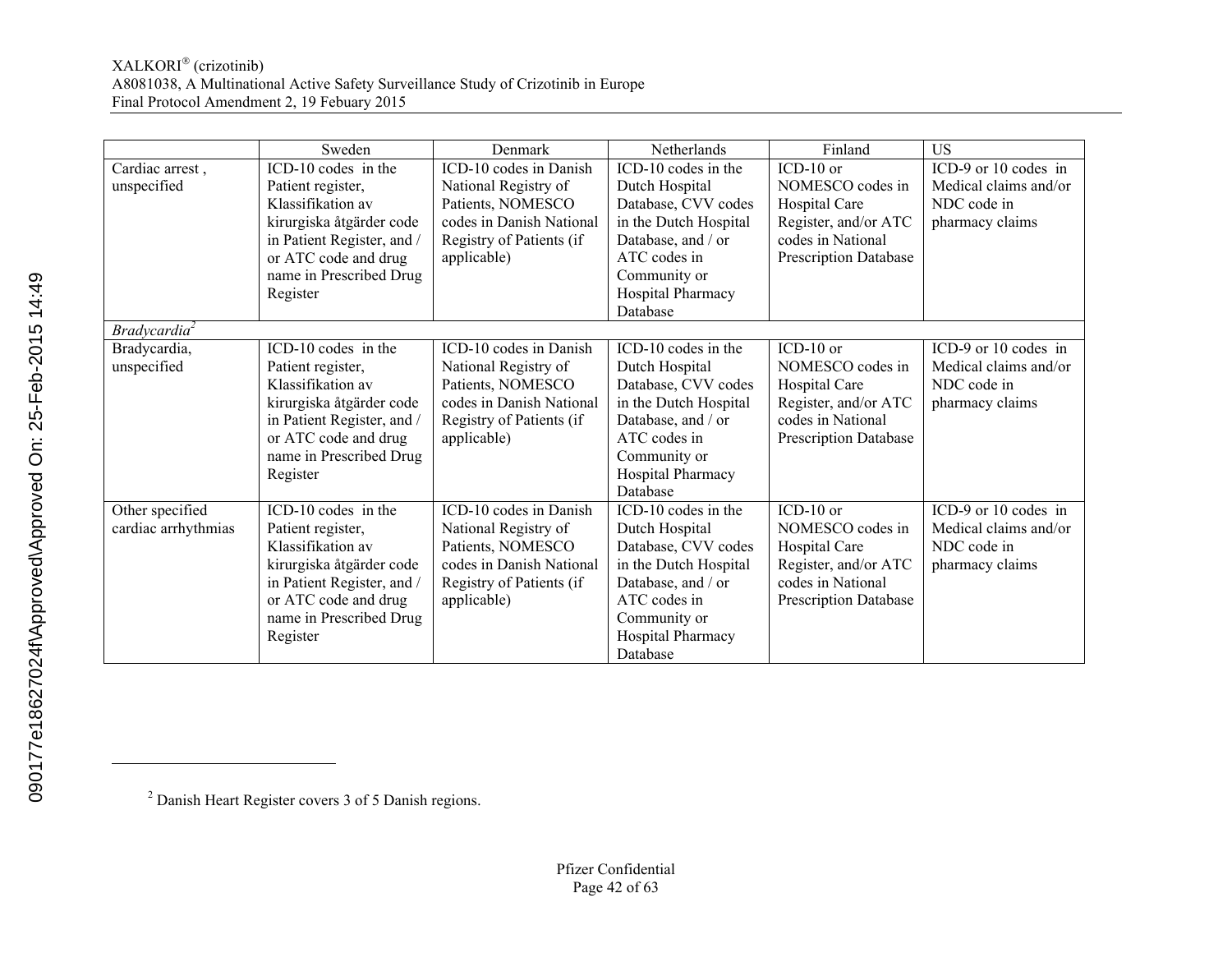| | Sweden | Denmark | Netherlands | Finland | US |
|---|---|---|---|---|---|
| Cardiac arrest , unspecified | ICD-10 codes in the Patient register, Klassifikation av kirurgiska åtgärder code in Patient Register, and / or ATC code and drug name in Prescribed Drug Register | ICD-10 codes in Danish National Registry of Patients, NOMESCO codes in Danish National Registry of Patients (if applicable) | ICD-10 codes in the Dutch Hospital Database, CVV codes in the Dutch Hospital Database, and / or ATC codes in Community or Hospital Pharmacy Database | ICD-10 or NOMESCO codes in Hospital Care Register, and/or ATC codes in National Prescription Database | ICD-9 or 10 codes in Medical claims and/or NDC code in pharmacy claims |
| *Bradycardia*[2] | | | | | |
| Bradycardia, unspecified | ICD-10 codes in the Patient register, Klassifikation av kirurgiska åtgärder code in Patient Register, and / or ATC code and drug name in Prescribed Drug Register | ICD-10 codes in Danish National Registry of Patients, NOMESCO codes in Danish National Registry of Patients (if applicable) | ICD-10 codes in the Dutch Hospital Database, CVV codes in the Dutch Hospital Database, and / or ATC codes in Community or Hospital Pharmacy Database | ICD-10 or NOMESCO codes in Hospital Care Register, and/or ATC codes in National Prescription Database | ICD-9 or 10 codes in Medical claims and/or NDC code in pharmacy claims |
| Other specified cardiac arrhythmias | ICD-10 codes in the Patient register, Klassifikation av kirurgiska åtgärder code in Patient Register, and / or ATC code and drug name in Prescribed Drug Register | ICD-10 codes in Danish National Registry of Patients, NOMESCO codes in Danish National Registry of Patients (if applicable) | ICD-10 codes in the Dutch Hospital Database, CVV codes in the Dutch Hospital Database, and / or ATC codes in Community or Hospital Pharmacy Database | ICD-10 or NOMESCO codes in Hospital Care Register, and/or ATC codes in National Prescription Database | ICD-9 or 10 codes in Medical claims and/or NDC code in pharmacy claims |

[2] Danish Heart Register covers 3 of 5 Danish regions.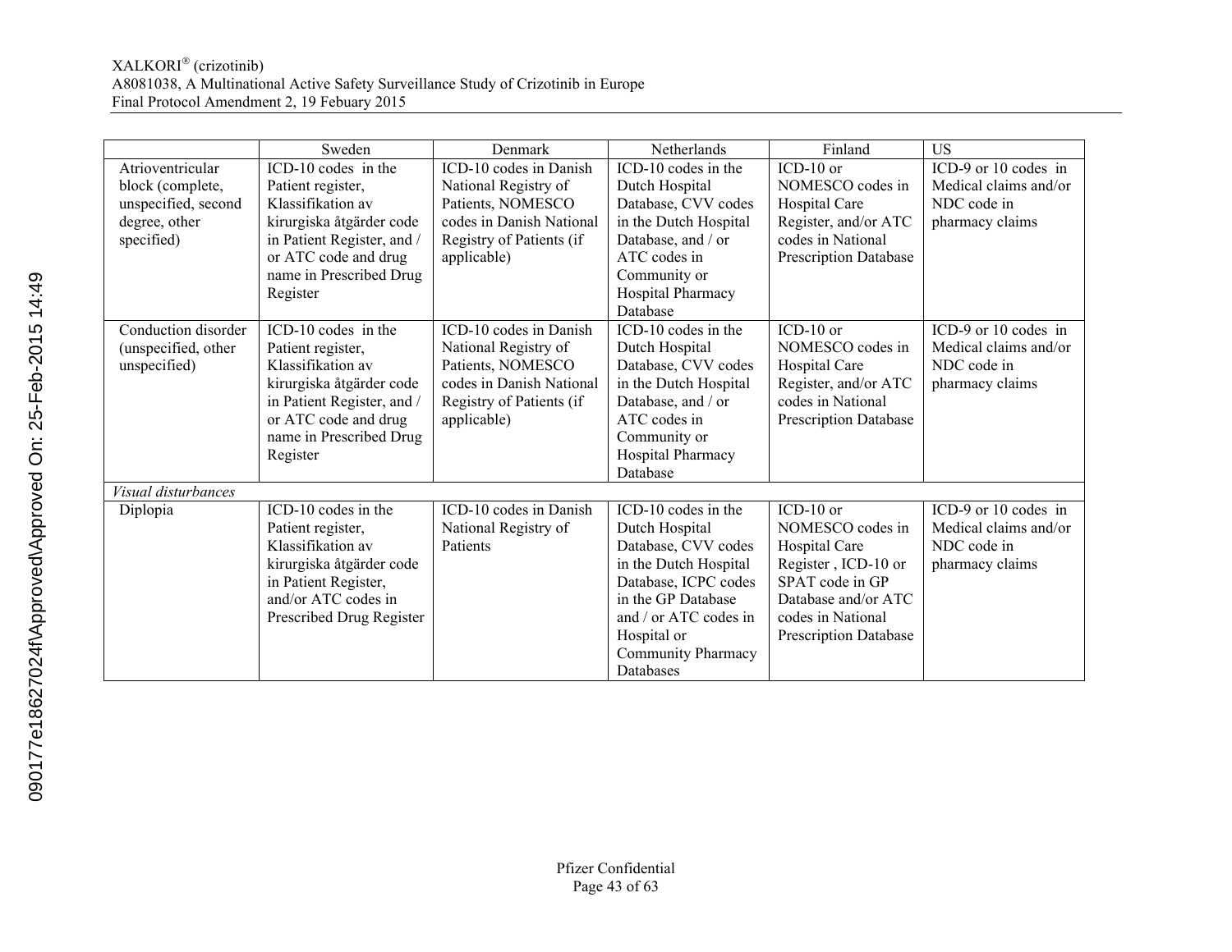| | Sweden | Denmark | Netherlands | Finland | US |
|---|---|---|---|---|---|
| Atrioventricular block (complete, unspecified, second degree, other specified) | ICD-10 codes in the Patient register, Klassifikation av kirurgiska åtgärder code in Patient Register, and / or ATC code and drug name in Prescribed Drug Register | ICD-10 codes in Danish National Registry of Patients, NOMESCO codes in Danish National Registry of Patients (if applicable) | ICD-10 codes in the Dutch Hospital Database, CVV codes in the Dutch Hospital Database, and / or ATC codes in Community or Hospital Pharmacy Database | ICD-10 or NOMESCO codes in Hospital Care Register, and/or ATC codes in National Prescription Database | ICD-9 or 10 codes in Medical claims and/or NDC code in pharmacy claims |
| Conduction disorder (unspecified, other unspecified) | ICD-10 codes in the Patient register, Klassifikation av kirurgiska åtgärder code in Patient Register, and / or ATC code and drug name in Prescribed Drug Register | ICD-10 codes in Danish National Registry of Patients, NOMESCO codes in Danish National Registry of Patients (if applicable) | ICD-10 codes in the Dutch Hospital Database, CVV codes in the Dutch Hospital Database, and / or ATC codes in Community or Hospital Pharmacy Database | ICD-10 or NOMESCO codes in Hospital Care Register, and/or ATC codes in National Prescription Database | ICD-9 or 10 codes in Medical claims and/or NDC code in pharmacy claims |
| *Visual disturbances* | | | | | |
| Diplopia | ICD-10 codes in the Patient register, Klassifikation av kirurgiska åtgärder code in Patient Register, and/or ATC codes in Prescribed Drug Register | ICD-10 codes in Danish National Registry of Patients | ICD-10 codes in the Dutch Hospital Database, CVV codes in the Dutch Hospital Database, ICPC codes in the GP Database and / or ATC codes in Hospital or Community Pharmacy Databases | ICD-10 or NOMESCO codes in Hospital Care Register , ICD-10 or SPAT code in GP Database and/or ATC codes in National Prescription Database | ICD-9 or 10 codes in Medical claims and/or NDC code in pharmacy claims |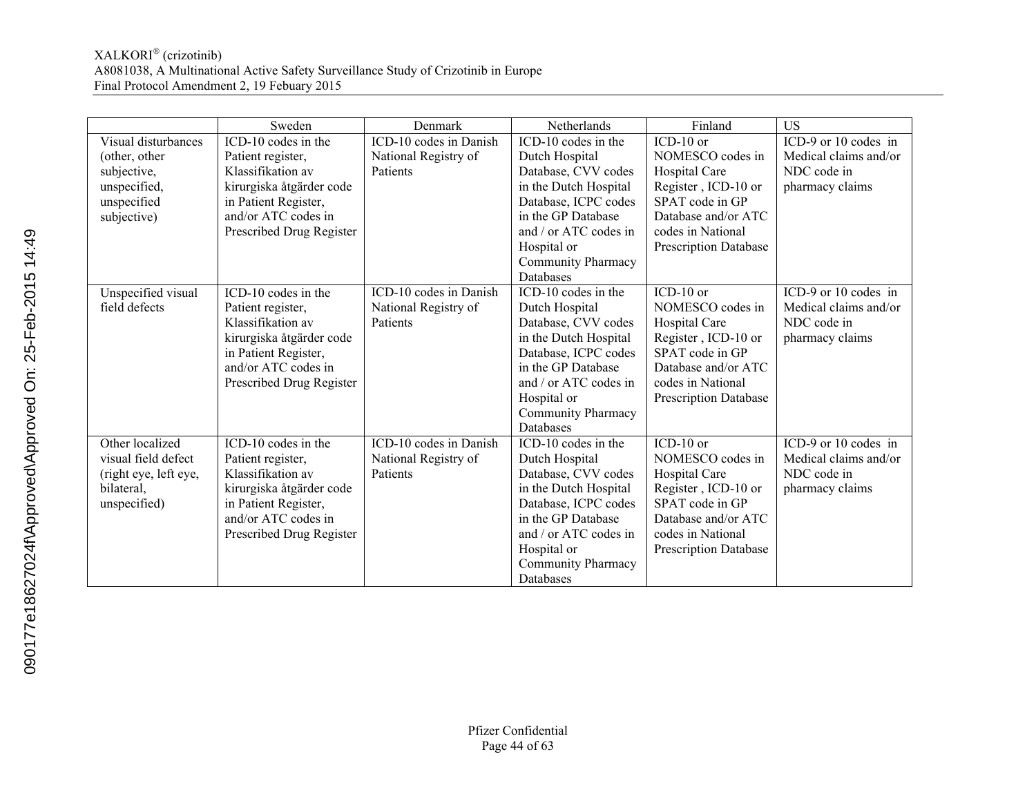| | Sweden | Denmark | Netherlands | Finland | US |
|---|---|---|---|---|---|
| Visual disturbances (other, other subjective, unspecified, unspecified subjective) | ICD-10 codes in the Patient register, Klassifikation av kirurgiska åtgärder code in Patient Register, and/or ATC codes in Prescribed Drug Register | ICD-10 codes in Danish National Registry of Patients | ICD-10 codes in the Dutch Hospital Database, CVV codes in the Dutch Hospital Database, ICPC codes in the GP Database and / or ATC codes in Hospital or Community Pharmacy Databases | ICD-10 or NOMESCO codes in Hospital Care Register , ICD-10 or SPAT code in GP Database and/or ATC codes in National Prescription Database | ICD-9 or 10 codes in Medical claims and/or NDC code in pharmacy claims |
| Unspecified visual field defects | ICD-10 codes in the Patient register, Klassifikation av kirurgiska åtgärder code in Patient Register, and/or ATC codes in Prescribed Drug Register | ICD-10 codes in Danish National Registry of Patients | ICD-10 codes in the Dutch Hospital Database, CVV codes in the Dutch Hospital Database, ICPC codes in the GP Database and / or ATC codes in Hospital or Community Pharmacy Databases | ICD-10 or NOMESCO codes in Hospital Care Register , ICD-10 or SPAT code in GP Database and/or ATC codes in National Prescription Database | ICD-9 or 10 codes in Medical claims and/or NDC code in pharmacy claims |
| Other localized visual field defect (right eye, left eye, bilateral, unspecified) | ICD-10 codes in the Patient register, Klassifikation av kirurgiska åtgärder code in Patient Register, and/or ATC codes in Prescribed Drug Register | ICD-10 codes in Danish National Registry of Patients | ICD-10 codes in the Dutch Hospital Database, CVV codes in the Dutch Hospital Database, ICPC codes in the GP Database and / or ATC codes in Hospital or Community Pharmacy Databases | ICD-10 or NOMESCO codes in Hospital Care Register , ICD-10 or SPAT code in GP Database and/or ATC codes in National Prescription Database | ICD-9 or 10 codes in Medical claims and/or NDC code in pharmacy claims |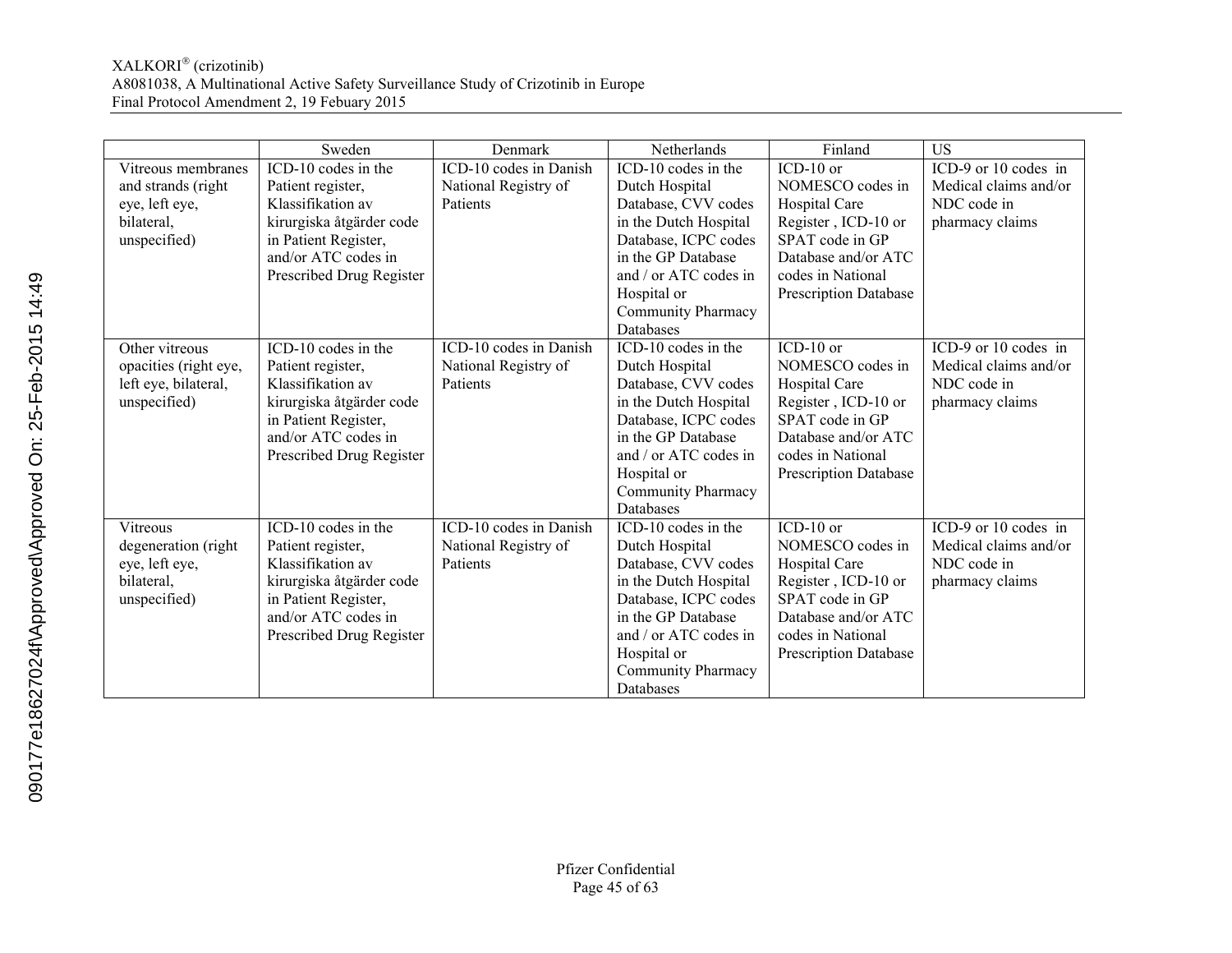| | Sweden | Denmark | Netherlands | Finland | US |
|---|---|---|---|---|---|
| Vitreous membranes and strands (right eye, left eye, bilateral, unspecified) | ICD-10 codes in the Patient register, Klassifikation av kirurgiska åtgärder code in Patient Register, and/or ATC codes in Prescribed Drug Register | ICD-10 codes in Danish National Registry of Patients | ICD-10 codes in the Dutch Hospital Database, CVV codes in the Dutch Hospital Database, ICPC codes in the GP Database and / or ATC codes in Hospital or Community Pharmacy Databases | ICD-10 or NOMESCO codes in Hospital Care Register , ICD-10 or SPAT code in GP Database and/or ATC codes in National Prescription Database | ICD-9 or 10 codes in Medical claims and/or NDC code in pharmacy claims |
| Other vitreous opacities (right eye, left eye, bilateral, unspecified) | ICD-10 codes in the Patient register, Klassifikation av kirurgiska åtgärder code in Patient Register, and/or ATC codes in Prescribed Drug Register | ICD-10 codes in Danish National Registry of Patients | ICD-10 codes in the Dutch Hospital Database, CVV codes in the Dutch Hospital Database, ICPC codes in the GP Database and / or ATC codes in Hospital or Community Pharmacy Databases | ICD-10 or NOMESCO codes in Hospital Care Register , ICD-10 or SPAT code in GP Database and/or ATC codes in National Prescription Database | ICD-9 or 10 codes in Medical claims and/or NDC code in pharmacy claims |
| Vitreous degeneration (right eye, left eye, bilateral, unspecified) | ICD-10 codes in the Patient register, Klassifikation av kirurgiska åtgärder code in Patient Register, and/or ATC codes in Prescribed Drug Register | ICD-10 codes in Danish National Registry of Patients | ICD-10 codes in the Dutch Hospital Database, CVV codes in the Dutch Hospital Database, ICPC codes in the GP Database and / or ATC codes in Hospital or Community Pharmacy Databases | ICD-10 or NOMESCO codes in Hospital Care Register , ICD-10 or SPAT code in GP Database and/or ATC codes in National Prescription Database | ICD-9 or 10 codes in Medical claims and/or NDC code in pharmacy claims |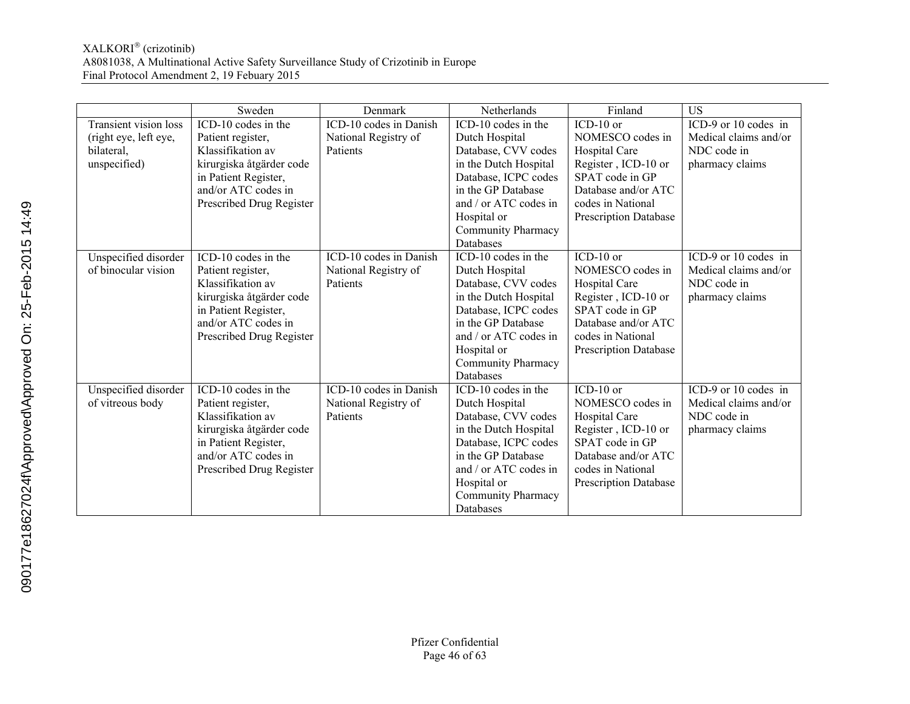| | Sweden | Denmark | Netherlands | Finland | US |
|---|---|---|---|---|---|
| Transient vision loss (right eye, left eye, bilateral, unspecified) | ICD-10 codes in the Patient register, Klassifikation av kirurgiska åtgärder code in Patient Register, and/or ATC codes in Prescribed Drug Register | ICD-10 codes in Danish National Registry of Patients | ICD-10 codes in the Dutch Hospital Database, CVV codes in the Dutch Hospital Database, ICPC codes in the GP Database and / or ATC codes in Hospital or Community Pharmacy Databases | ICD-10 or NOMESCO codes in Hospital Care Register , ICD-10 or SPAT code in GP Database and/or ATC codes in National Prescription Database | ICD-9 or 10 codes in Medical claims and/or NDC code in pharmacy claims |
| Unspecified disorder of binocular vision | ICD-10 codes in the Patient register, Klassifikation av kirurgiska åtgärder code in Patient Register, and/or ATC codes in Prescribed Drug Register | ICD-10 codes in Danish National Registry of Patients | ICD-10 codes in the Dutch Hospital Database, CVV codes in the Dutch Hospital Database, ICPC codes in the GP Database and / or ATC codes in Hospital or Community Pharmacy Databases | ICD-10 or NOMESCO codes in Hospital Care Register , ICD-10 or SPAT code in GP Database and/or ATC codes in National Prescription Database | ICD-9 or 10 codes in Medical claims and/or NDC code in pharmacy claims |
| Unspecified disorder of vitreous body | ICD-10 codes in the Patient register, Klassifikation av kirurgiska åtgärder code in Patient Register, and/or ATC codes in Prescribed Drug Register | ICD-10 codes in Danish National Registry of Patients | ICD-10 codes in the Dutch Hospital Database, CVV codes in the Dutch Hospital Database, ICPC codes in the GP Database and / or ATC codes in Hospital or Community Pharmacy Databases | ICD-10 or NOMESCO codes in Hospital Care Register , ICD-10 or SPAT code in GP Database and/or ATC codes in National Prescription Database | ICD-9 or 10 codes in Medical claims and/or NDC code in pharmacy claims |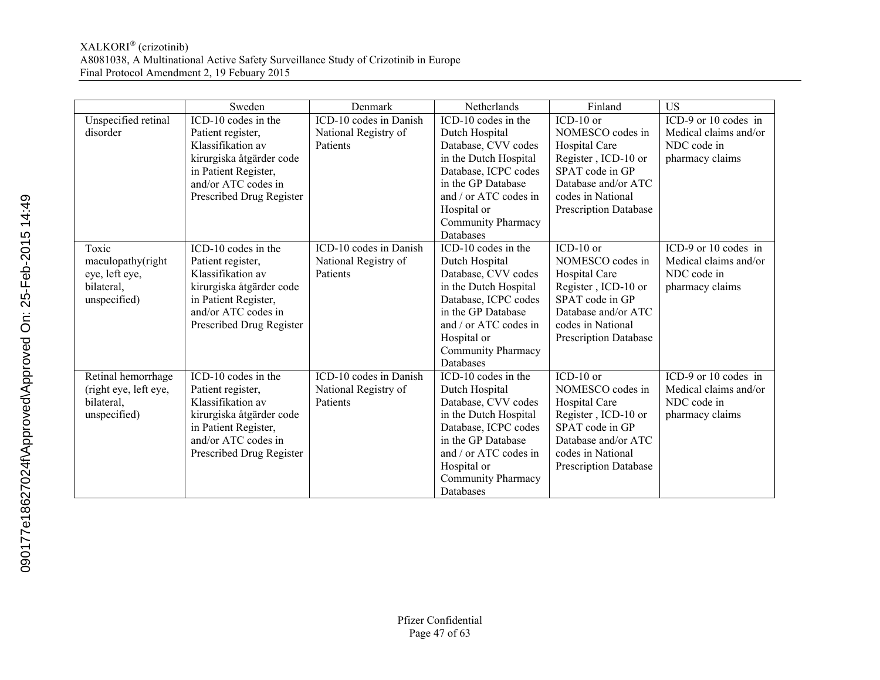| | Sweden | Denmark | Netherlands | Finland | US |
|---|---|---|---|---|---|
| Unspecified retinal disorder | ICD-10 codes in the Patient register, Klassifikation av kirurgiska åtgärder code in Patient Register, and/or ATC codes in Prescribed Drug Register | ICD-10 codes in Danish National Registry of Patients | ICD-10 codes in the Dutch Hospital Database, CVV codes in the Dutch Hospital Database, ICPC codes in the GP Database and / or ATC codes in Hospital or Community Pharmacy Databases | ICD-10 or NOMESCO codes in Hospital Care Register , ICD-10 or SPAT code in GP Database and/or ATC codes in National Prescription Database | ICD-9 or 10 codes in Medical claims and/or NDC code in pharmacy claims |
| Toxic maculopathy(right eye, left eye, bilateral, unspecified) | ICD-10 codes in the Patient register, Klassifikation av kirurgiska åtgärder code in Patient Register, and/or ATC codes in Prescribed Drug Register | ICD-10 codes in Danish National Registry of Patients | ICD-10 codes in the Dutch Hospital Database, CVV codes in the Dutch Hospital Database, ICPC codes in the GP Database and / or ATC codes in Hospital or Community Pharmacy Databases | ICD-10 or NOMESCO codes in Hospital Care Register , ICD-10 or SPAT code in GP Database and/or ATC codes in National Prescription Database | ICD-9 or 10 codes in Medical claims and/or NDC code in pharmacy claims |
| Retinal hemorrhage (right eye, left eye, bilateral, unspecified) | ICD-10 codes in the Patient register, Klassifikation av kirurgiska åtgärder code in Patient Register, and/or ATC codes in Prescribed Drug Register | ICD-10 codes in Danish National Registry of Patients | ICD-10 codes in the Dutch Hospital Database, CVV codes in the Dutch Hospital Database, ICPC codes in the GP Database and / or ATC codes in Hospital or Community Pharmacy Databases | ICD-10 or NOMESCO codes in Hospital Care Register , ICD-10 or SPAT code in GP Database and/or ATC codes in National Prescription Database | ICD-9 or 10 codes in Medical claims and/or NDC code in pharmacy claims |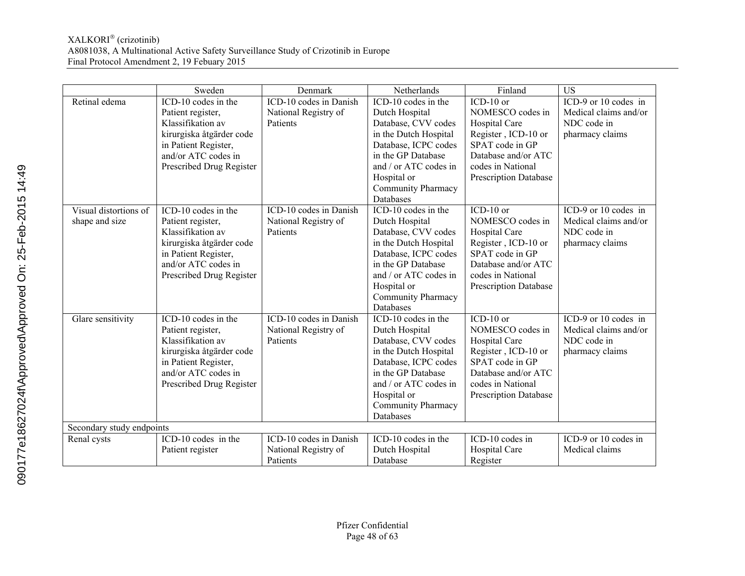| | Sweden | Denmark | Netherlands | Finland | US |
|---|---|---|---|---|---|
| Retinal edema | ICD-10 codes in the Patient register, Klassifikation av kirurgiska åtgärder code in Patient Register, and/or ATC codes in Prescribed Drug Register | ICD-10 codes in Danish National Registry of Patients | ICD-10 codes in the Dutch Hospital Database, CVV codes in the Dutch Hospital Database, ICPC codes in the GP Database and / or ATC codes in Hospital or Community Pharmacy Databases | ICD-10 or NOMESCO codes in Hospital Care Register , ICD-10 or SPAT code in GP Database and/or ATC codes in National Prescription Database | ICD-9 or 10 codes in Medical claims and/or NDC code in pharmacy claims |
| Visual distortions of shape and size | ICD-10 codes in the Patient register, Klassifikation av kirurgiska åtgärder code in Patient Register, and/or ATC codes in Prescribed Drug Register | ICD-10 codes in Danish National Registry of Patients | ICD-10 codes in the Dutch Hospital Database, CVV codes in the Dutch Hospital Database, ICPC codes in the GP Database and / or ATC codes in Hospital or Community Pharmacy Databases | ICD-10 or NOMESCO codes in Hospital Care Register , ICD-10 or SPAT code in GP Database and/or ATC codes in National Prescription Database | ICD-9 or 10 codes in Medical claims and/or NDC code in pharmacy claims |
| Glare sensitivity | ICD-10 codes in the Patient register, Klassifikation av kirurgiska åtgärder code in Patient Register, and/or ATC codes in Prescribed Drug Register | ICD-10 codes in Danish National Registry of Patients | ICD-10 codes in the Dutch Hospital Database, CVV codes in the Dutch Hospital Database, ICPC codes in the GP Database and / or ATC codes in Hospital or Community Pharmacy Databases | ICD-10 or NOMESCO codes in Hospital Care Register , ICD-10 or SPAT code in GP Database and/or ATC codes in National Prescription Database | ICD-9 or 10 codes in Medical claims and/or NDC code in pharmacy claims |
| Secondary study endpoints | | | | | |
| Renal cysts | ICD-10 codes in the Patient register | ICD-10 codes in Danish National Registry of Patients | ICD-10 codes in the Dutch Hospital Database | ICD-10 codes in Hospital Care Register | ICD-9 or 10 codes in Medical claims |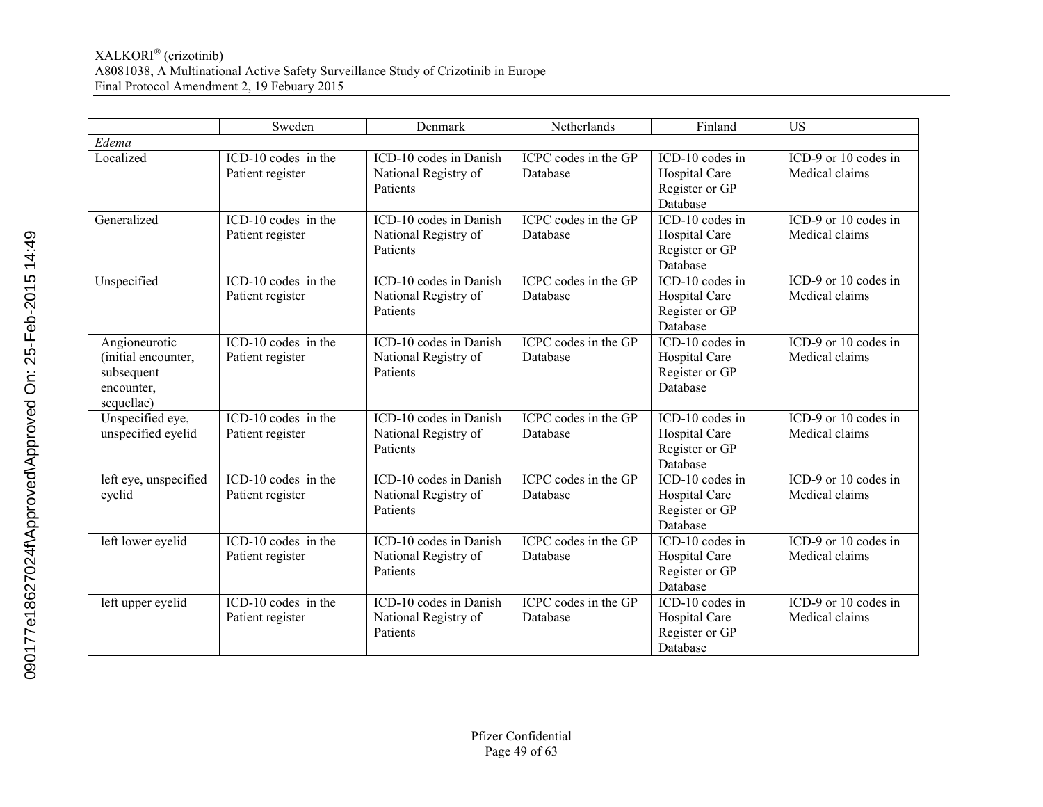| | Sweden | Denmark | Netherlands | Finland | US |
|---|---|---|---|---|---|
| *Edema* | | | | | |
| Localized | ICD-10 codes in the Patient register | ICD-10 codes in Danish National Registry of Patients | ICPC codes in the GP Database | ICD-10 codes in Hospital Care Register or GP Database | ICD-9 or 10 codes in Medical claims |
| Generalized | ICD-10 codes in the Patient register | ICD-10 codes in Danish National Registry of Patients | ICPC codes in the GP Database | ICD-10 codes in Hospital Care Register or GP Database | ICD-9 or 10 codes in Medical claims |
| Unspecified | ICD-10 codes in the Patient register | ICD-10 codes in Danish National Registry of Patients | ICPC codes in the GP Database | ICD-10 codes in Hospital Care Register or GP Database | ICD-9 or 10 codes in Medical claims |
| Angioneurotic (initial encounter, subsequent encounter, sequellae) | ICD-10 codes in the Patient register | ICD-10 codes in Danish National Registry of Patients | ICPC codes in the GP Database | ICD-10 codes in Hospital Care Register or GP Database | ICD-9 or 10 codes in Medical claims |
| Unspecified eye, unspecified eyelid | ICD-10 codes in the Patient register | ICD-10 codes in Danish National Registry of Patients | ICPC codes in the GP Database | ICD-10 codes in Hospital Care Register or GP Database | ICD-9 or 10 codes in Medical claims |
| left eye, unspecified eyelid | ICD-10 codes in the Patient register | ICD-10 codes in Danish National Registry of Patients | ICPC codes in the GP Database | ICD-10 codes in Hospital Care Register or GP Database | ICD-9 or 10 codes in Medical claims |
| left lower eyelid | ICD-10 codes in the Patient register | ICD-10 codes in Danish National Registry of Patients | ICPC codes in the GP Database | ICD-10 codes in Hospital Care Register or GP Database | ICD-9 or 10 codes in Medical claims |
| left upper eyelid | ICD-10 codes in the Patient register | ICD-10 codes in Danish National Registry of Patients | ICPC codes in the GP Database | ICD-10 codes in Hospital Care Register or GP Database | ICD-9 or 10 codes in Medical claims |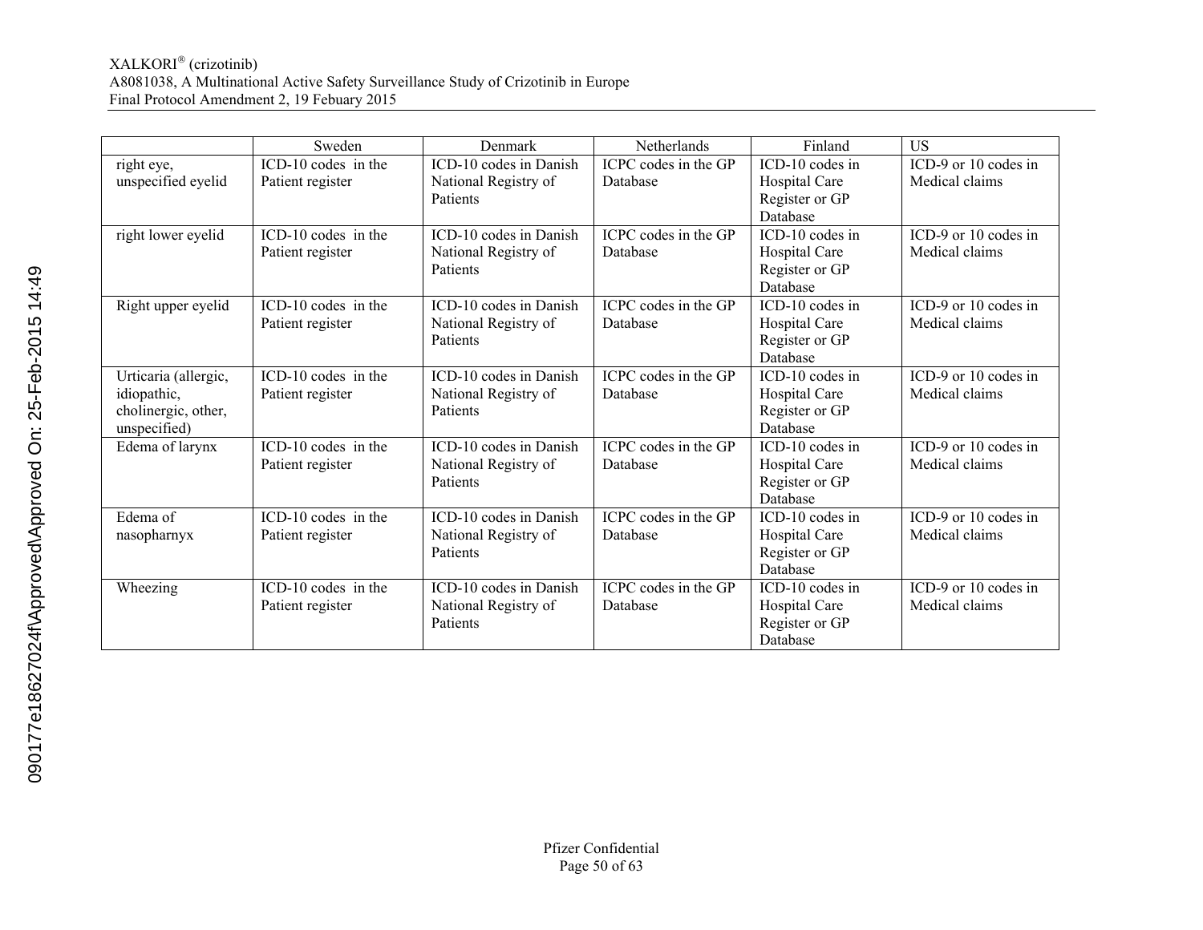| | Sweden | Denmark | Netherlands | Finland | US |
|---|---|---|---|---|---|
| right eye, unspecified eyelid | ICD-10 codes in the Patient register | ICD-10 codes in Danish National Registry of Patients | ICPC codes in the GP Database | ICD-10 codes in Hospital Care Register or GP Database | ICD-9 or 10 codes in Medical claims |
| right lower eyelid | ICD-10 codes in the Patient register | ICD-10 codes in Danish National Registry of Patients | ICPC codes in the GP Database | ICD-10 codes in Hospital Care Register or GP Database | ICD-9 or 10 codes in Medical claims |
| Right upper eyelid | ICD-10 codes in the Patient register | ICD-10 codes in Danish National Registry of Patients | ICPC codes in the GP Database | ICD-10 codes in Hospital Care Register or GP Database | ICD-9 or 10 codes in Medical claims |
| Urticaria (allergic, idiopathic, cholinergic, other, unspecified) | ICD-10 codes in the Patient register | ICD-10 codes in Danish National Registry of Patients | ICPC codes in the GP Database | ICD-10 codes in Hospital Care Register or GP Database | ICD-9 or 10 codes in Medical claims |
| Edema of larynx | ICD-10 codes in the Patient register | ICD-10 codes in Danish National Registry of Patients | ICPC codes in the GP Database | ICD-10 codes in Hospital Care Register or GP Database | ICD-9 or 10 codes in Medical claims |
| Edema of nasopharnyx | ICD-10 codes in the Patient register | ICD-10 codes in Danish National Registry of Patients | ICPC codes in the GP Database | ICD-10 codes in Hospital Care Register or GP Database | ICD-9 or 10 codes in Medical claims |
| Wheezing | ICD-10 codes in the Patient register | ICD-10 codes in Danish National Registry of Patients | ICPC codes in the GP Database | ICD-10 codes in Hospital Care Register or GP Database | ICD-9 or 10 codes in Medical claims |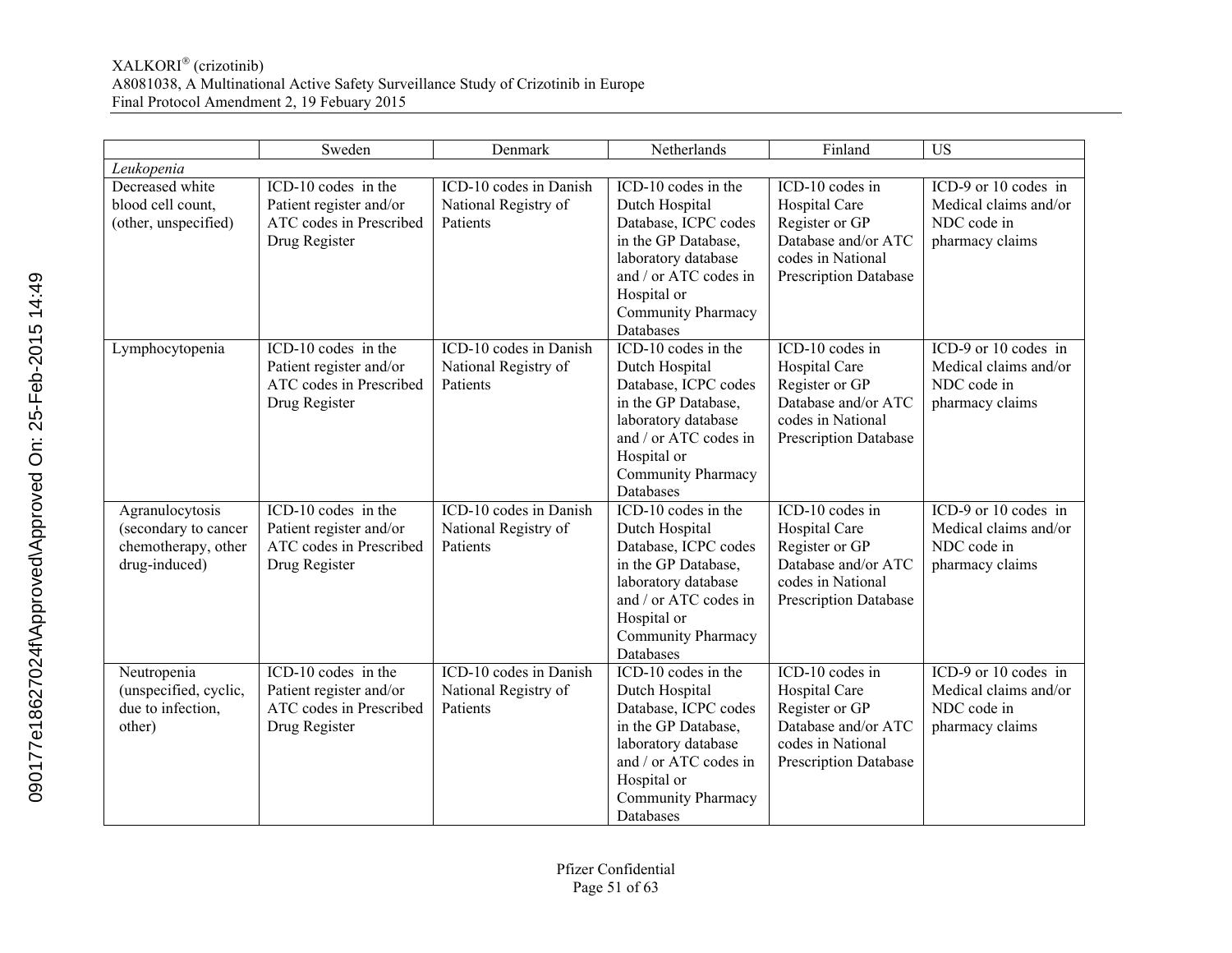| | Sweden | Denmark | Netherlands | Finland | US |
|---|---|---|---|---|---|
| *Leukopenia* | | | | | |
| Decreased white blood cell count, (other, unspecified) | ICD-10 codes in the Patient register and/or ATC codes in Prescribed Drug Register | ICD-10 codes in Danish National Registry of Patients | ICD-10 codes in the Dutch Hospital Database, ICPC codes in the GP Database, laboratory database and / or ATC codes in Hospital or Community Pharmacy Databases | ICD-10 codes in Hospital Care Register or GP Database and/or ATC codes in National Prescription Database | ICD-9 or 10 codes in Medical claims and/or NDC code in pharmacy claims |
| Lymphocytopenia | ICD-10 codes in the Patient register and/or ATC codes in Prescribed Drug Register | ICD-10 codes in Danish National Registry of Patients | ICD-10 codes in the Dutch Hospital Database, ICPC codes in the GP Database, laboratory database and / or ATC codes in Hospital or Community Pharmacy Databases | ICD-10 codes in Hospital Care Register or GP Database and/or ATC codes in National Prescription Database | ICD-9 or 10 codes in Medical claims and/or NDC code in pharmacy claims |
| Agranulocytosis (secondary to cancer chemotherapy, other drug-induced) | ICD-10 codes in the Patient register and/or ATC codes in Prescribed Drug Register | ICD-10 codes in Danish National Registry of Patients | ICD-10 codes in the Dutch Hospital Database, ICPC codes in the GP Database, laboratory database and / or ATC codes in Hospital or Community Pharmacy Databases | ICD-10 codes in Hospital Care Register or GP Database and/or ATC codes in National Prescription Database | ICD-9 or 10 codes in Medical claims and/or NDC code in pharmacy claims |
| Neutropenia (unspecified, cyclic, due to infection, other) | ICD-10 codes in the Patient register and/or ATC codes in Prescribed Drug Register | ICD-10 codes in Danish National Registry of Patients | ICD-10 codes in the Dutch Hospital Database, ICPC codes in the GP Database, laboratory database and / or ATC codes in Hospital or Community Pharmacy Databases | ICD-10 codes in Hospital Care Register or GP Database and/or ATC codes in National Prescription Database | ICD-9 or 10 codes in Medical claims and/or NDC code in pharmacy claims |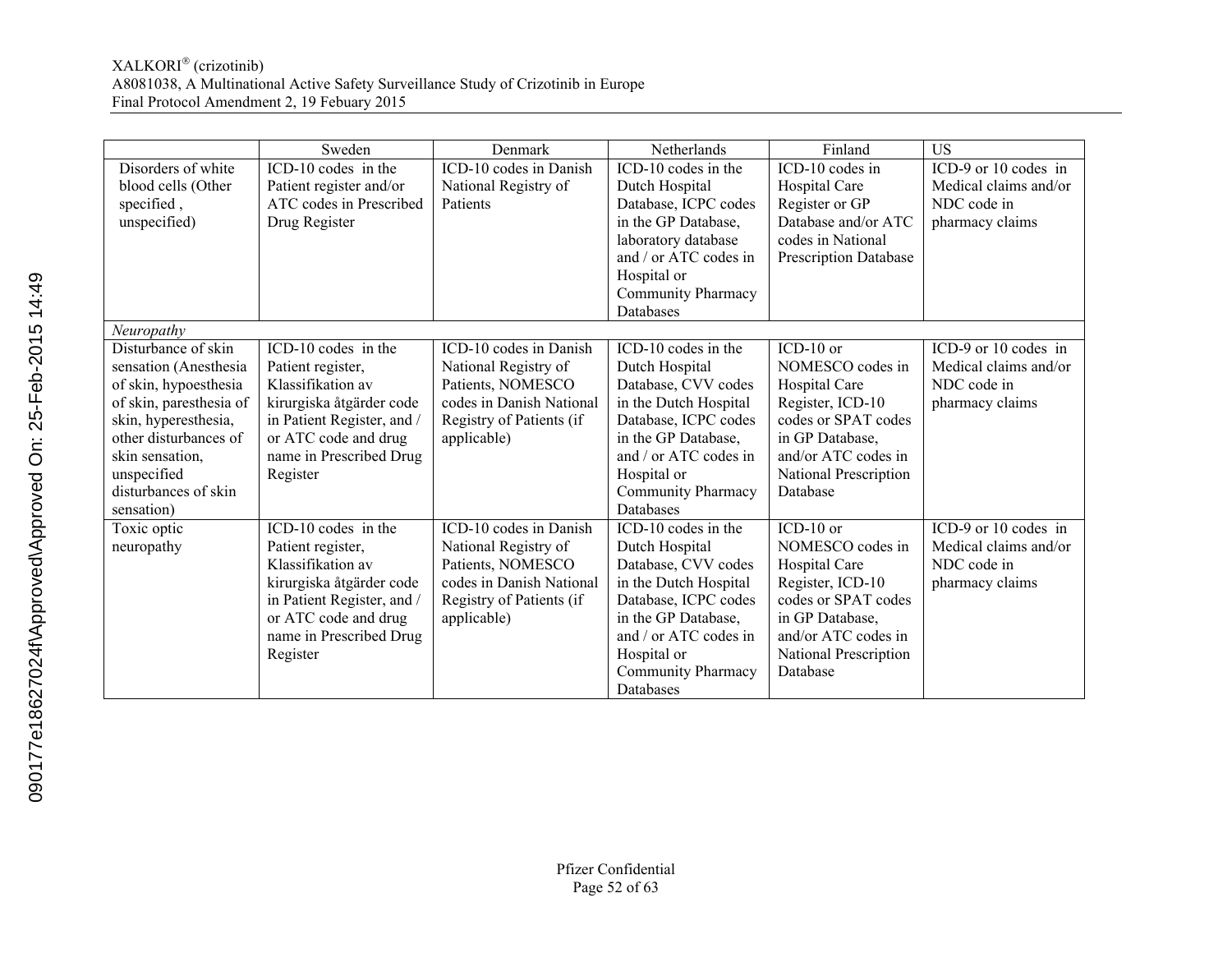| | Sweden | Denmark | Netherlands | Finland | US |
|---|---|---|---|---|---|
| Disorders of white blood cells (Other specified , unspecified) | ICD-10 codes in the Patient register and/or ATC codes in Prescribed Drug Register | ICD-10 codes in Danish National Registry of Patients | ICD-10 codes in the Dutch Hospital Database, ICPC codes in the GP Database, laboratory database and / or ATC codes in Hospital or Community Pharmacy Databases | ICD-10 codes in Hospital Care Register or GP Database and/or ATC codes in National Prescription Database | ICD-9 or 10 codes in Medical claims and/or NDC code in pharmacy claims |
| *Neuropathy* | | | | | |
| Disturbance of skin sensation (Anesthesia of skin, hypoesthesia of skin, paresthesia of skin, hyperesthesia, other disturbances of skin sensation, unspecified disturbances of skin sensation) | ICD-10 codes in the Patient register, Klassifikation av kirurgiska åtgärder code in Patient Register, and / or ATC code and drug name in Prescribed Drug Register | ICD-10 codes in Danish National Registry of Patients, NOMESCO codes in Danish National Registry of Patients (if applicable) | ICD-10 codes in the Dutch Hospital Database, CVV codes in the Dutch Hospital Database, ICPC codes in the GP Database, and / or ATC codes in Hospital or Community Pharmacy Databases | ICD-10 or NOMESCO codes in Hospital Care Register, ICD-10 codes or SPAT codes in GP Database, and/or ATC codes in National Prescription Database | ICD-9 or 10 codes in Medical claims and/or NDC code in pharmacy claims |
| Toxic optic neuropathy | ICD-10 codes in the Patient register, Klassifikation av kirurgiska åtgärder code in Patient Register, and / or ATC code and drug name in Prescribed Drug Register | ICD-10 codes in Danish National Registry of Patients, NOMESCO codes in Danish National Registry of Patients (if applicable) | ICD-10 codes in the Dutch Hospital Database, CVV codes in the Dutch Hospital Database, ICPC codes in the GP Database, and / or ATC codes in Hospital or Community Pharmacy Databases | ICD-10 or NOMESCO codes in Hospital Care Register, ICD-10 codes or SPAT codes in GP Database, and/or ATC codes in National Prescription Database | ICD-9 or 10 codes in Medical claims and/or NDC code in pharmacy claims |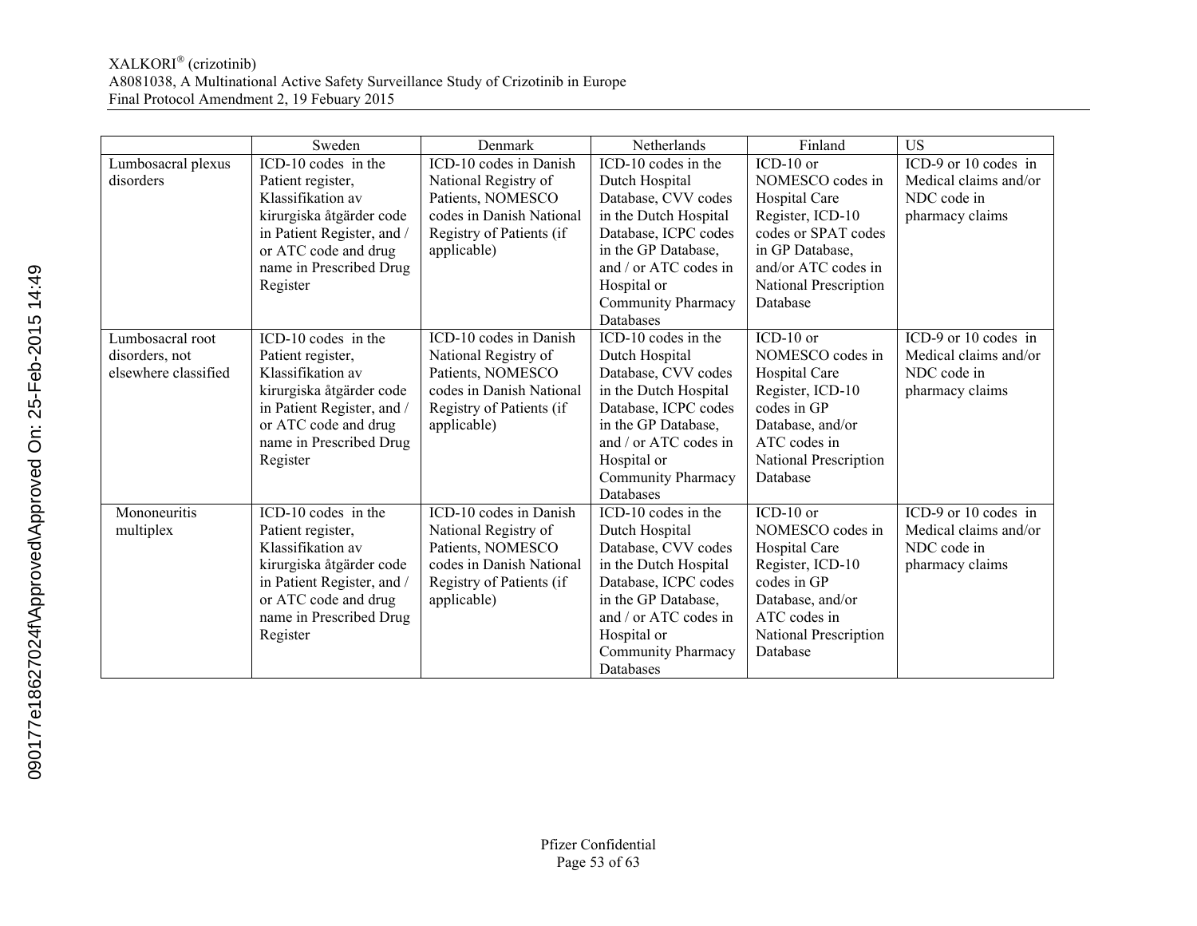| | Sweden | Denmark | Netherlands | Finland | US |
|---|---|---|---|---|---|
| Lumbosacral plexus disorders | ICD-10 codes in the Patient register, Klassifikation av kirurgiska åtgärder code in Patient Register, and / or ATC code and drug name in Prescribed Drug Register | ICD-10 codes in Danish National Registry of Patients, NOMESCO codes in Danish National Registry of Patients (if applicable) | ICD-10 codes in the Dutch Hospital Database, CVV codes in the Dutch Hospital Database, ICPC codes in the GP Database, and / or ATC codes in Hospital or Community Pharmacy Databases | ICD-10 or NOMESCO codes in Hospital Care Register, ICD-10 codes or SPAT codes in GP Database, and/or ATC codes in National Prescription Database | ICD-9 or 10 codes in Medical claims and/or NDC code in pharmacy claims |
| Lumbosacral root disorders, not elsewhere classified | ICD-10 codes in the Patient register, Klassifikation av kirurgiska åtgärder code in Patient Register, and / or ATC code and drug name in Prescribed Drug Register | ICD-10 codes in Danish National Registry of Patients, NOMESCO codes in Danish National Registry of Patients (if applicable) | ICD-10 codes in the Dutch Hospital Database, CVV codes in the Dutch Hospital Database, ICPC codes in the GP Database, and / or ATC codes in Hospital or Community Pharmacy Databases | ICD-10 or NOMESCO codes in Hospital Care Register, ICD-10 codes in GP Database, and/or ATC codes in National Prescription Database | ICD-9 or 10 codes in Medical claims and/or NDC code in pharmacy claims |
| Mononeuritis multiplex | ICD-10 codes in the Patient register, Klassifikation av kirurgiska åtgärder code in Patient Register, and / or ATC code and drug name in Prescribed Drug Register | ICD-10 codes in Danish National Registry of Patients, NOMESCO codes in Danish National Registry of Patients (if applicable) | ICD-10 codes in the Dutch Hospital Database, CVV codes in the Dutch Hospital Database, ICPC codes in the GP Database, and / or ATC codes in Hospital or Community Pharmacy Databases | ICD-10 or NOMESCO codes in Hospital Care Register, ICD-10 codes in GP Database, and/or ATC codes in National Prescription Database | ICD-9 or 10 codes in Medical claims and/or NDC code in pharmacy claims |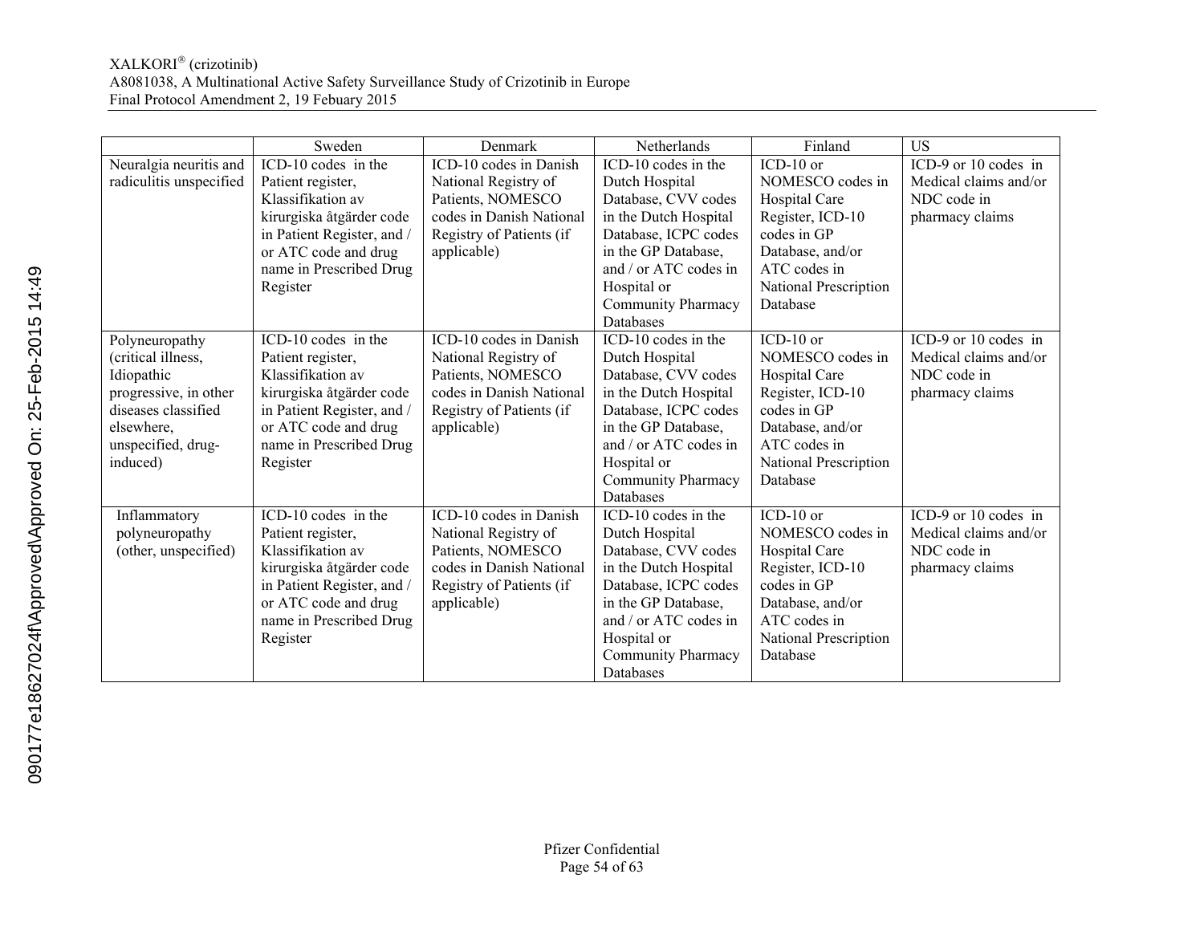| | Sweden | Denmark | Netherlands | Finland | US |
|---|---|---|---|---|---|
| Neuralgia neuritis and radiculitis unspecified | ICD-10 codes in the Patient register, Klassifikation av kirurgiska åtgärder code in Patient Register, and / or ATC code and drug name in Prescribed Drug Register | ICD-10 codes in Danish National Registry of Patients, NOMESCO codes in Danish National Registry of Patients (if applicable) | ICD-10 codes in the Dutch Hospital Database, CVV codes in the Dutch Hospital Database, ICPC codes in the GP Database, and / or ATC codes in Hospital or Community Pharmacy Databases | ICD-10 or NOMESCO codes in Hospital Care Register, ICD-10 codes in GP Database, and/or ATC codes in National Prescription Database | ICD-9 or 10 codes in Medical claims and/or NDC code in pharmacy claims |
| Polyneuropathy (critical illness, Idiopathic progressive, in other diseases classified elsewhere, unspecified, drug-induced) | ICD-10 codes in the Patient register, Klassifikation av kirurgiska åtgärder code in Patient Register, and / or ATC code and drug name in Prescribed Drug Register | ICD-10 codes in Danish National Registry of Patients, NOMESCO codes in Danish National Registry of Patients (if applicable) | ICD-10 codes in the Dutch Hospital Database, CVV codes in the Dutch Hospital Database, ICPC codes in the GP Database, and / or ATC codes in Hospital or Community Pharmacy Databases | ICD-10 or NOMESCO codes in Hospital Care Register, ICD-10 codes in GP Database, and/or ATC codes in National Prescription Database | ICD-9 or 10 codes in Medical claims and/or NDC code in pharmacy claims |
| Inflammatory polyneuropathy (other, unspecified) | ICD-10 codes in the Patient register, Klassifikation av kirurgiska åtgärder code in Patient Register, and / or ATC code and drug name in Prescribed Drug Register | ICD-10 codes in Danish National Registry of Patients, NOMESCO codes in Danish National Registry of Patients (if applicable) | ICD-10 codes in the Dutch Hospital Database, CVV codes in the Dutch Hospital Database, ICPC codes in the GP Database, and / or ATC codes in Hospital or Community Pharmacy Databases | ICD-10 or NOMESCO codes in Hospital Care Register, ICD-10 codes in GP Database, and/or ATC codes in National Prescription Database | ICD-9 or 10 codes in Medical claims and/or NDC code in pharmacy claims |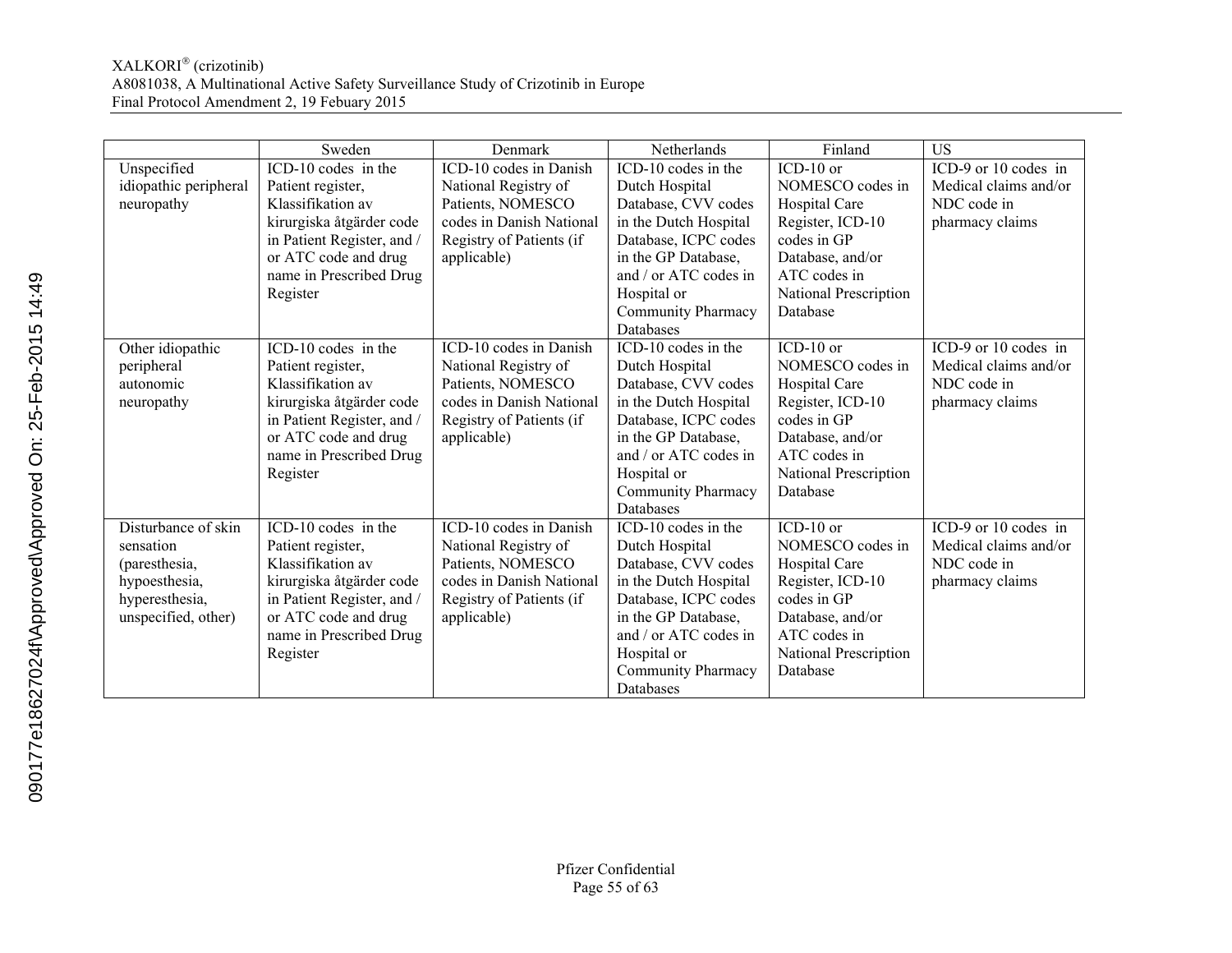| | Sweden | Denmark | Netherlands | Finland | US |
|---|---|---|---|---|---|
| Unspecified idiopathic peripheral neuropathy | ICD-10 codes in the Patient register, Klassifikation av kirurgiska åtgärder code in Patient Register, and / or ATC code and drug name in Prescribed Drug Register | ICD-10 codes in Danish National Registry of Patients, NOMESCO codes in Danish National Registry of Patients (if applicable) | ICD-10 codes in the Dutch Hospital Database, CVV codes in the Dutch Hospital Database, ICPC codes in the GP Database, and / or ATC codes in Hospital or Community Pharmacy Databases | ICD-10 or NOMESCO codes in Hospital Care Register, ICD-10 codes in GP Database, and/or ATC codes in National Prescription Database | ICD-9 or 10 codes in Medical claims and/or NDC code in pharmacy claims |
| Other idiopathic peripheral autonomic neuropathy | ICD-10 codes in the Patient register, Klassifikation av kirurgiska åtgärder code in Patient Register, and / or ATC code and drug name in Prescribed Drug Register | ICD-10 codes in Danish National Registry of Patients, NOMESCO codes in Danish National Registry of Patients (if applicable) | ICD-10 codes in the Dutch Hospital Database, CVV codes in the Dutch Hospital Database, ICPC codes in the GP Database, and / or ATC codes in Hospital or Community Pharmacy Databases | ICD-10 or NOMESCO codes in Hospital Care Register, ICD-10 codes in GP Database, and/or ATC codes in National Prescription Database | ICD-9 or 10 codes in Medical claims and/or NDC code in pharmacy claims |
| Disturbance of skin sensation (paresthesia, hypoesthesia, hyperesthesia, unspecified, other) | ICD-10 codes in the Patient register, Klassifikation av kirurgiska åtgärder code in Patient Register, and / or ATC code and drug name in Prescribed Drug Register | ICD-10 codes in Danish National Registry of Patients, NOMESCO codes in Danish National Registry of Patients (if applicable) | ICD-10 codes in the Dutch Hospital Database, CVV codes in the Dutch Hospital Database, ICPC codes in the GP Database, and / or ATC codes in Hospital or Community Pharmacy Databases | ICD-10 or NOMESCO codes in Hospital Care Register, ICD-10 codes in GP Database, and/or ATC codes in National Prescription Database | ICD-9 or 10 codes in Medical claims and/or NDC code in pharmacy claims |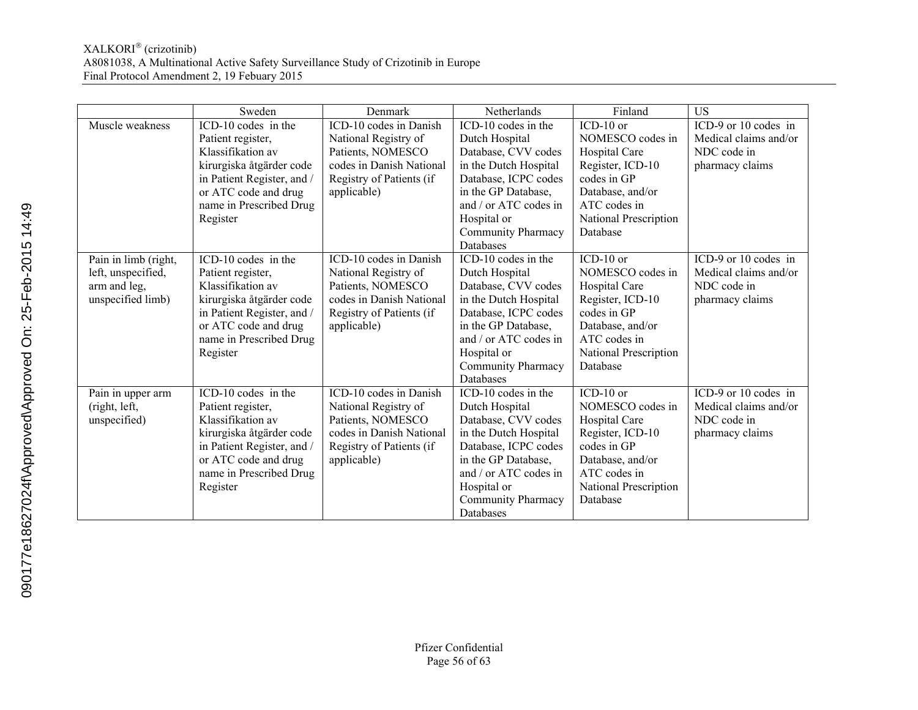| | Sweden | Denmark | Netherlands | Finland | US |
|---|---|---|---|---|---|
| Muscle weakness | ICD-10 codes in the Patient register, Klassifikation av kirurgiska åtgärder code in Patient Register, and / or ATC code and drug name in Prescribed Drug Register | ICD-10 codes in Danish National Registry of Patients, NOMESCO codes in Danish National Registry of Patients (if applicable) | ICD-10 codes in the Dutch Hospital Database, CVV codes in the Dutch Hospital Database, ICPC codes in the GP Database, and / or ATC codes in Hospital or Community Pharmacy Databases | ICD-10 or NOMESCO codes in Hospital Care Register, ICD-10 codes in GP Database, and/or ATC codes in National Prescription Database | ICD-9 or 10 codes in Medical claims and/or NDC code in pharmacy claims |
| Pain in limb (right, left, unspecified, arm and leg, unspecified limb) | ICD-10 codes in the Patient register, Klassifikation av kirurgiska åtgärder code in Patient Register, and / or ATC code and drug name in Prescribed Drug Register | ICD-10 codes in Danish National Registry of Patients, NOMESCO codes in Danish National Registry of Patients (if applicable) | ICD-10 codes in the Dutch Hospital Database, CVV codes in the Dutch Hospital Database, ICPC codes in the GP Database, and / or ATC codes in Hospital or Community Pharmacy Databases | ICD-10 or NOMESCO codes in Hospital Care Register, ICD-10 codes in GP Database, and/or ATC codes in National Prescription Database | ICD-9 or 10 codes in Medical claims and/or NDC code in pharmacy claims |
| Pain in upper arm (right, left, unspecified) | ICD-10 codes in the Patient register, Klassifikation av kirurgiska åtgärder code in Patient Register, and / or ATC code and drug name in Prescribed Drug Register | ICD-10 codes in Danish National Registry of Patients, NOMESCO codes in Danish National Registry of Patients (if applicable) | ICD-10 codes in the Dutch Hospital Database, CVV codes in the Dutch Hospital Database, ICPC codes in the GP Database, and / or ATC codes in Hospital or Community Pharmacy Databases | ICD-10 or NOMESCO codes in Hospital Care Register, ICD-10 codes in GP Database, and/or ATC codes in National Prescription Database | ICD-9 or 10 codes in Medical claims and/or NDC code in pharmacy claims |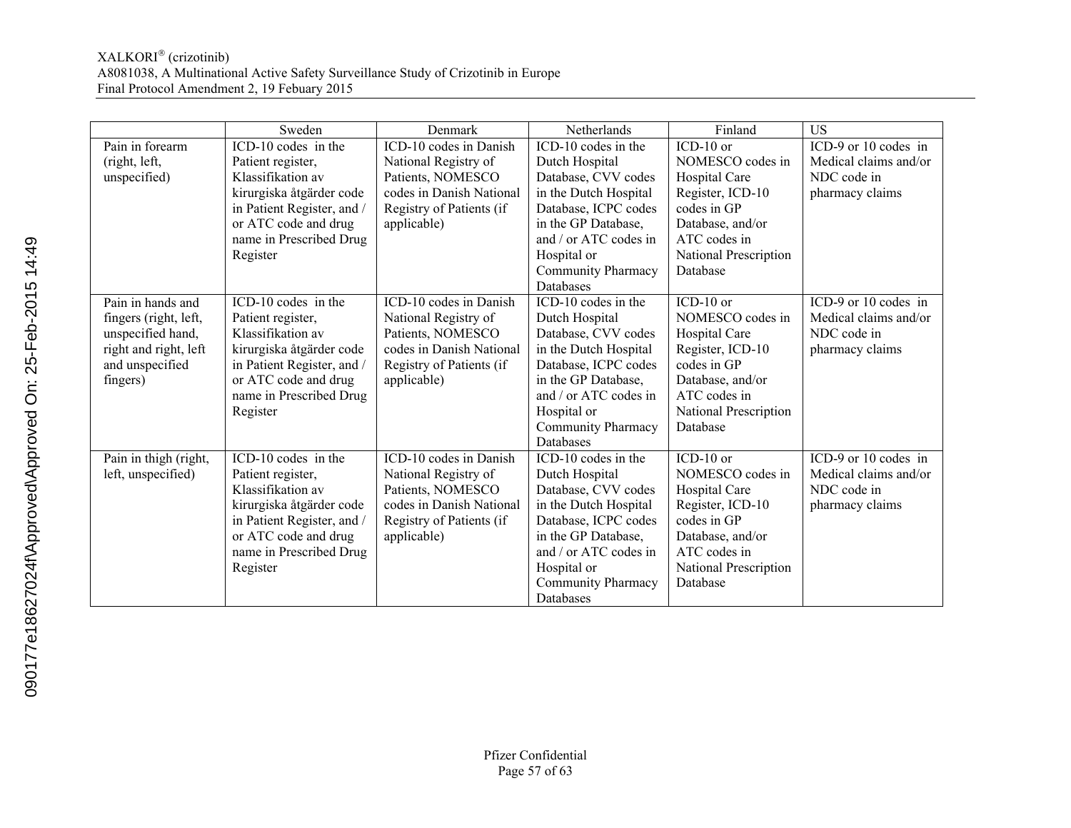| | Sweden | Denmark | Netherlands | Finland | US |
|---|---|---|---|---|---|
| Pain in forearm (right, left, unspecified) | ICD-10 codes in the Patient register, Klassifikation av kirurgiska åtgärder code in Patient Register, and / or ATC code and drug name in Prescribed Drug Register | ICD-10 codes in Danish National Registry of Patients, NOMESCO codes in Danish National Registry of Patients (if applicable) | ICD-10 codes in the Dutch Hospital Database, CVV codes in the Dutch Hospital Database, ICPC codes in the GP Database, and / or ATC codes in Hospital or Community Pharmacy Databases | ICD-10 or NOMESCO codes in Hospital Care Register, ICD-10 codes in GP Database, and/or ATC codes in National Prescription Database | ICD-9 or 10 codes in Medical claims and/or NDC code in pharmacy claims |
| Pain in hands and fingers (right, left, unspecified hand, right and right, left and unspecified fingers) | ICD-10 codes in the Patient register, Klassifikation av kirurgiska åtgärder code in Patient Register, and / or ATC code and drug name in Prescribed Drug Register | ICD-10 codes in Danish National Registry of Patients, NOMESCO codes in Danish National Registry of Patients (if applicable) | ICD-10 codes in the Dutch Hospital Database, CVV codes in the Dutch Hospital Database, ICPC codes in the GP Database, and / or ATC codes in Hospital or Community Pharmacy Databases | ICD-10 or NOMESCO codes in Hospital Care Register, ICD-10 codes in GP Database, and/or ATC codes in National Prescription Database | ICD-9 or 10 codes in Medical claims and/or NDC code in pharmacy claims |
| Pain in thigh (right, left, unspecified) | ICD-10 codes in the Patient register, Klassifikation av kirurgiska åtgärder code in Patient Register, and / or ATC code and drug name in Prescribed Drug Register | ICD-10 codes in Danish National Registry of Patients, NOMESCO codes in Danish National Registry of Patients (if applicable) | ICD-10 codes in the Dutch Hospital Database, CVV codes in the Dutch Hospital Database, ICPC codes in the GP Database, and / or ATC codes in Hospital or Community Pharmacy Databases | ICD-10 or NOMESCO codes in Hospital Care Register, ICD-10 codes in GP Database, and/or ATC codes in National Prescription Database | ICD-9 or 10 codes in Medical claims and/or NDC code in pharmacy claims |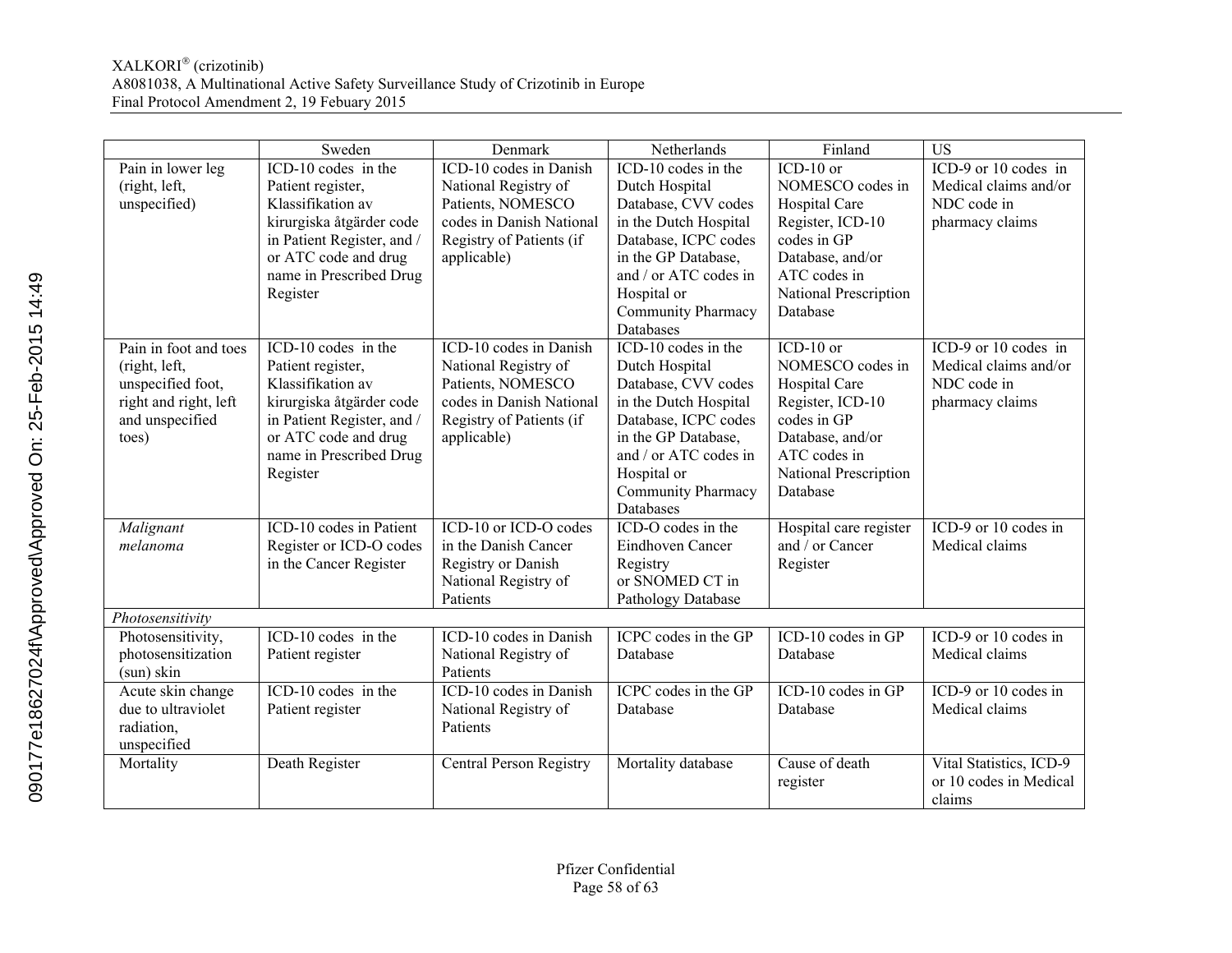| | Sweden | Denmark | Netherlands | Finland | US |
|---|---|---|---|---|---|
| Pain in lower leg (right, left, unspecified) | ICD-10 codes in the Patient register, Klassifikation av kirurgiska åtgärder code in Patient Register, and / or ATC code and drug name in Prescribed Drug Register | ICD-10 codes in Danish National Registry of Patients, NOMESCO codes in Danish National Registry of Patients (if applicable) | ICD-10 codes in the Dutch Hospital Database, CVV codes in the Dutch Hospital Database, ICPC codes in the GP Database, and / or ATC codes in Hospital or Community Pharmacy Databases | ICD-10 or NOMESCO codes in Hospital Care Register, ICD-10 codes in GP Database, and/or ATC codes in National Prescription Database | ICD-9 or 10 codes in Medical claims and/or NDC code in pharmacy claims |
| Pain in foot and toes (right, left, unspecified foot, right and right, left and unspecified toes) | ICD-10 codes in the Patient register, Klassifikation av kirurgiska åtgärder code in Patient Register, and / or ATC code and drug name in Prescribed Drug Register | ICD-10 codes in Danish National Registry of Patients, NOMESCO codes in Danish National Registry of Patients (if applicable) | ICD-10 codes in the Dutch Hospital Database, CVV codes in the Dutch Hospital Database, ICPC codes in the GP Database, and / or ATC codes in Hospital or Community Pharmacy Databases | ICD-10 or NOMESCO codes in Hospital Care Register, ICD-10 codes in GP Database, and/or ATC codes in National Prescription Database | ICD-9 or 10 codes in Medical claims and/or NDC code in pharmacy claims |
| *Malignant melanoma* | ICD-10 codes in Patient Register or ICD-O codes in the Cancer Register | ICD-10 or ICD-O codes in the Danish Cancer Registry or Danish National Registry of Patients | ICD-O codes in the Eindhoven Cancer Registry or SNOMED CT in Pathology Database | Hospital care register and / or Cancer Register | ICD-9 or 10 codes in Medical claims |
| *Photosensitivity* | | | | | |
| Photosensitivity, photosensitization (sun) skin | ICD-10 codes in the Patient register | ICD-10 codes in Danish National Registry of Patients | ICPC codes in the GP Database | ICD-10 codes in GP Database | ICD-9 or 10 codes in Medical claims |
| Acute skin change due to ultraviolet radiation, unspecified | ICD-10 codes in the Patient register | ICD-10 codes in Danish National Registry of Patients | ICPC codes in the GP Database | ICD-10 codes in GP Database | ICD-9 or 10 codes in Medical claims |
| Mortality | Death Register | Central Person Registry | Mortality database | Cause of death register | Vital Statistics, ICD-9 or 10 codes in Medical claims |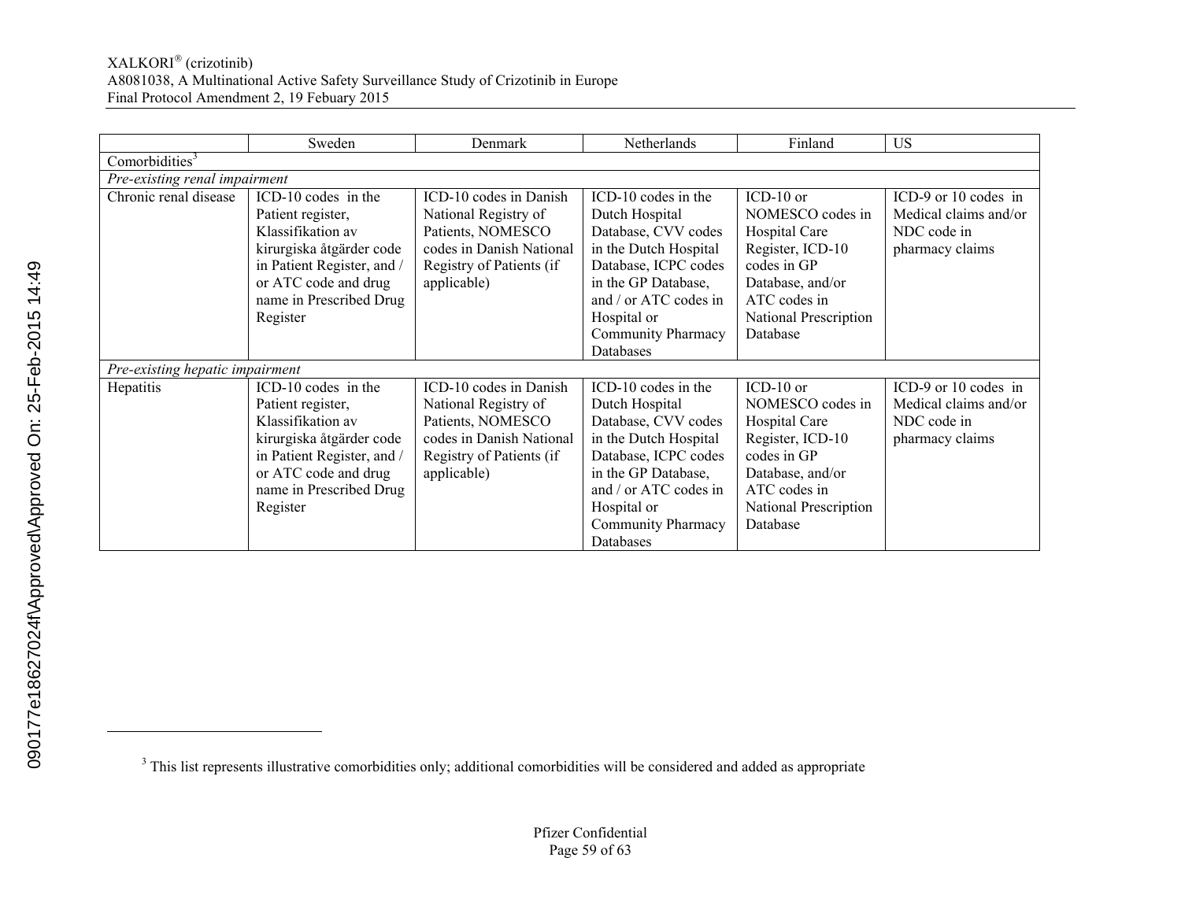| | Sweden | Denmark | Netherlands | Finland | US |
|---|---|---|---|---|---|
| Comorbidities[3] | | | | | |
| *Pre-existing renal impairment* | | | | | |
| Chronic renal disease | ICD-10 codes in the Patient register, Klassifikation av kirurgiska åtgärder code in Patient Register, and / or ATC code and drug name in Prescribed Drug Register | ICD-10 codes in Danish National Registry of Patients, NOMESCO codes in Danish National Registry of Patients (if applicable) | ICD-10 codes in the Dutch Hospital Database, CVV codes in the Dutch Hospital Database, ICPC codes in the GP Database, and / or ATC codes in Hospital or Community Pharmacy Databases | ICD-10 or NOMESCO codes in Hospital Care Register, ICD-10 codes in GP Database, and/or ATC codes in National Prescription Database | ICD-9 or 10 codes in Medical claims and/or NDC code in pharmacy claims |
| *Pre-existing hepatic impairment* | | | | | |
| Hepatitis | ICD-10 codes in the Patient register, Klassifikation av kirurgiska åtgärder code in Patient Register, and / or ATC code and drug name in Prescribed Drug Register | ICD-10 codes in Danish National Registry of Patients, NOMESCO codes in Danish National Registry of Patients (if applicable) | ICD-10 codes in the Dutch Hospital Database, CVV codes in the Dutch Hospital Database, ICPC codes in the GP Database, and / or ATC codes in Hospital or Community Pharmacy Databases | ICD-10 or NOMESCO codes in Hospital Care Register, ICD-10 codes in GP Database, and/or ATC codes in National Prescription Database | ICD-9 or 10 codes in Medical claims and/or NDC code in pharmacy claims |

[3] This list represents illustrative comorbidities only; additional comorbidities will be considered and added as appropriate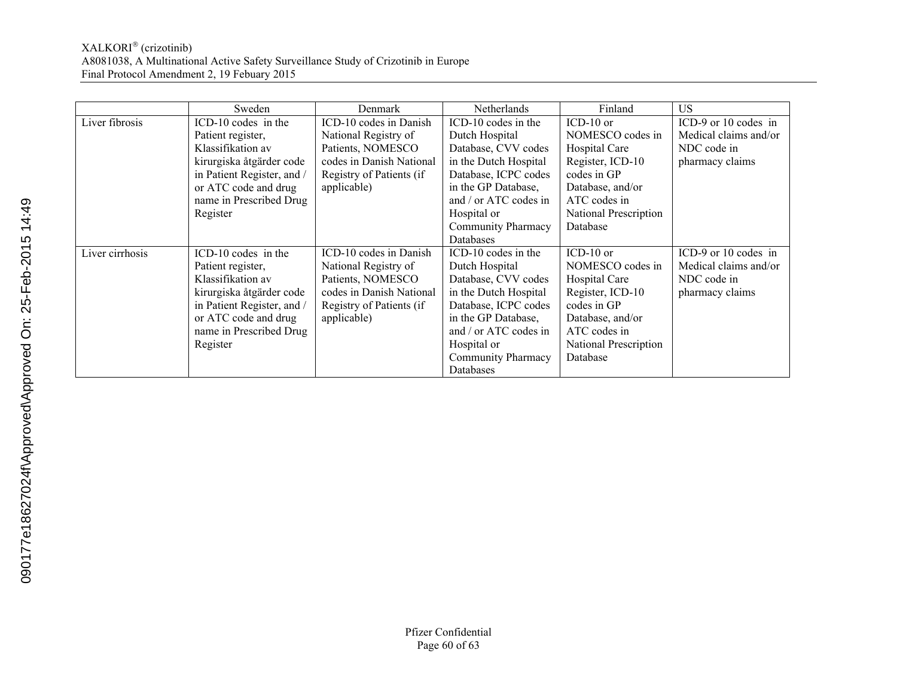| | Sweden | Denmark | Netherlands | Finland | US |
|---|---|---|---|---|---|
| Liver fibrosis | ICD-10 codes in the Patient register, Klassifikation av kirurgiska åtgärder code in Patient Register, and / or ATC code and drug name in Prescribed Drug Register | ICD-10 codes in Danish National Registry of Patients, NOMESCO codes in Danish National Registry of Patients (if applicable) | ICD-10 codes in the Dutch Hospital Database, CVV codes in the Dutch Hospital Database, ICPC codes in the GP Database, and / or ATC codes in Hospital or Community Pharmacy Databases | ICD-10 or NOMESCO codes in Hospital Care Register, ICD-10 codes in GP Database, and/or ATC codes in National Prescription Database | ICD-9 or 10 codes in Medical claims and/or NDC code in pharmacy claims |
| Liver cirrhosis | ICD-10 codes in the Patient register, Klassifikation av kirurgiska åtgärder code in Patient Register, and / or ATC code and drug name in Prescribed Drug Register | ICD-10 codes in Danish National Registry of Patients, NOMESCO codes in Danish National Registry of Patients (if applicable) | ICD-10 codes in the Dutch Hospital Database, CVV codes in the Dutch Hospital Database, ICPC codes in the GP Database, and / or ATC codes in Hospital or Community Pharmacy Databases | ICD-10 or NOMESCO codes in Hospital Care Register, ICD-10 codes in GP Database, and/or ATC codes in National Prescription Database | ICD-9 or 10 codes in Medical claims and/or NDC code in pharmacy claims |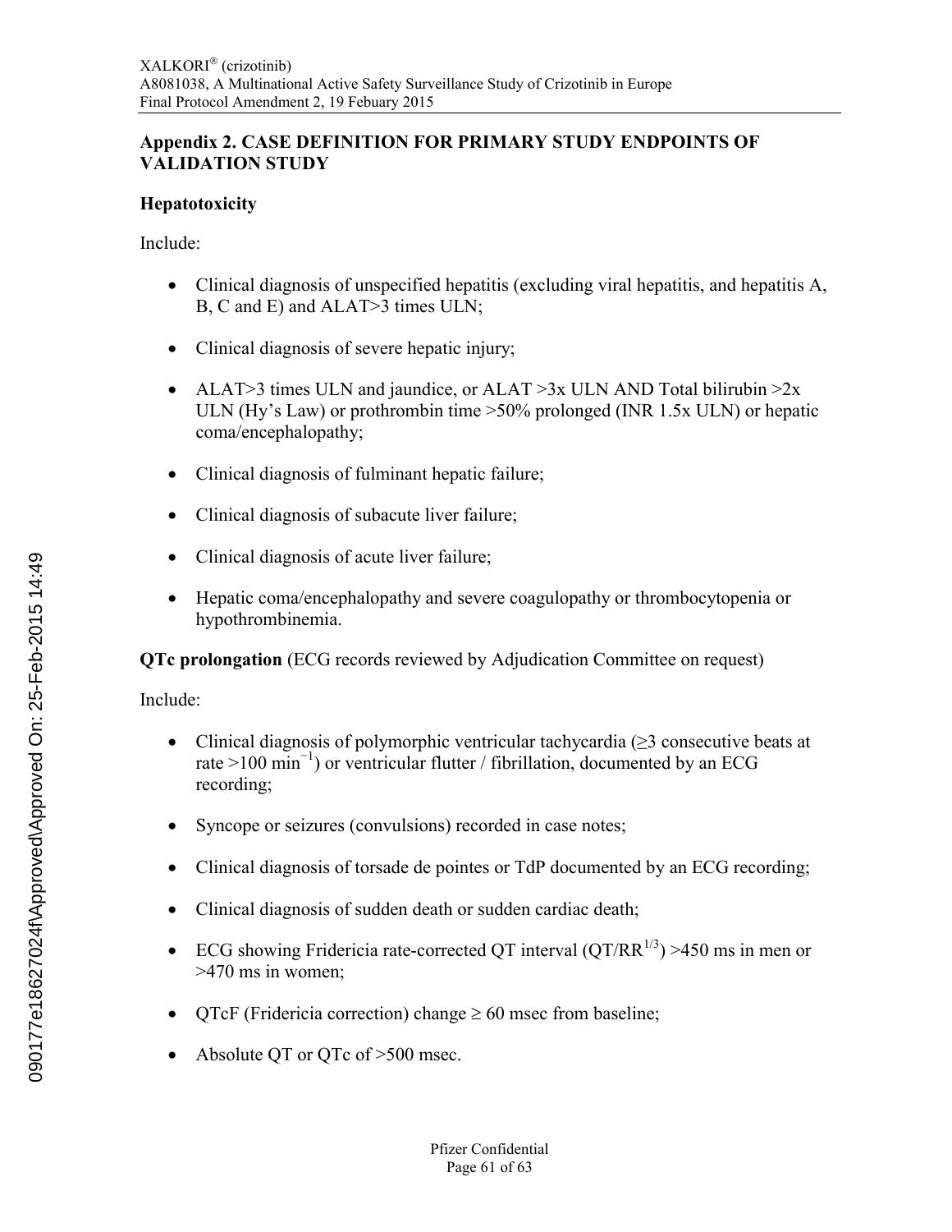## Appendix 2. CASE DEFINITION FOR PRIMARY STUDY ENDPOINTS OF VALIDATION STUDY

### Hepatotoxicity

Include:

- Clinical diagnosis of unspecified hepatitis (excluding viral hepatitis, and hepatitis A, B, C and E) and ALAT>3 times ULN;
- Clinical diagnosis of severe hepatic injury;
- ALAT>3 times ULN and jaundice, or ALAT >3x ULN AND Total bilirubin >2x ULN (Hy's Law) or prothrombin time >50% prolonged (INR 1.5x ULN) or hepatic coma/encephalopathy;
- Clinical diagnosis of fulminant hepatic failure;
- Clinical diagnosis of subacute liver failure;
- Clinical diagnosis of acute liver failure;
- Hepatic coma/encephalopathy and severe coagulopathy or thrombocytopenia or hypothrombinemia.

**QTc prolongation** (ECG records reviewed by Adjudication Committee on request)

Include:

- Clinical diagnosis of polymorphic ventricular tachycardia (≥3 consecutive beats at rate >100 $min^{-1}$) or ventricular flutter / fibrillation, documented by an ECG recording;
- Syncope or seizures (convulsions) recorded in case notes;
- Clinical diagnosis of torsade de pointes or TdP documented by an ECG recording;
- Clinical diagnosis of sudden death or sudden cardiac death;
- ECG showing Fridericia rate-corrected QT interval ($QT/RR^{1/3}$) >450 ms in men or >470 ms in women;
- QTcF (Fridericia correction) change ≥ 60 msec from baseline;
- Absolute QT or QTc of >500 msec.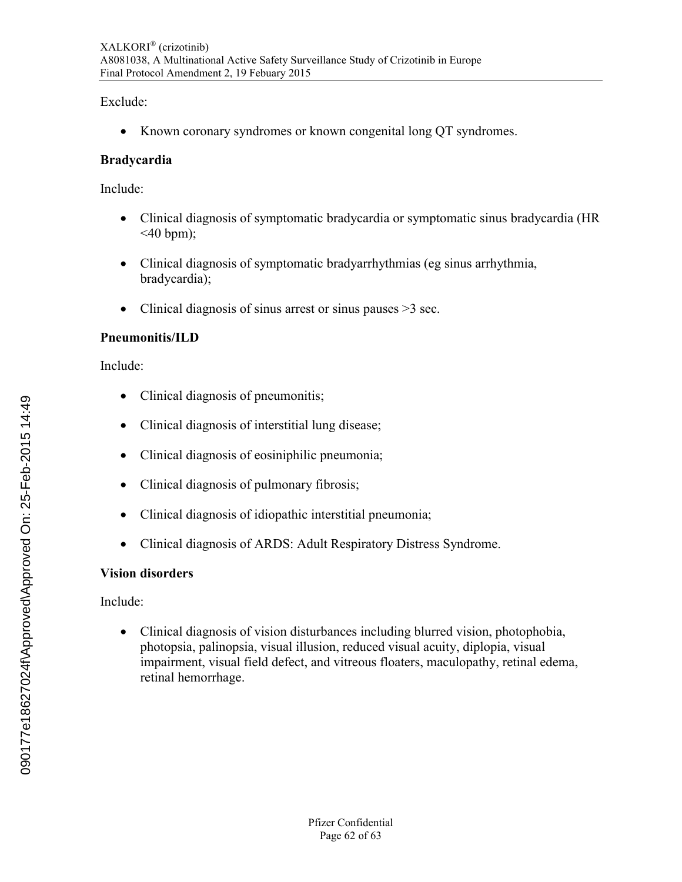Exclude:

- Known coronary syndromes or known congenital long QT syndromes.

**Bradycardia**

Include:

- Clinical diagnosis of symptomatic bradycardia or symptomatic sinus bradycardia (HR <40 bpm);
- Clinical diagnosis of symptomatic bradyarrhythmias (eg sinus arrhythmia, bradycardia);
- Clinical diagnosis of sinus arrest or sinus pauses >3 sec.

**Pneumonitis/ILD**

Include:

- Clinical diagnosis of pneumonitis;
- Clinical diagnosis of interstitial lung disease;
- Clinical diagnosis of eosiniphilic pneumonia;
- Clinical diagnosis of pulmonary fibrosis;
- Clinical diagnosis of idiopathic interstitial pneumonia;
- Clinical diagnosis of ARDS: Adult Respiratory Distress Syndrome.

**Vision disorders**

Include:

- Clinical diagnosis of vision disturbances including blurred vision, photophobia, photopsia, palinopsia, visual illusion, reduced visual acuity, diplopia, visual impairment, visual field defect, and vitreous floaters, maculopathy, retinal edema, retinal hemorrhage.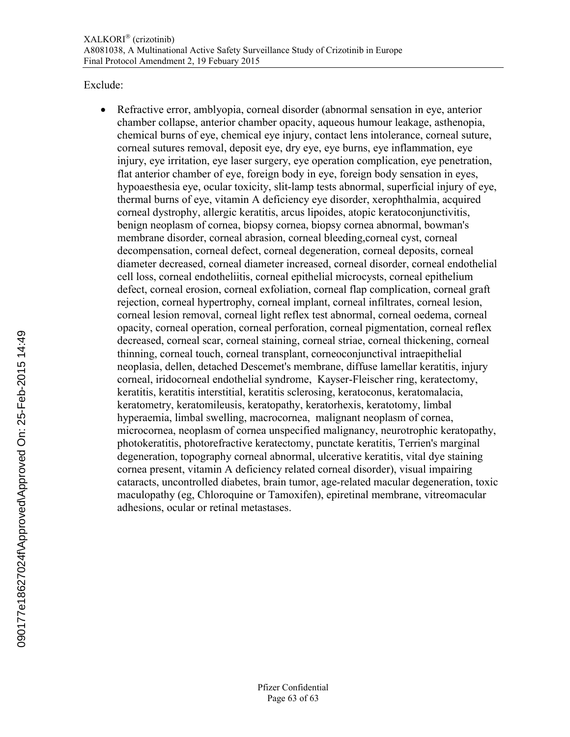Exclude:

- Refractive error, amblyopia, corneal disorder (abnormal sensation in eye, anterior chamber collapse, anterior chamber opacity, aqueous humour leakage, asthenopia, chemical burns of eye, chemical eye injury, contact lens intolerance, corneal suture, corneal sutures removal, deposit eye, dry eye, eye burns, eye inflammation, eye injury, eye irritation, eye laser surgery, eye operation complication, eye penetration, flat anterior chamber of eye, foreign body in eye, foreign body sensation in eyes, hypoaesthesia eye, ocular toxicity, slit-lamp tests abnormal, superficial injury of eye, thermal burns of eye, vitamin A deficiency eye disorder, xerophthalmia, acquired corneal dystrophy, allergic keratitis, arcus lipoides, atopic keratoconjunctivitis, benign neoplasm of cornea, biopsy cornea, biopsy cornea abnormal, bowman's membrane disorder, corneal abrasion, corneal bleeding,corneal cyst, corneal decompensation, corneal defect, corneal degeneration, corneal deposits, corneal diameter decreased, corneal diameter increased, corneal disorder, corneal endothelial cell loss, corneal endotheliitis, corneal epithelial microcysts, corneal epithelium defect, corneal erosion, corneal exfoliation, corneal flap complication, corneal graft rejection, corneal hypertrophy, corneal implant, corneal infiltrates, corneal lesion, corneal lesion removal, corneal light reflex test abnormal, corneal oedema, corneal opacity, corneal operation, corneal perforation, corneal pigmentation, corneal reflex decreased, corneal scar, corneal staining, corneal striae, corneal thickening, corneal thinning, corneal touch, corneal transplant, corneoconjunctival intraepithelial neoplasia, dellen, detached Descemet's membrane, diffuse lamellar keratitis, injury corneal, iridocorneal endothelial syndrome, Kayser-Fleischer ring, keratectomy, keratitis, keratitis interstitial, keratitis sclerosing, keratoconus, keratomalacia, keratometry, keratomileusis, keratopathy, keratorhexis, keratotomy, limbal hyperaemia, limbal swelling, macrocornea, malignant neoplasm of cornea, microcornea, neoplasm of cornea unspecified malignancy, neurotrophic keratopathy, photokeratitis, photorefractive keratectomy, punctate keratitis, Terrien's marginal degeneration, topography corneal abnormal, ulcerative keratitis, vital dye staining cornea present, vitamin A deficiency related corneal disorder), visual impairing cataracts, uncontrolled diabetes, brain tumor, age-related macular degeneration, toxic maculopathy (eg, Chloroquine or Tamoxifen), epiretinal membrane, vitreomacular adhesions, ocular or retinal metastases.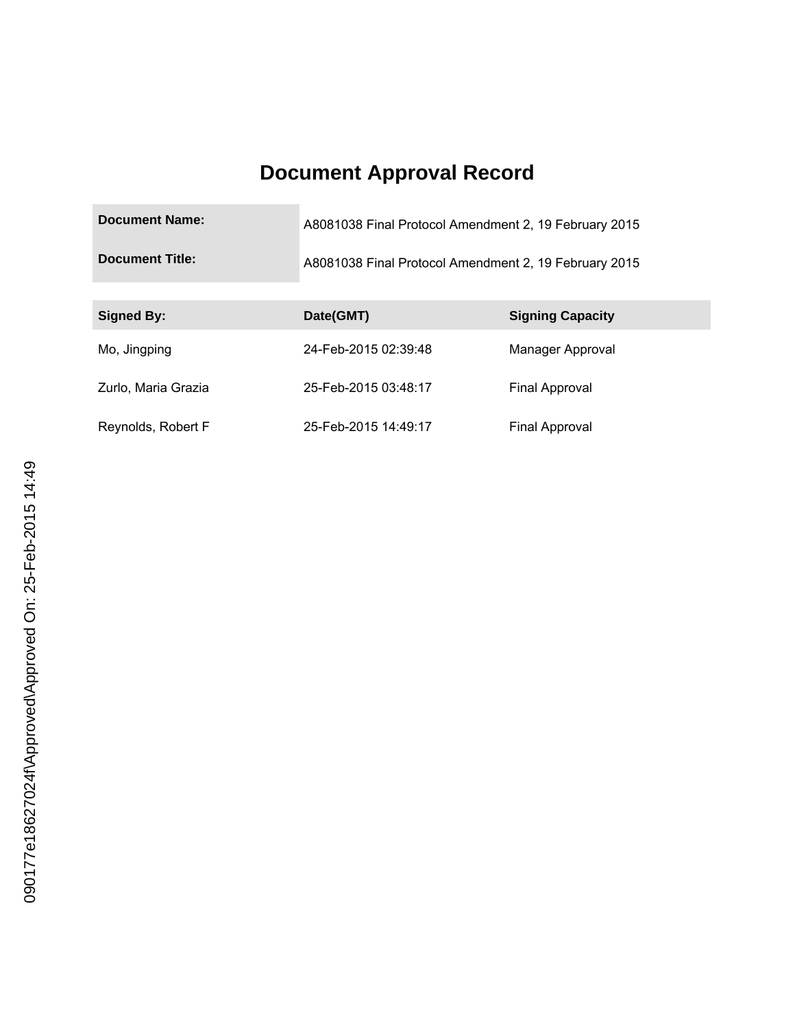# Document Approval Record

| | |
|---|---|
| **Document Name:** | A8081038 Final Protocol Amendment 2, 19 February 2015 |
| **Document Title:** | A8081038 Final Protocol Amendment 2, 19 February 2015 |

| Signed By: | Date(GMT) | Signing Capacity |
|---|---|---|
| Mo, Jingping | 24-Feb-2015 02:39:48 | Manager Approval |
| Zurlo, Maria Grazia | 25-Feb-2015 03:48:17 | Final Approval |
| Reynolds, Robert F | 25-Feb-2015 14:49:17 | Final Approval |

090177e18627024f\Approved\Approved On: 25-Feb-2015 14:49